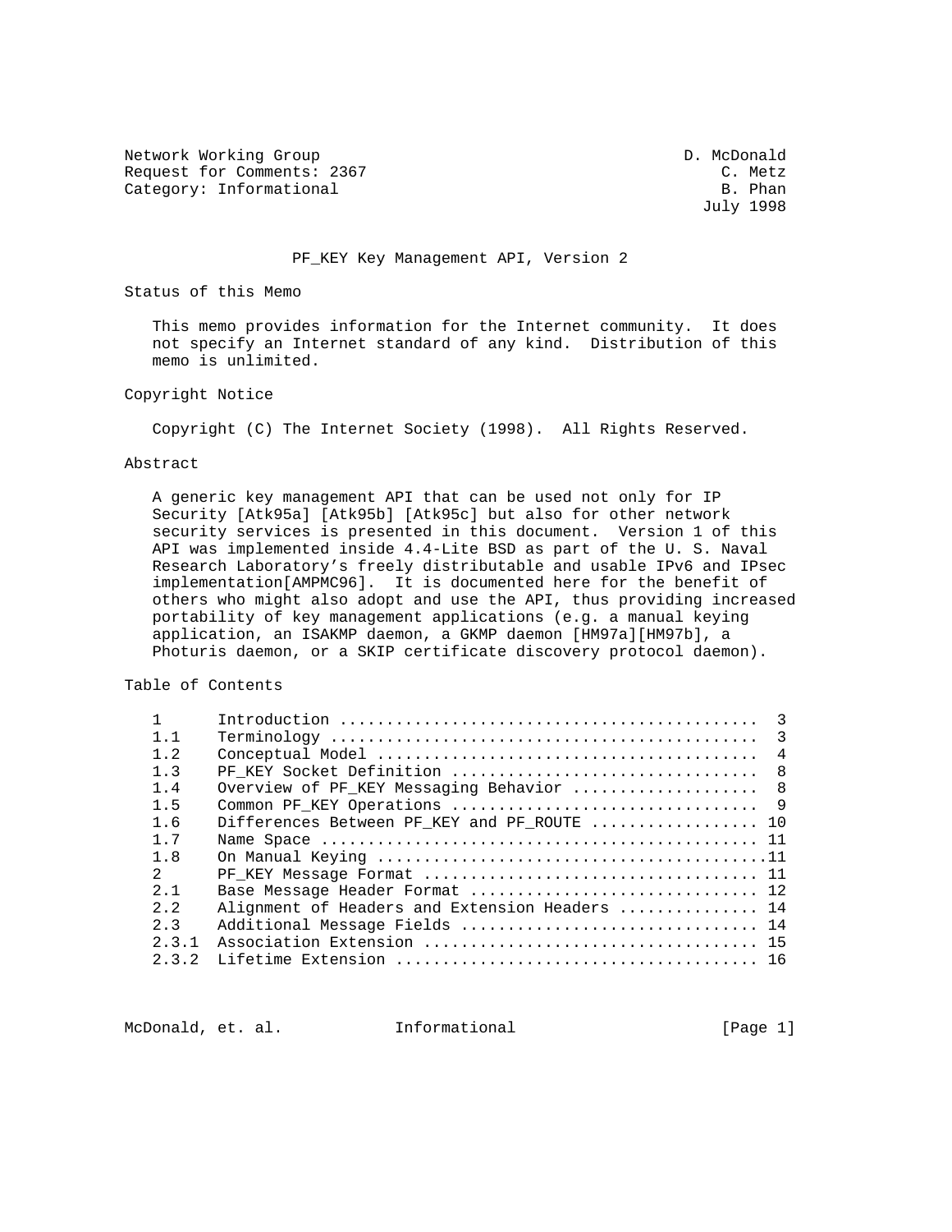Network Working Group D. McDonald
Request for Comments: 2367 C. Metz
Category: Informational B. Phan
July 1998

# PF_KEY Key Management API, Version 2

## Status of this Memo

This memo provides information for the Internet community. It does not specify an Internet standard of any kind. Distribution of this memo is unlimited.

## Copyright Notice

Copyright (C) The Internet Society (1998). All Rights Reserved.

## Abstract

A generic key management API that can be used not only for IP Security [Atk95a] [Atk95b] [Atk95c] but also for other network security services is presented in this document. Version 1 of this API was implemented inside 4.4-Lite BSD as part of the U. S. Naval Research Laboratory's freely distributable and usable IPv6 and IPsec implementation[AMPMC96]. It is documented here for the benefit of others who might also adopt and use the API, thus providing increased portability of key management applications (e.g. a manual keying application, an ISAKMP daemon, a GKMP daemon [HM97a][HM97b], a Photuris daemon, or a SKIP certificate discovery protocol daemon).

## Table of Contents

```
   1      Introduction ............................................  3
   1.1    Terminology .............................................  3
   1.2    Conceptual Model ........................................  4
   1.3    PF_KEY Socket Definition ................................  8
   1.4    Overview of PF_KEY Messaging Behavior ...................  8
   1.5    Common PF_KEY Operations ................................  9
   1.6    Differences Between PF_KEY and PF_ROUTE ................. 10
   1.7    Name Space .............................................. 11
   1.8    On Manual Keying .........................................11
   2      PF_KEY Message Format ................................... 11
   2.1    Base Message Header Format .............................. 12
   2.2    Alignment of Headers and Extension Headers .............. 14
   2.3    Additional Message Fields ............................... 14
   2.3.1  Association Extension ................................... 15
   2.3.2  Lifetime Extension ...................................... 16
```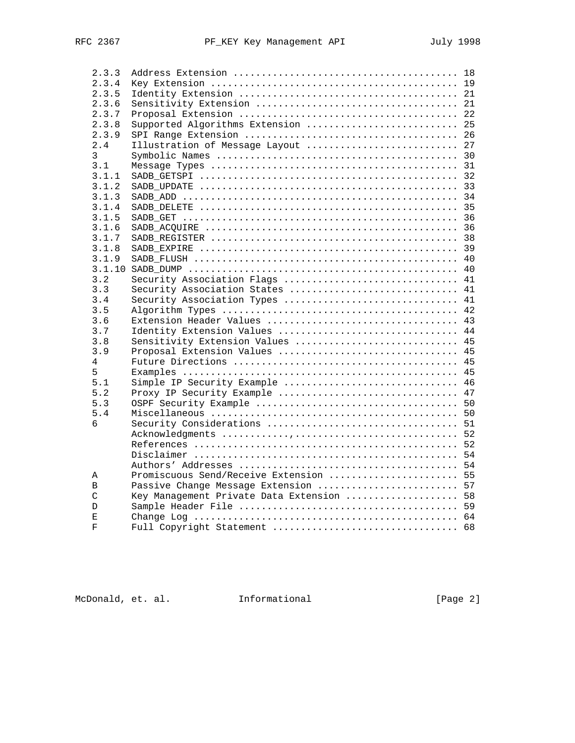```
   2.3.3  Address Extension ....................................... 18
   2.3.4  Key Extension ........................................... 19
   2.3.5  Identity Extension ...................................... 21
   2.3.6  Sensitivity Extension ................................... 21
   2.3.7  Proposal Extension ...................................... 22
   2.3.8  Supported Algorithms Extension .......................... 25
   2.3.9  SPI Range Extension ..................................... 26
   2.4    Illustration of Message Layout .......................... 27
   3      Symbolic Names .......................................... 30
   3.1    Message Types ........................................... 31
   3.1.1  SADB_GETSPI ............................................. 32
   3.1.2  SADB_UPDATE ............................................. 33
   3.1.3  SADB_ADD ................................................ 34
   3.1.4  SADB_DELETE ............................................. 35
   3.1.5  SADB_GET ................................................ 36
   3.1.6  SADB_ACQUIRE ............................................ 36
   3.1.7  SADB_REGISTER ........................................... 38
   3.1.8  SADB_EXPIRE ............................................. 39
   3.1.9  SADB_FLUSH .............................................. 40
   3.1.10 SADB_DUMP ............................................... 40
   3.2    Security Association Flags .............................. 41
   3.3    Security Association States .............................. 41
   3.4    Security Association Types .............................. 41
   3.5    Algorithm Types ......................................... 42
   3.6    Extension Header Values ................................. 43
   3.7    Identity Extension Values ............................... 44
   3.8    Sensitivity Extension Values ............................ 45
   3.9    Proposal Extension Values ............................... 45
   4      Future Directions ....................................... 45
   5      Examples ................................................ 45
   5.1    Simple IP Security Example .............................. 46
   5.2    Proxy IP Security Example ............................... 47
   5.3    OSPF Security Example ................................... 50
   5.4    Miscellaneous ........................................... 50
   6      Security Considerations ................................. 51
          Acknowledgments ..........,.............................. 52
          References .............................................. 52
          Disclaimer .............................................. 54
          Authors' Addresses ...................................... 54
   A      Promiscuous Send/Receive Extension ...................... 55
   B      Passive Change Message Extension ........................ 57
   C      Key Management Private Data Extension ................... 58
   D      Sample Header File ...................................... 59
   E      Change Log .............................................. 64
   F      Full Copyright Statement ................................ 68
```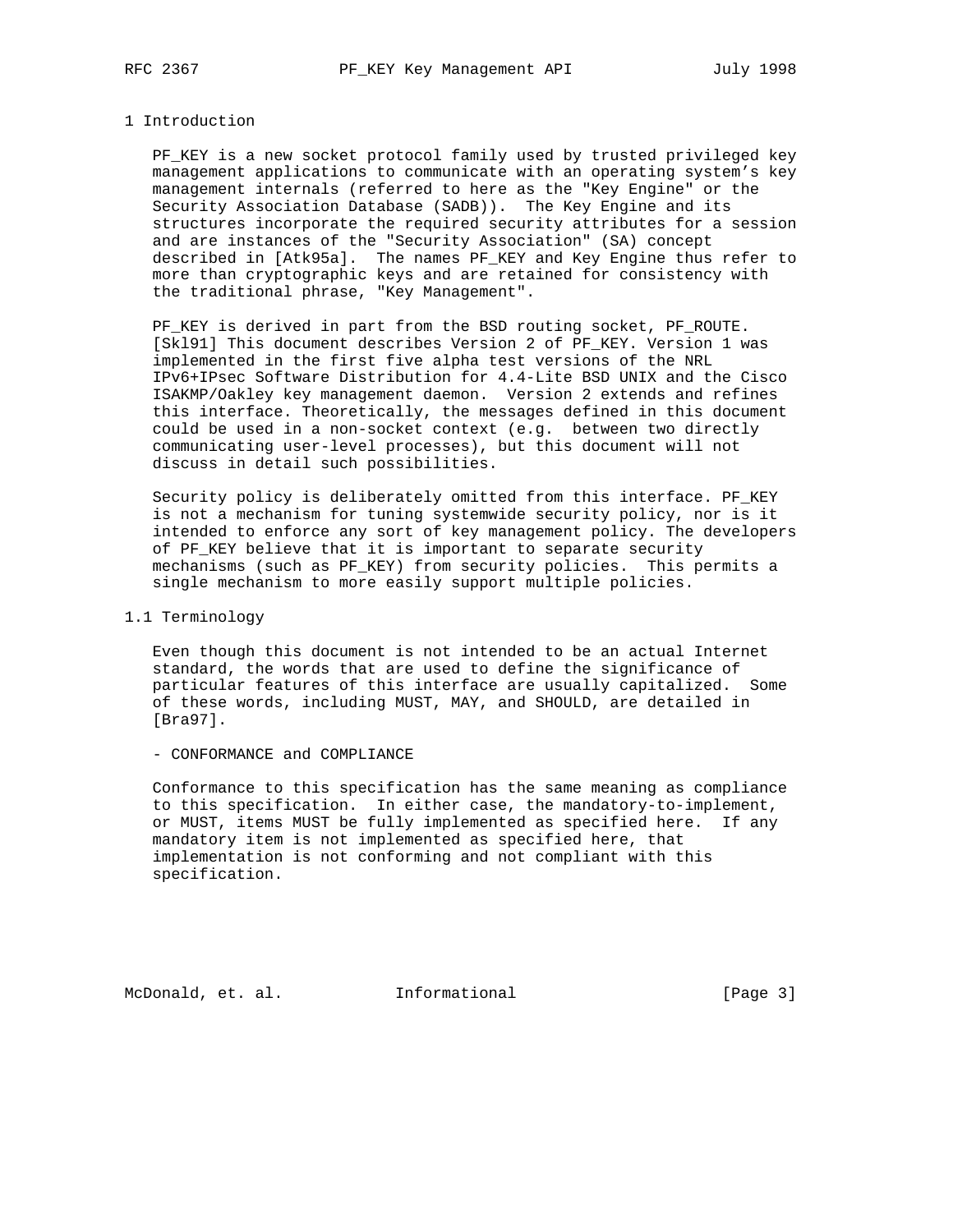# 1 Introduction

PF_KEY is a new socket protocol family used by trusted privileged key management applications to communicate with an operating system's key management internals (referred to here as the "Key Engine" or the Security Association Database (SADB)). The Key Engine and its structures incorporate the required security attributes for a session and are instances of the "Security Association" (SA) concept described in [Atk95a]. The names PF_KEY and Key Engine thus refer to more than cryptographic keys and are retained for consistency with the traditional phrase, "Key Management".

PF_KEY is derived in part from the BSD routing socket, PF_ROUTE. [Skl91] This document describes Version 2 of PF_KEY. Version 1 was implemented in the first five alpha test versions of the NRL IPv6+IPsec Software Distribution for 4.4-Lite BSD UNIX and the Cisco ISAKMP/Oakley key management daemon. Version 2 extends and refines this interface. Theoretically, the messages defined in this document could be used in a non-socket context (e.g. between two directly communicating user-level processes), but this document will not discuss in detail such possibilities.

Security policy is deliberately omitted from this interface. PF_KEY is not a mechanism for tuning systemwide security policy, nor is it intended to enforce any sort of key management policy. The developers of PF_KEY believe that it is important to separate security mechanisms (such as PF_KEY) from security policies. This permits a single mechanism to more easily support multiple policies.

## 1.1 Terminology

Even though this document is not intended to be an actual Internet standard, the words that are used to define the significance of particular features of this interface are usually capitalized. Some of these words, including MUST, MAY, and SHOULD, are detailed in [Bra97].

- CONFORMANCE and COMPLIANCE

Conformance to this specification has the same meaning as compliance to this specification. In either case, the mandatory-to-implement, or MUST, items MUST be fully implemented as specified here. If any mandatory item is not implemented as specified here, that implementation is not conforming and not compliant with this specification.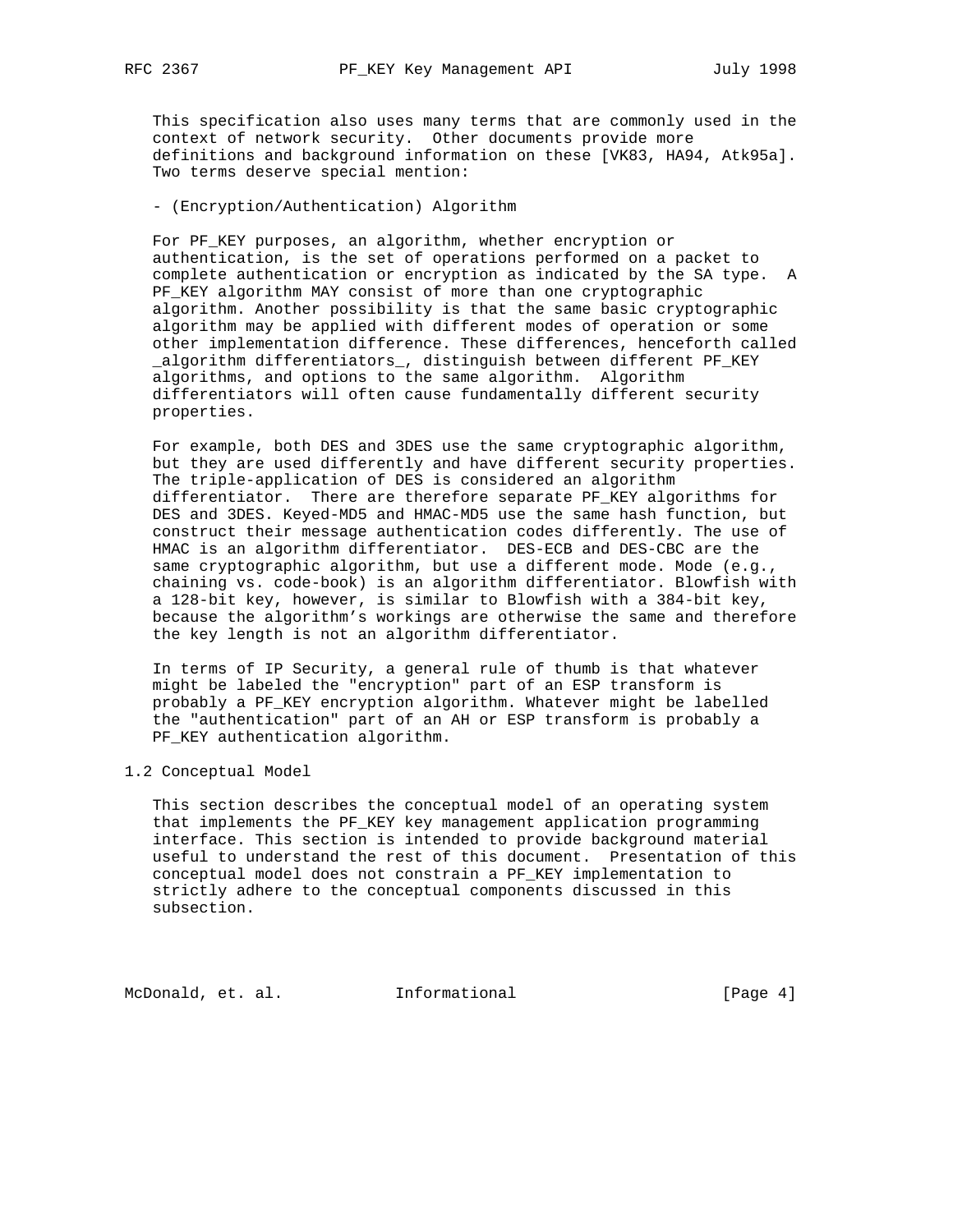This specification also uses many terms that are commonly used in the context of network security. Other documents provide more definitions and background information on these [VK83, HA94, Atk95a]. Two terms deserve special mention:

- (Encryption/Authentication) Algorithm

For PF_KEY purposes, an algorithm, whether encryption or authentication, is the set of operations performed on a packet to complete authentication or encryption as indicated by the SA type. A PF_KEY algorithm MAY consist of more than one cryptographic algorithm. Another possibility is that the same basic cryptographic algorithm may be applied with different modes of operation or some other implementation difference. These differences, henceforth called _algorithm differentiators_, distinguish between different PF_KEY algorithms, and options to the same algorithm. Algorithm differentiators will often cause fundamentally different security properties.

For example, both DES and 3DES use the same cryptographic algorithm, but they are used differently and have different security properties. The triple-application of DES is considered an algorithm differentiator. There are therefore separate PF_KEY algorithms for DES and 3DES. Keyed-MD5 and HMAC-MD5 use the same hash function, but construct their message authentication codes differently. The use of HMAC is an algorithm differentiator. DES-ECB and DES-CBC are the same cryptographic algorithm, but use a different mode. Mode (e.g., chaining vs. code-book) is an algorithm differentiator. Blowfish with a 128-bit key, however, is similar to Blowfish with a 384-bit key, because the algorithm's workings are otherwise the same and therefore the key length is not an algorithm differentiator.

In terms of IP Security, a general rule of thumb is that whatever might be labeled the "encryption" part of an ESP transform is probably a PF_KEY encryption algorithm. Whatever might be labelled the "authentication" part of an AH or ESP transform is probably a PF_KEY authentication algorithm.

## 1.2 Conceptual Model

This section describes the conceptual model of an operating system that implements the PF_KEY key management application programming interface. This section is intended to provide background material useful to understand the rest of this document. Presentation of this conceptual model does not constrain a PF_KEY implementation to strictly adhere to the conceptual components discussed in this subsection.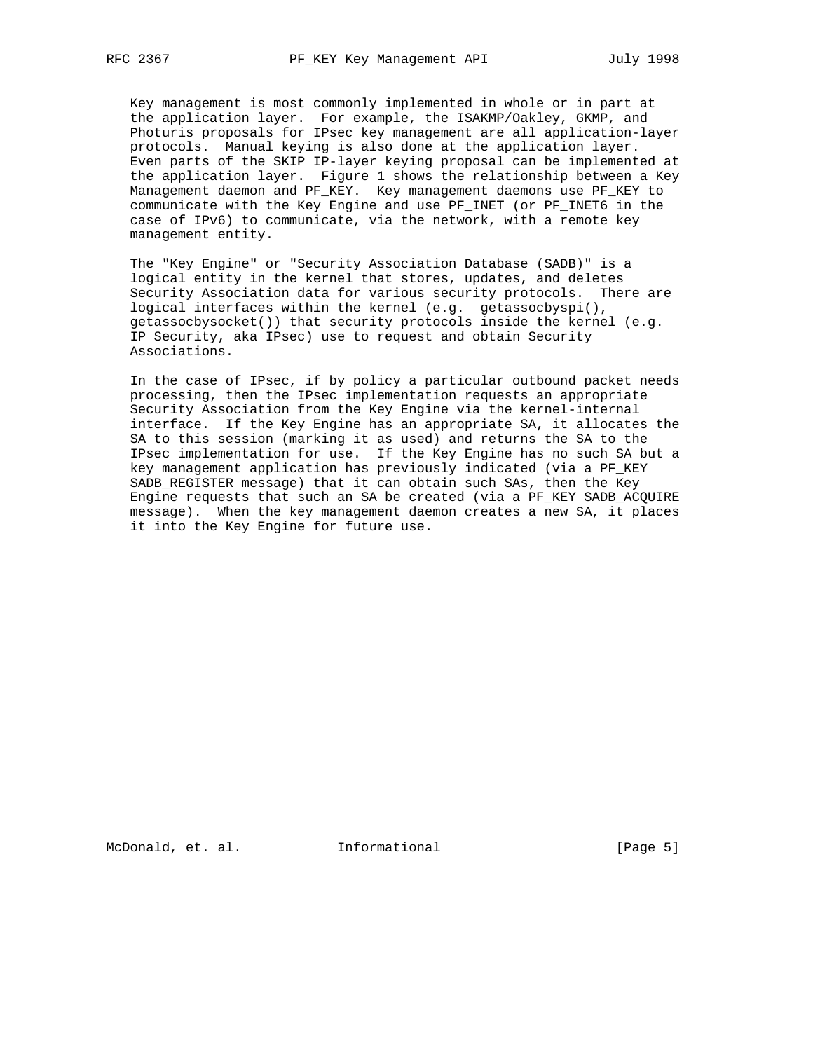Key management is most commonly implemented in whole or in part at the application layer. For example, the ISAKMP/Oakley, GKMP, and Photuris proposals for IPsec key management are all application-layer protocols. Manual keying is also done at the application layer. Even parts of the SKIP IP-layer keying proposal can be implemented at the application layer. Figure 1 shows the relationship between a Key Management daemon and PF_KEY. Key management daemons use PF_KEY to communicate with the Key Engine and use PF_INET (or PF_INET6 in the case of IPv6) to communicate, via the network, with a remote key management entity.

The "Key Engine" or "Security Association Database (SADB)" is a logical entity in the kernel that stores, updates, and deletes Security Association data for various security protocols. There are logical interfaces within the kernel (e.g. getassocbyspi(), getassocbysocket()) that security protocols inside the kernel (e.g. IP Security, aka IPsec) use to request and obtain Security Associations.

In the case of IPsec, if by policy a particular outbound packet needs processing, then the IPsec implementation requests an appropriate Security Association from the Key Engine via the kernel-internal interface. If the Key Engine has an appropriate SA, it allocates the SA to this session (marking it as used) and returns the SA to the IPsec implementation for use. If the Key Engine has no such SA but a key management application has previously indicated (via a PF_KEY SADB_REGISTER message) that it can obtain such SAs, then the Key Engine requests that such an SA be created (via a PF_KEY SADB_ACQUIRE message). When the key management daemon creates a new SA, it places it into the Key Engine for future use.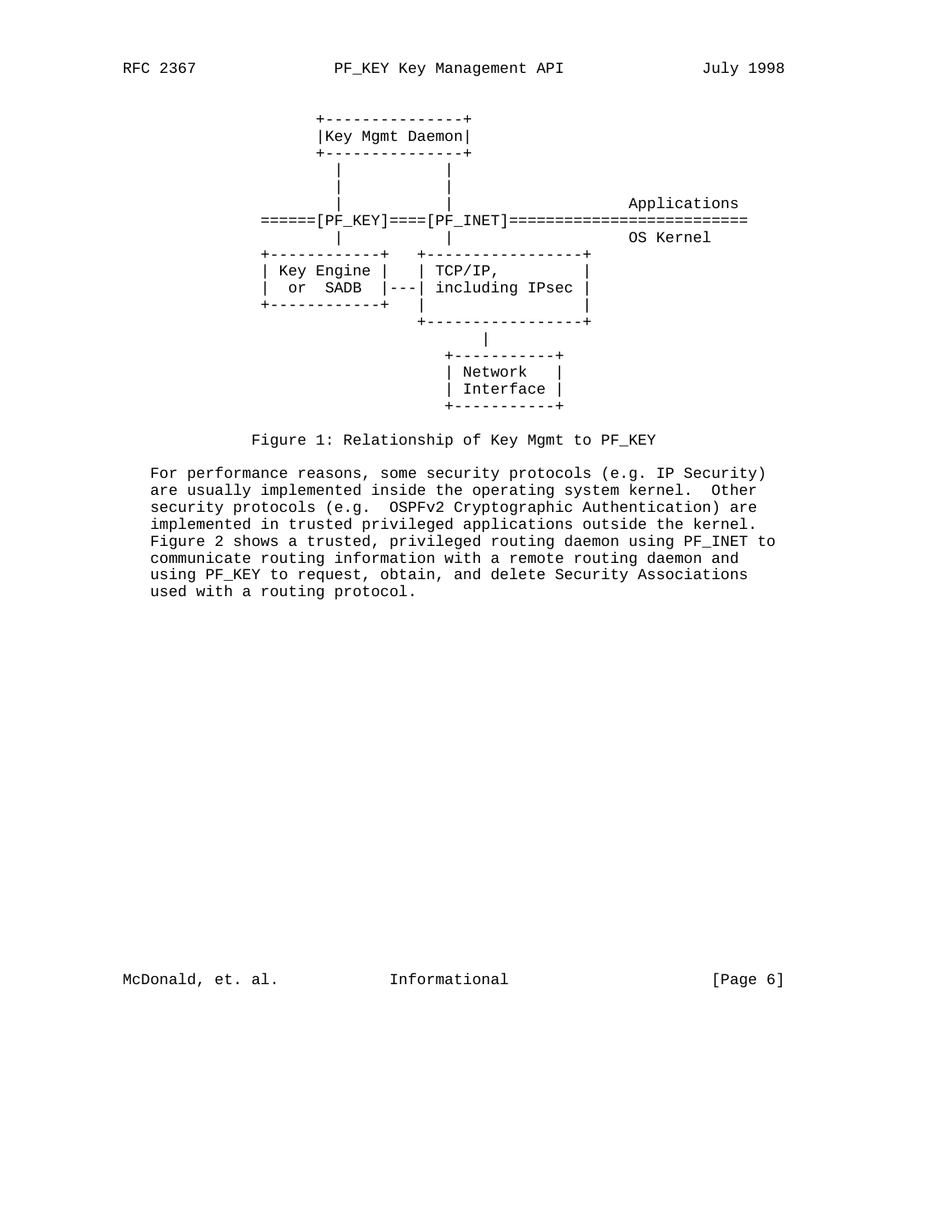```
                +---------------+
                |Key Mgmt Daemon|
                +---------------+
                  |           |
                  |           |
                  |           |                   Applications
          ======[PF_KEY]====[PF_INET]==========================
                  |           |                   OS Kernel
          +------------+   +-----------------+
          | Key Engine |   | TCP/IP,         |
          |  or  SADB  |---| including IPsec |
          +------------+   |                 |
                           +-----------------+
                                  |
                              +-----------+
                              | Network   |
                              | Interface |
                              +-----------+
```

Figure 1: Relationship of Key Mgmt to PF_KEY

For performance reasons, some security protocols (e.g. IP Security) are usually implemented inside the operating system kernel. Other security protocols (e.g. OSPFv2 Cryptographic Authentication) are implemented in trusted privileged applications outside the kernel. Figure 2 shows a trusted, privileged routing daemon using PF_INET to communicate routing information with a remote routing daemon and using PF_KEY to request, obtain, and delete Security Associations used with a routing protocol.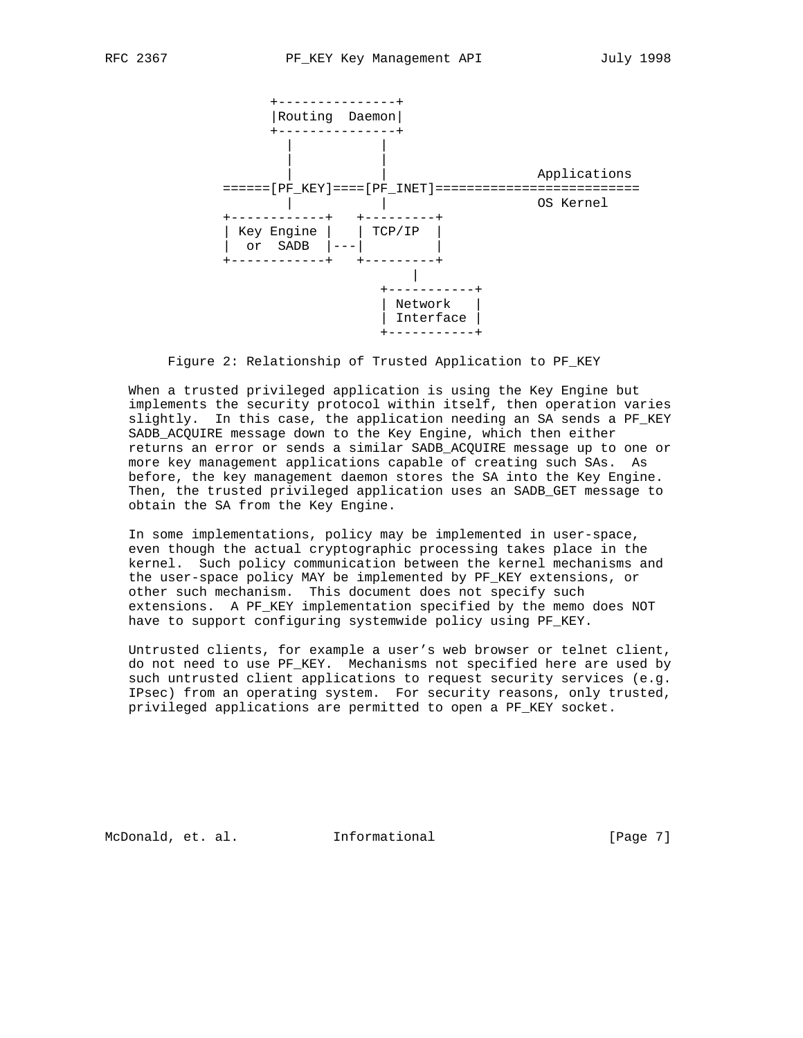```
              +---------------+
              |Routing  Daemon|
              +---------------+
                |          |
                |          |
                |          |                 Applications
        ======[PF_KEY]====[PF_INET]==========================
                |          |                 OS Kernel
        +------------+   +---------+
        | Key Engine |   | TCP/IP  |
        |  or  SADB  |---|         |
        +------------+   +---------+
                               |
                            +-----------+
                            | Network   |
                            | Interface |
                            +-----------+
```

Figure 2: Relationship of Trusted Application to PF_KEY

When a trusted privileged application is using the Key Engine but implements the security protocol within itself, then operation varies slightly. In this case, the application needing an SA sends a PF_KEY SADB_ACQUIRE message down to the Key Engine, which then either returns an error or sends a similar SADB_ACQUIRE message up to one or more key management applications capable of creating such SAs. As before, the key management daemon stores the SA into the Key Engine. Then, the trusted privileged application uses an SADB_GET message to obtain the SA from the Key Engine.

In some implementations, policy may be implemented in user-space, even though the actual cryptographic processing takes place in the kernel. Such policy communication between the kernel mechanisms and the user-space policy MAY be implemented by PF_KEY extensions, or other such mechanism. This document does not specify such extensions. A PF_KEY implementation specified by the memo does NOT have to support configuring systemwide policy using PF_KEY.

Untrusted clients, for example a user's web browser or telnet client, do not need to use PF_KEY. Mechanisms not specified here are used by such untrusted client applications to request security services (e.g. IPsec) from an operating system. For security reasons, only trusted, privileged applications are permitted to open a PF_KEY socket.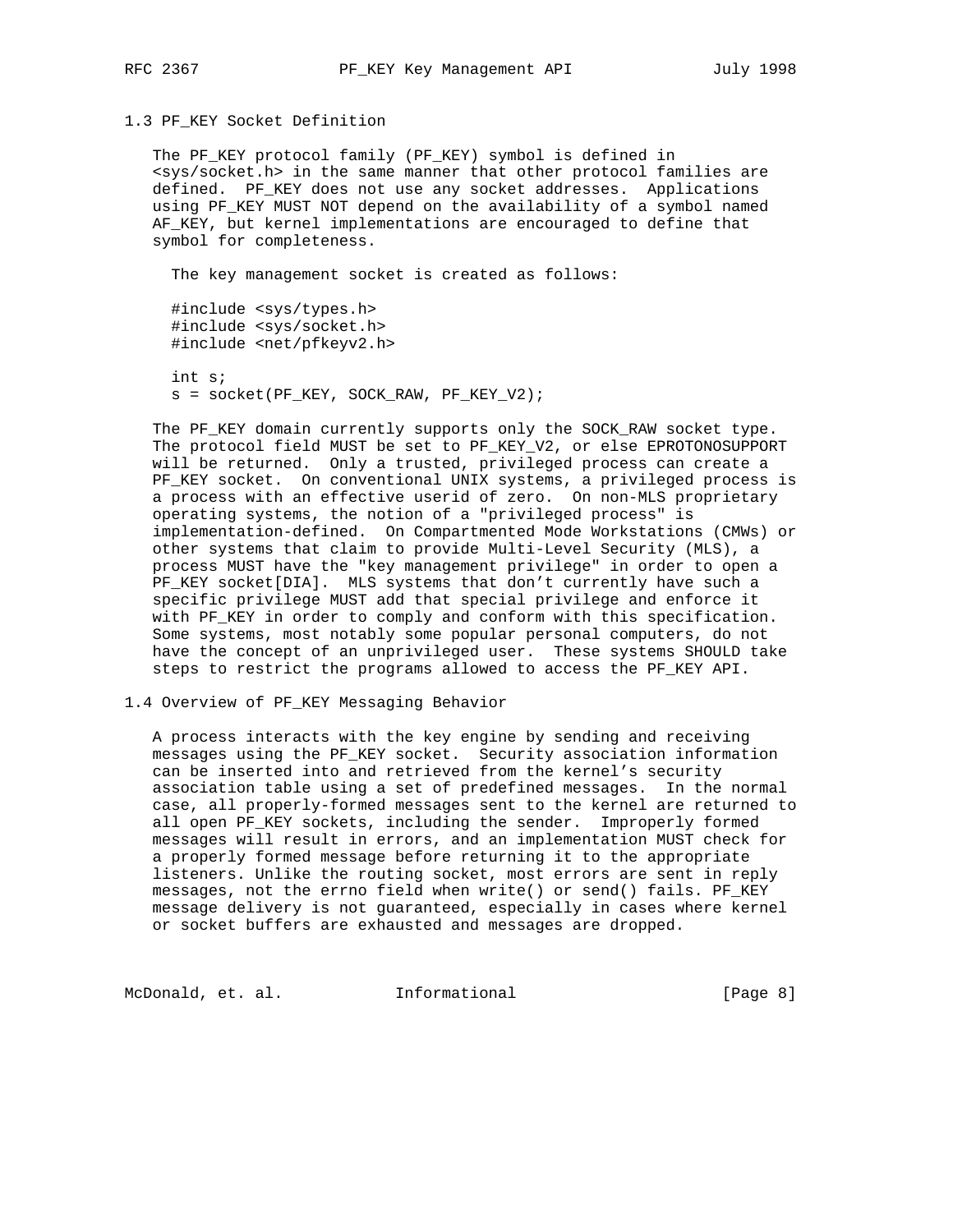## 1.3 PF_KEY Socket Definition

The PF_KEY protocol family (PF_KEY) symbol is defined in <sys/socket.h> in the same manner that other protocol families are defined. PF_KEY does not use any socket addresses. Applications using PF_KEY MUST NOT depend on the availability of a symbol named AF_KEY, but kernel implementations are encouraged to define that symbol for completeness.

The key management socket is created as follows:

```
#include <sys/types.h>
#include <sys/socket.h>
#include <net/pfkeyv2.h>

int s;
s = socket(PF_KEY, SOCK_RAW, PF_KEY_V2);
```

The PF_KEY domain currently supports only the SOCK_RAW socket type. The protocol field MUST be set to PF_KEY_V2, or else EPROTONOSUPPORT will be returned. Only a trusted, privileged process can create a PF_KEY socket. On conventional UNIX systems, a privileged process is a process with an effective userid of zero. On non-MLS proprietary operating systems, the notion of a "privileged process" is implementation-defined. On Compartmented Mode Workstations (CMWs) or other systems that claim to provide Multi-Level Security (MLS), a process MUST have the "key management privilege" in order to open a PF_KEY socket[DIA]. MLS systems that don't currently have such a specific privilege MUST add that special privilege and enforce it with PF_KEY in order to comply and conform with this specification. Some systems, most notably some popular personal computers, do not have the concept of an unprivileged user. These systems SHOULD take steps to restrict the programs allowed to access the PF_KEY API.

## 1.4 Overview of PF_KEY Messaging Behavior

A process interacts with the key engine by sending and receiving messages using the PF_KEY socket. Security association information can be inserted into and retrieved from the kernel's security association table using a set of predefined messages. In the normal case, all properly-formed messages sent to the kernel are returned to all open PF_KEY sockets, including the sender. Improperly formed messages will result in errors, and an implementation MUST check for a properly formed message before returning it to the appropriate listeners. Unlike the routing socket, most errors are sent in reply messages, not the errno field when write() or send() fails. PF_KEY message delivery is not guaranteed, especially in cases where kernel or socket buffers are exhausted and messages are dropped.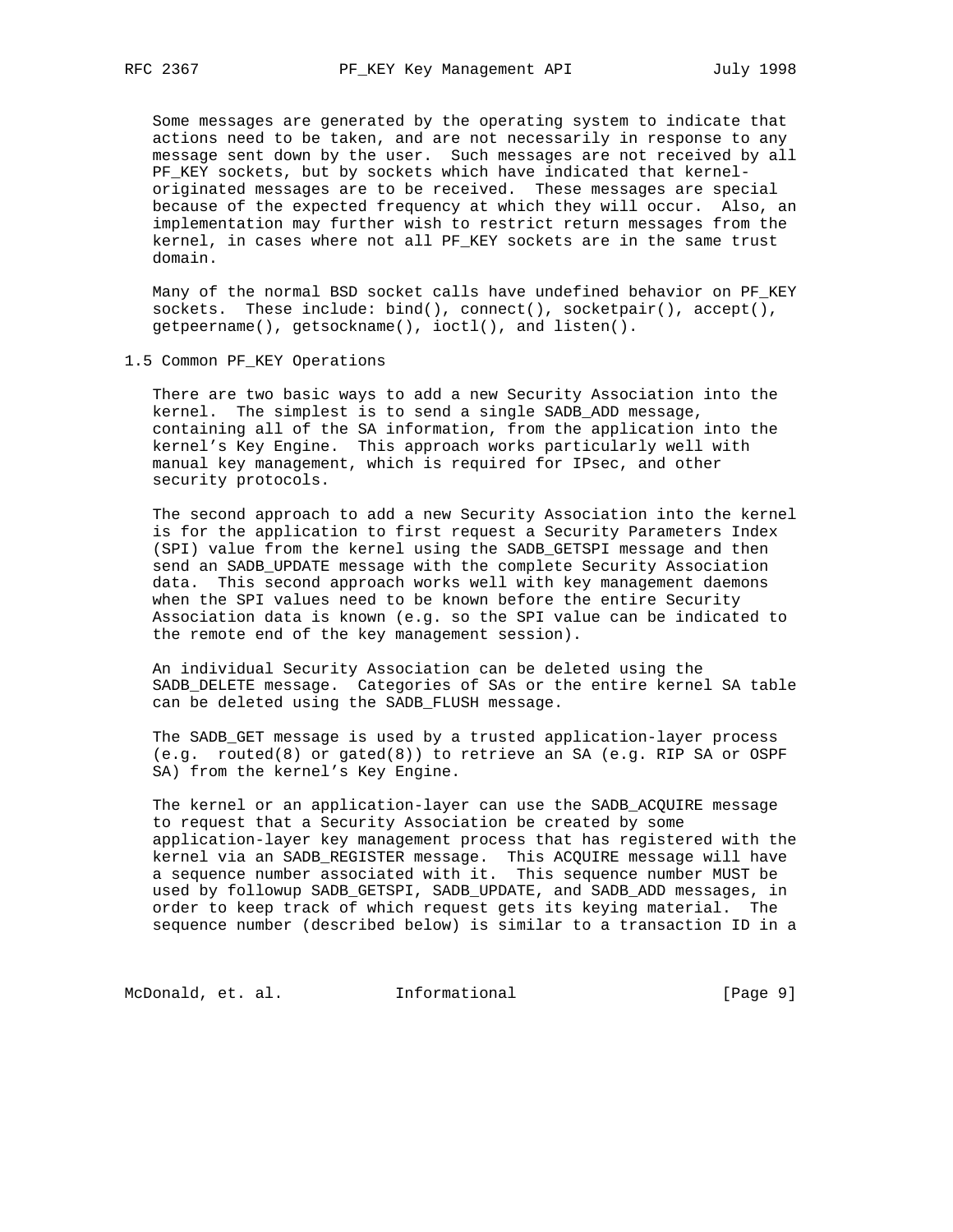Some messages are generated by the operating system to indicate that actions need to be taken, and are not necessarily in response to any message sent down by the user. Such messages are not received by all PF_KEY sockets, but by sockets which have indicated that kernel-originated messages are to be received. These messages are special because of the expected frequency at which they will occur. Also, an implementation may further wish to restrict return messages from the kernel, in cases where not all PF_KEY sockets are in the same trust domain.

Many of the normal BSD socket calls have undefined behavior on PF_KEY sockets. These include: bind(), connect(), socketpair(), accept(), getpeername(), getsockname(), ioctl(), and listen().

## 1.5 Common PF_KEY Operations

There are two basic ways to add a new Security Association into the kernel. The simplest is to send a single SADB_ADD message, containing all of the SA information, from the application into the kernel's Key Engine. This approach works particularly well with manual key management, which is required for IPsec, and other security protocols.

The second approach to add a new Security Association into the kernel is for the application to first request a Security Parameters Index (SPI) value from the kernel using the SADB_GETSPI message and then send an SADB_UPDATE message with the complete Security Association data. This second approach works well with key management daemons when the SPI values need to be known before the entire Security Association data is known (e.g. so the SPI value can be indicated to the remote end of the key management session).

An individual Security Association can be deleted using the SADB_DELETE message. Categories of SAs or the entire kernel SA table can be deleted using the SADB_FLUSH message.

The SADB_GET message is used by a trusted application-layer process (e.g. routed(8) or gated(8)) to retrieve an SA (e.g. RIP SA or OSPF SA) from the kernel's Key Engine.

The kernel or an application-layer can use the SADB_ACQUIRE message to request that a Security Association be created by some application-layer key management process that has registered with the kernel via an SADB_REGISTER message. This ACQUIRE message will have a sequence number associated with it. This sequence number MUST be used by followup SADB_GETSPI, SADB_UPDATE, and SADB_ADD messages, in order to keep track of which request gets its keying material. The sequence number (described below) is similar to a transaction ID in a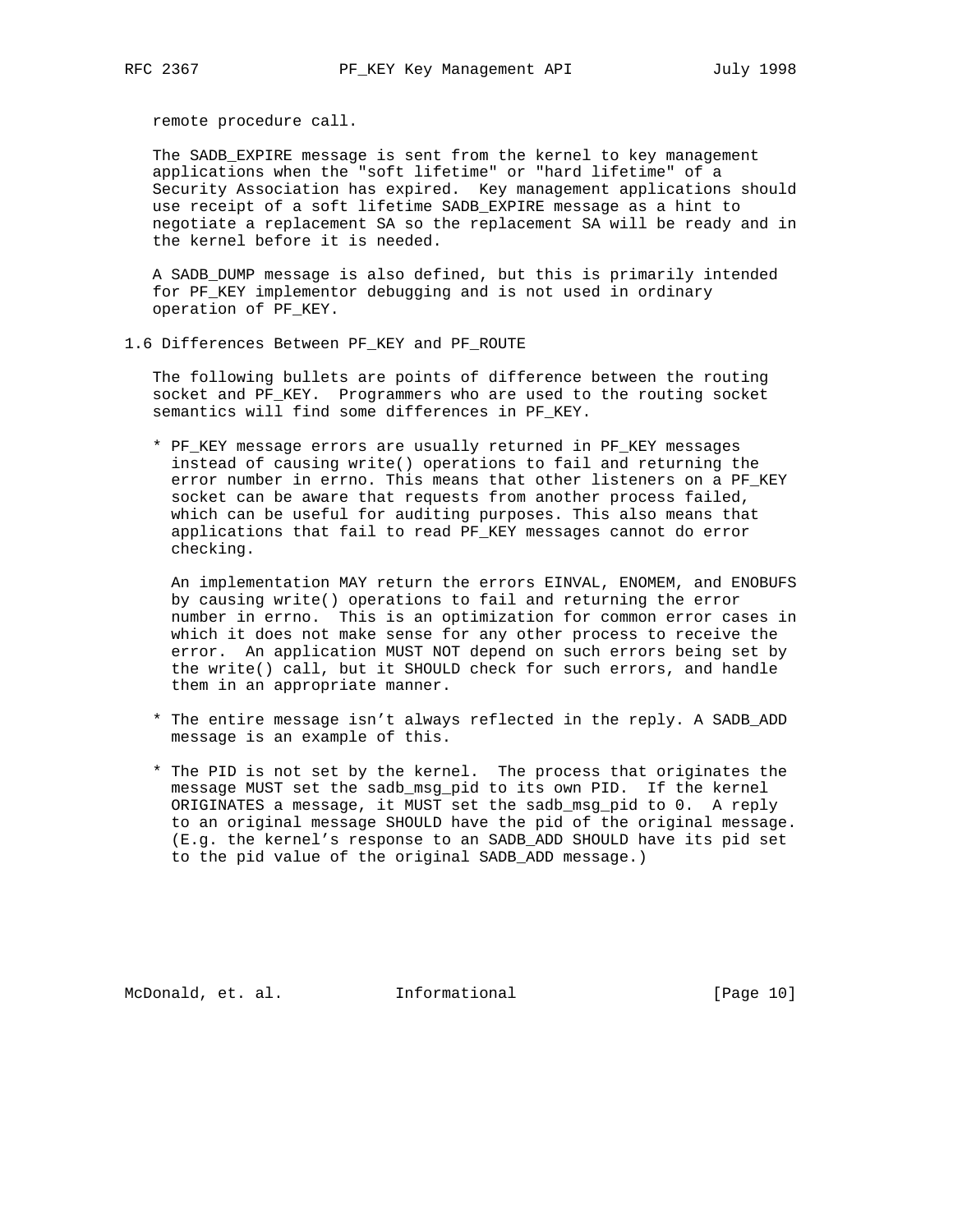remote procedure call.

The SADB_EXPIRE message is sent from the kernel to key management applications when the "soft lifetime" or "hard lifetime" of a Security Association has expired. Key management applications should use receipt of a soft lifetime SADB_EXPIRE message as a hint to negotiate a replacement SA so the replacement SA will be ready and in the kernel before it is needed.

A SADB_DUMP message is also defined, but this is primarily intended for PF_KEY implementor debugging and is not used in ordinary operation of PF_KEY.

## 1.6 Differences Between PF_KEY and PF_ROUTE

The following bullets are points of difference between the routing socket and PF_KEY. Programmers who are used to the routing socket semantics will find some differences in PF_KEY.

* PF_KEY message errors are usually returned in PF_KEY messages instead of causing write() operations to fail and returning the error number in errno. This means that other listeners on a PF_KEY socket can be aware that requests from another process failed, which can be useful for auditing purposes. This also means that applications that fail to read PF_KEY messages cannot do error checking.

  An implementation MAY return the errors EINVAL, ENOMEM, and ENOBUFS by causing write() operations to fail and returning the error number in errno. This is an optimization for common error cases in which it does not make sense for any other process to receive the error. An application MUST NOT depend on such errors being set by the write() call, but it SHOULD check for such errors, and handle them in an appropriate manner.

* The entire message isn't always reflected in the reply. A SADB_ADD message is an example of this.

* The PID is not set by the kernel. The process that originates the message MUST set the sadb_msg_pid to its own PID. If the kernel ORIGINATES a message, it MUST set the sadb_msg_pid to 0. A reply to an original message SHOULD have the pid of the original message. (E.g. the kernel's response to an SADB_ADD SHOULD have its pid set to the pid value of the original SADB_ADD message.)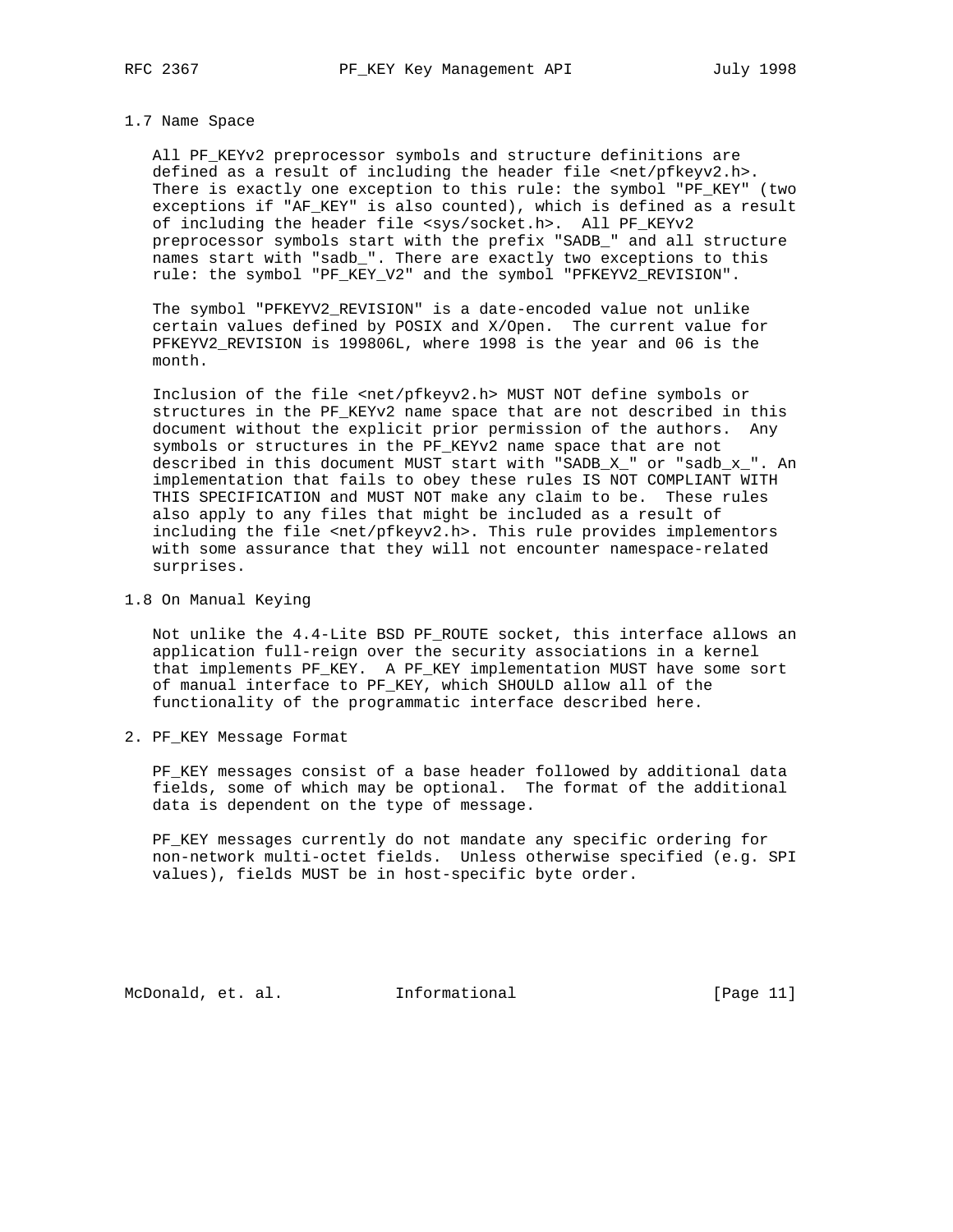## 1.7 Name Space

All PF_KEYv2 preprocessor symbols and structure definitions are defined as a result of including the header file <net/pfkeyv2.h>. There is exactly one exception to this rule: the symbol "PF_KEY" (two exceptions if "AF_KEY" is also counted), which is defined as a result of including the header file <sys/socket.h>. All PF_KEYv2 preprocessor symbols start with the prefix "SADB_" and all structure names start with "sadb_". There are exactly two exceptions to this rule: the symbol "PF_KEY_V2" and the symbol "PFKEYV2_REVISION".

The symbol "PFKEYV2_REVISION" is a date-encoded value not unlike certain values defined by POSIX and X/Open. The current value for PFKEYV2_REVISION is 199806L, where 1998 is the year and 06 is the month.

Inclusion of the file <net/pfkeyv2.h> MUST NOT define symbols or structures in the PF_KEYv2 name space that are not described in this document without the explicit prior permission of the authors. Any symbols or structures in the PF_KEYv2 name space that are not described in this document MUST start with "SADB_X_" or "sadb_x_". An implementation that fails to obey these rules IS NOT COMPLIANT WITH THIS SPECIFICATION and MUST NOT make any claim to be. These rules also apply to any files that might be included as a result of including the file <net/pfkeyv2.h>. This rule provides implementors with some assurance that they will not encounter namespace-related surprises.

## 1.8 On Manual Keying

Not unlike the 4.4-Lite BSD PF_ROUTE socket, this interface allows an application full-reign over the security associations in a kernel that implements PF_KEY. A PF_KEY implementation MUST have some sort of manual interface to PF_KEY, which SHOULD allow all of the functionality of the programmatic interface described here.

# 2. PF_KEY Message Format

PF_KEY messages consist of a base header followed by additional data fields, some of which may be optional. The format of the additional data is dependent on the type of message.

PF_KEY messages currently do not mandate any specific ordering for non-network multi-octet fields. Unless otherwise specified (e.g. SPI values), fields MUST be in host-specific byte order.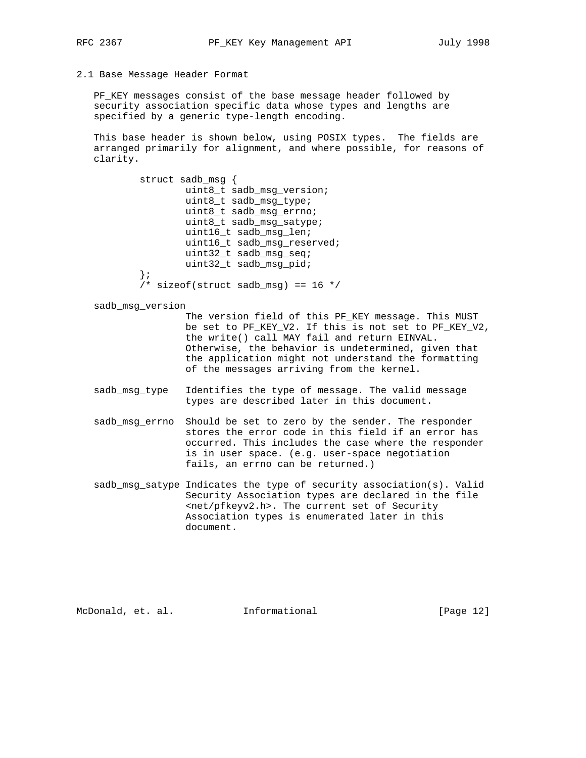## 2.1 Base Message Header Format

PF_KEY messages consist of the base message header followed by security association specific data whose types and lengths are specified by a generic type-length encoding.

This base header is shown below, using POSIX types. The fields are arranged primarily for alignment, and where possible, for reasons of clarity.

```
struct sadb_msg {
        uint8_t sadb_msg_version;
        uint8_t sadb_msg_type;
        uint8_t sadb_msg_errno;
        uint8_t sadb_msg_satype;
        uint16_t sadb_msg_len;
        uint16_t sadb_msg_reserved;
        uint32_t sadb_msg_seq;
        uint32_t sadb_msg_pid;
};
/* sizeof(struct sadb_msg) == 16 */
```

sadb_msg_version
: The version field of this PF_KEY message. This MUST be set to PF_KEY_V2. If this is not set to PF_KEY_V2, the write() call MAY fail and return EINVAL. Otherwise, the behavior is undetermined, given that the application might not understand the formatting of the messages arriving from the kernel.

sadb_msg_type
: Identifies the type of message. The valid message types are described later in this document.

sadb_msg_errno
: Should be set to zero by the sender. The responder stores the error code in this field if an error has occurred. This includes the case where the responder is in user space. (e.g. user-space negotiation fails, an errno can be returned.)

sadb_msg_satype
: Indicates the type of security association(s). Valid Security Association types are declared in the file <net/pfkeyv2.h>. The current set of Security Association types is enumerated later in this document.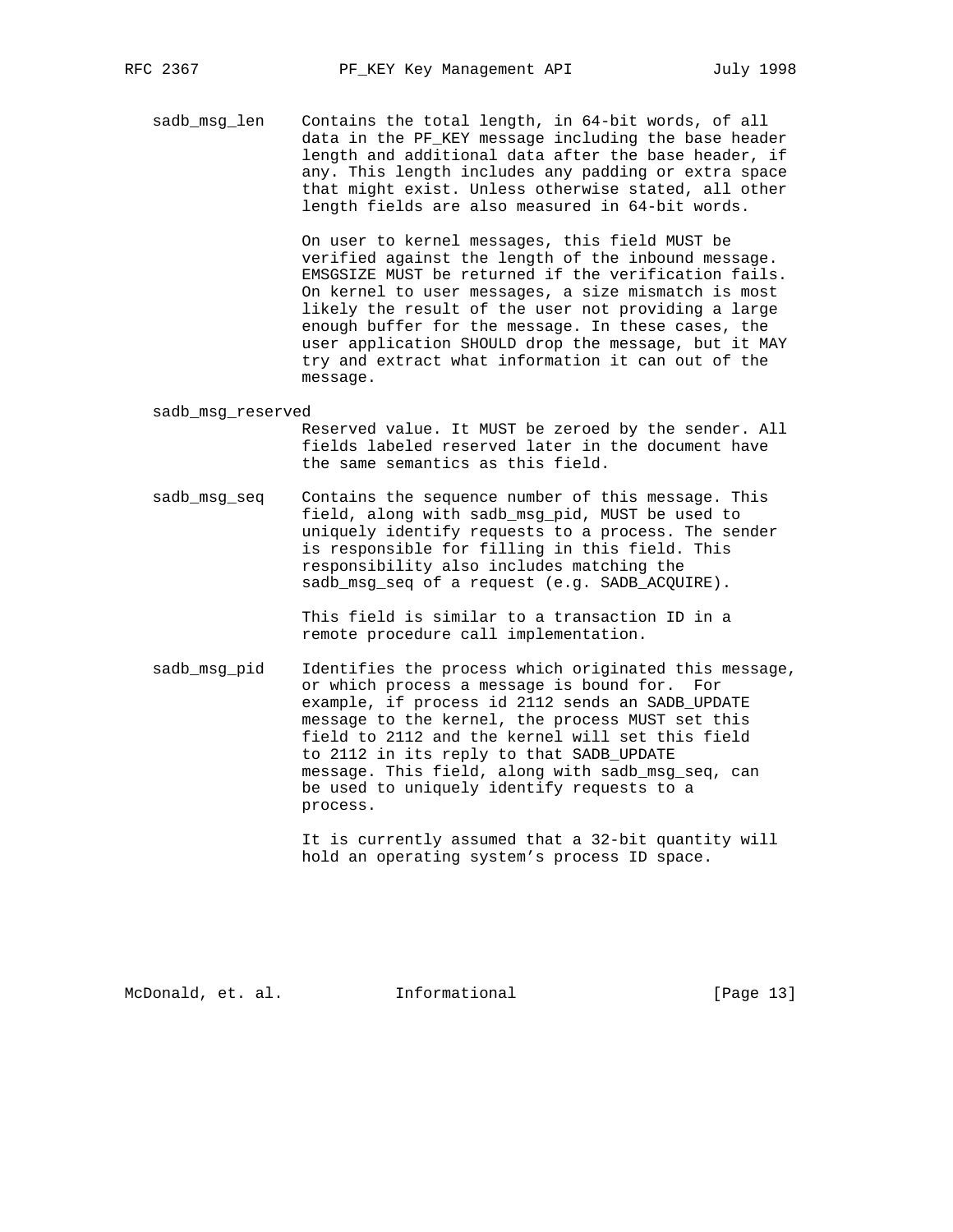sadb_msg_len    Contains the total length, in 64-bit words, of all data in the PF_KEY message including the base header length and additional data after the base header, if any. This length includes any padding or extra space that might exist. Unless otherwise stated, all other length fields are also measured in 64-bit words.

On user to kernel messages, this field MUST be verified against the length of the inbound message. EMSGSIZE MUST be returned if the verification fails. On kernel to user messages, a size mismatch is most likely the result of the user not providing a large enough buffer for the message. In these cases, the user application SHOULD drop the message, but it MAY try and extract what information it can out of the message.

sadb_msg_reserved
Reserved value. It MUST be zeroed by the sender. All fields labeled reserved later in the document have the same semantics as this field.

sadb_msg_seq    Contains the sequence number of this message. This field, along with sadb_msg_pid, MUST be used to uniquely identify requests to a process. The sender is responsible for filling in this field. This responsibility also includes matching the sadb_msg_seq of a request (e.g. SADB_ACQUIRE).

This field is similar to a transaction ID in a remote procedure call implementation.

sadb_msg_pid    Identifies the process which originated this message, or which process a message is bound for.  For example, if process id 2112 sends an SADB_UPDATE message to the kernel, the process MUST set this field to 2112 and the kernel will set this field to 2112 in its reply to that SADB_UPDATE message. This field, along with sadb_msg_seq, can be used to uniquely identify requests to a process.

It is currently assumed that a 32-bit quantity will hold an operating system's process ID space.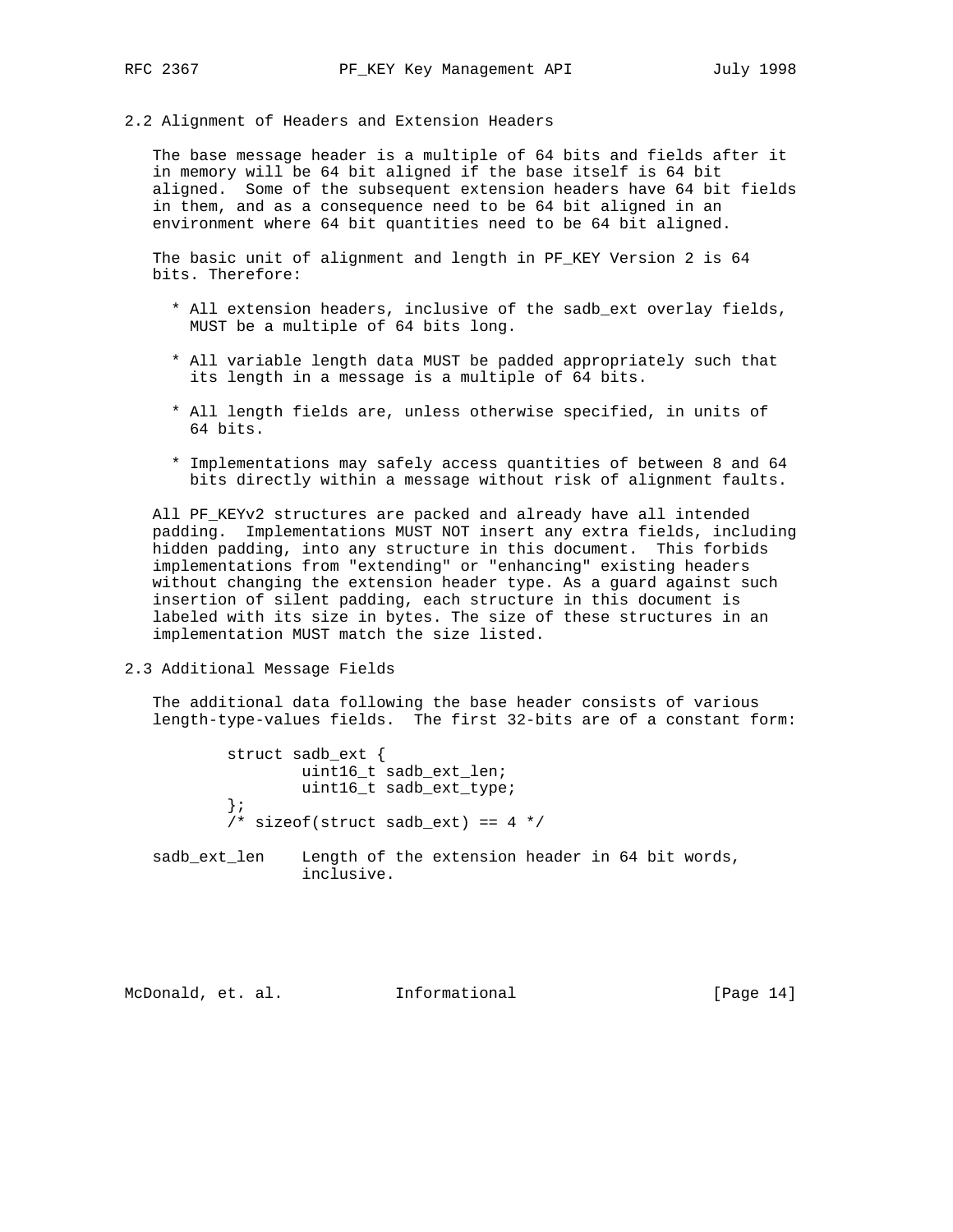## 2.2 Alignment of Headers and Extension Headers

The base message header is a multiple of 64 bits and fields after it in memory will be 64 bit aligned if the base itself is 64 bit aligned. Some of the subsequent extension headers have 64 bit fields in them, and as a consequence need to be 64 bit aligned in an environment where 64 bit quantities need to be 64 bit aligned.

The basic unit of alignment and length in PF_KEY Version 2 is 64 bits. Therefore:

* All extension headers, inclusive of the sadb_ext overlay fields, MUST be a multiple of 64 bits long.

* All variable length data MUST be padded appropriately such that its length in a message is a multiple of 64 bits.

* All length fields are, unless otherwise specified, in units of 64 bits.

* Implementations may safely access quantities of between 8 and 64 bits directly within a message without risk of alignment faults.

All PF_KEYv2 structures are packed and already have all intended padding. Implementations MUST NOT insert any extra fields, including hidden padding, into any structure in this document. This forbids implementations from "extending" or "enhancing" existing headers without changing the extension header type. As a guard against such insertion of silent padding, each structure in this document is labeled with its size in bytes. The size of these structures in an implementation MUST match the size listed.

## 2.3 Additional Message Fields

The additional data following the base header consists of various length-type-values fields. The first 32-bits are of a constant form:

```
        struct sadb_ext {
                uint16_t sadb_ext_len;
                uint16_t sadb_ext_type;
        };
        /* sizeof(struct sadb_ext) == 4 */
```

sadb_ext_len    Length of the extension header in 64 bit words, inclusive.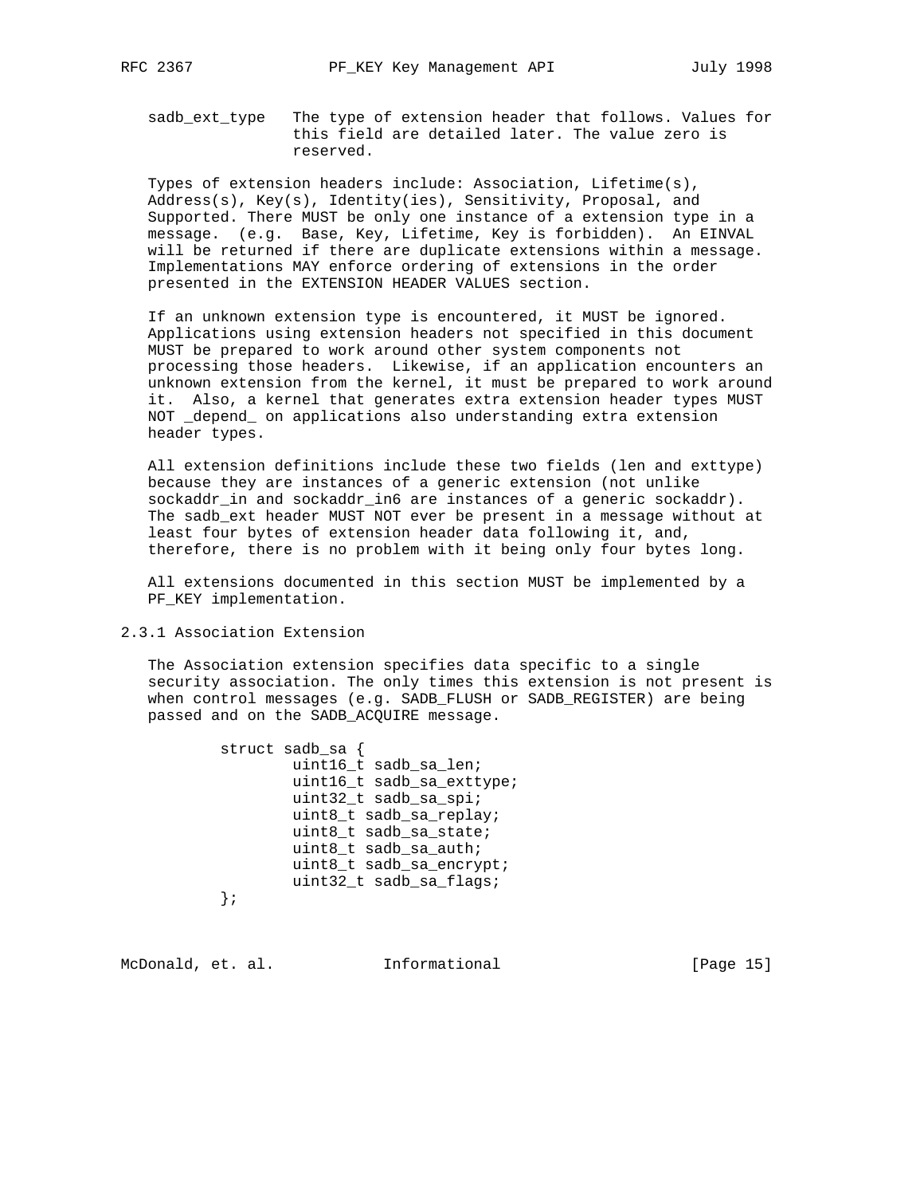sadb_ext_type   The type of extension header that follows. Values for this field are detailed later. The value zero is reserved.

Types of extension headers include: Association, Lifetime(s), Address(s), Key(s), Identity(ies), Sensitivity, Proposal, and Supported. There MUST be only one instance of a extension type in a message. (e.g. Base, Key, Lifetime, Key is forbidden). An EINVAL will be returned if there are duplicate extensions within a message. Implementations MAY enforce ordering of extensions in the order presented in the EXTENSION HEADER VALUES section.

If an unknown extension type is encountered, it MUST be ignored. Applications using extension headers not specified in this document MUST be prepared to work around other system components not processing those headers. Likewise, if an application encounters an unknown extension from the kernel, it must be prepared to work around it. Also, a kernel that generates extra extension header types MUST NOT _depend_ on applications also understanding extra extension header types.

All extension definitions include these two fields (len and exttype) because they are instances of a generic extension (not unlike sockaddr_in and sockaddr_in6 are instances of a generic sockaddr). The sadb_ext header MUST NOT ever be present in a message without at least four bytes of extension header data following it, and, therefore, there is no problem with it being only four bytes long.

All extensions documented in this section MUST be implemented by a PF_KEY implementation.

### 2.3.1 Association Extension

The Association extension specifies data specific to a single security association. The only times this extension is not present is when control messages (e.g. SADB_FLUSH or SADB_REGISTER) are being passed and on the SADB_ACQUIRE message.

```
        struct sadb_sa {
                uint16_t sadb_sa_len;
                uint16_t sadb_sa_exttype;
                uint32_t sadb_sa_spi;
                uint8_t sadb_sa_replay;
                uint8_t sadb_sa_state;
                uint8_t sadb_sa_auth;
                uint8_t sadb_sa_encrypt;
                uint32_t sadb_sa_flags;
        };
```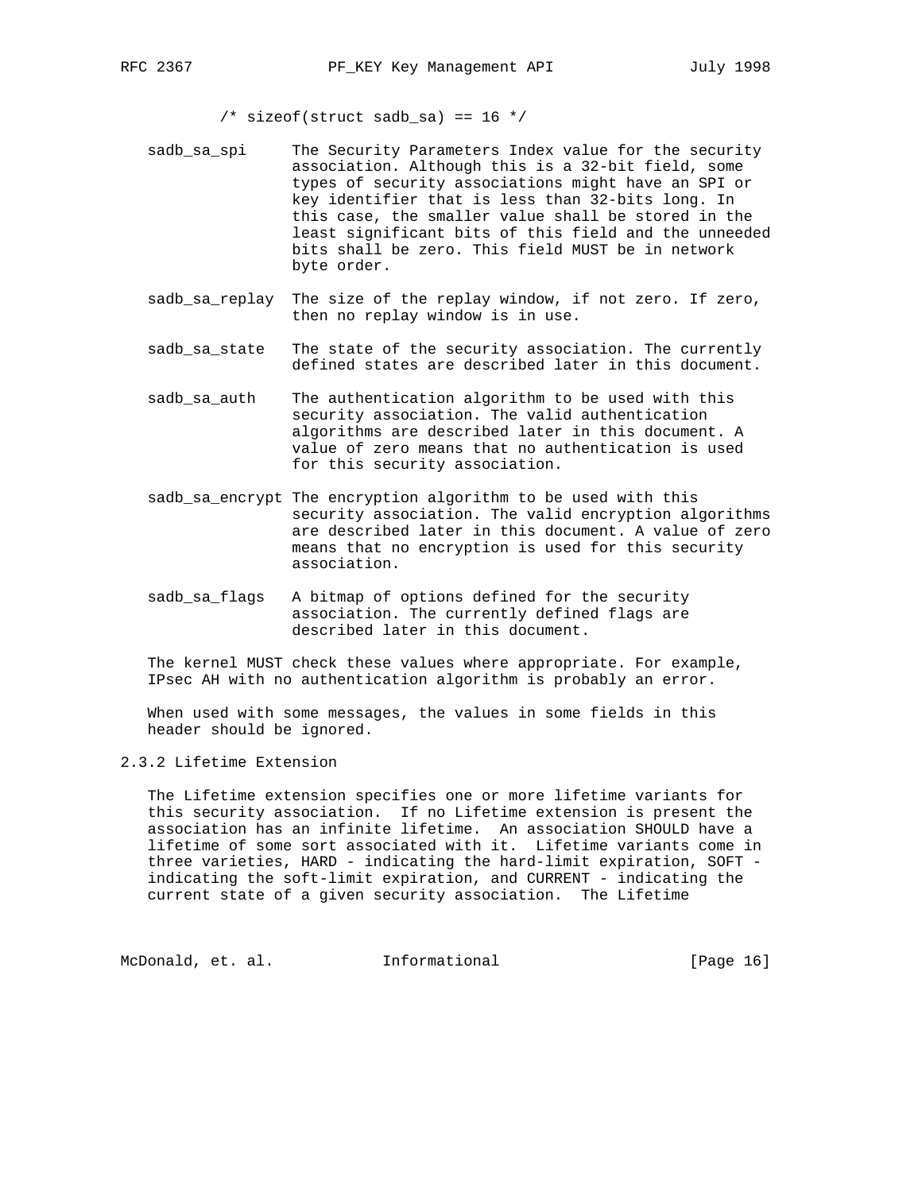```
/* sizeof(struct sadb_sa) == 16 */
```

sadb_sa_spi — The Security Parameters Index value for the security association. Although this is a 32-bit field, some types of security associations might have an SPI or key identifier that is less than 32-bits long. In this case, the smaller value shall be stored in the least significant bits of this field and the unneeded bits shall be zero. This field MUST be in network byte order.

sadb_sa_replay — The size of the replay window, if not zero. If zero, then no replay window is in use.

sadb_sa_state — The state of the security association. The currently defined states are described later in this document.

sadb_sa_auth — The authentication algorithm to be used with this security association. The valid authentication algorithms are described later in this document. A value of zero means that no authentication is used for this security association.

sadb_sa_encrypt — The encryption algorithm to be used with this security association. The valid encryption algorithms are described later in this document. A value of zero means that no encryption is used for this security association.

sadb_sa_flags — A bitmap of options defined for the security association. The currently defined flags are described later in this document.

The kernel MUST check these values where appropriate. For example, IPsec AH with no authentication algorithm is probably an error.

When used with some messages, the values in some fields in this header should be ignored.

### 2.3.2 Lifetime Extension

The Lifetime extension specifies one or more lifetime variants for this security association. If no Lifetime extension is present the association has an infinite lifetime. An association SHOULD have a lifetime of some sort associated with it. Lifetime variants come in three varieties, HARD - indicating the hard-limit expiration, SOFT - indicating the soft-limit expiration, and CURRENT - indicating the current state of a given security association. The Lifetime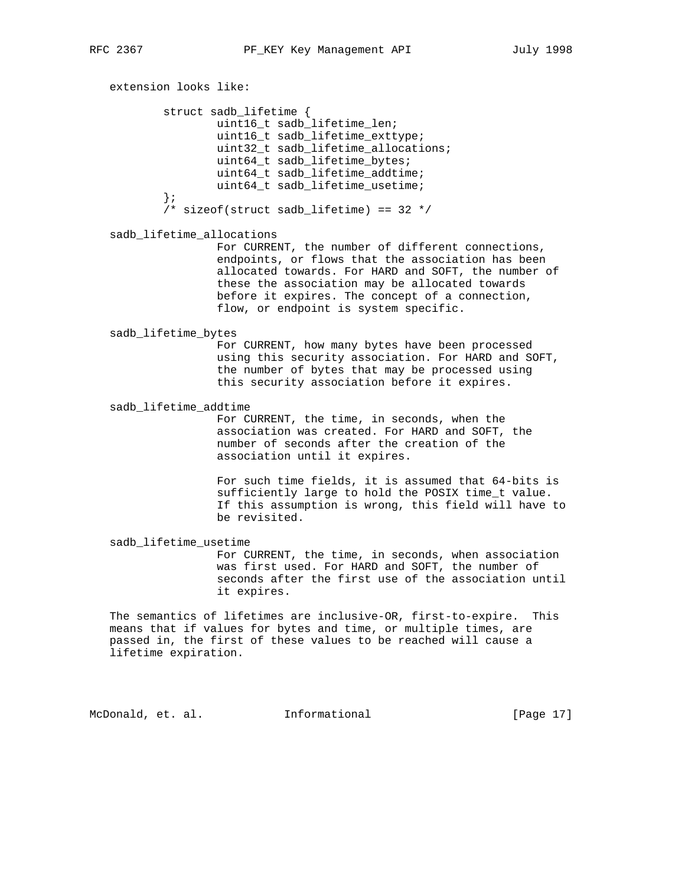extension looks like:

```
        struct sadb_lifetime {
                uint16_t sadb_lifetime_len;
                uint16_t sadb_lifetime_exttype;
                uint32_t sadb_lifetime_allocations;
                uint64_t sadb_lifetime_bytes;
                uint64_t sadb_lifetime_addtime;
                uint64_t sadb_lifetime_usetime;
        };
        /* sizeof(struct sadb_lifetime) == 32 */
```

sadb_lifetime_allocations
: For CURRENT, the number of different connections, endpoints, or flows that the association has been allocated towards. For HARD and SOFT, the number of these the association may be allocated towards before it expires. The concept of a connection, flow, or endpoint is system specific.

sadb_lifetime_bytes
: For CURRENT, how many bytes have been processed using this security association. For HARD and SOFT, the number of bytes that may be processed using this security association before it expires.

sadb_lifetime_addtime
: For CURRENT, the time, in seconds, when the association was created. For HARD and SOFT, the number of seconds after the creation of the association until it expires.

  For such time fields, it is assumed that 64-bits is sufficiently large to hold the POSIX time_t value. If this assumption is wrong, this field will have to be revisited.

sadb_lifetime_usetime
: For CURRENT, the time, in seconds, when association was first used. For HARD and SOFT, the number of seconds after the first use of the association until it expires.

The semantics of lifetimes are inclusive-OR, first-to-expire. This means that if values for bytes and time, or multiple times, are passed in, the first of these values to be reached will cause a lifetime expiration.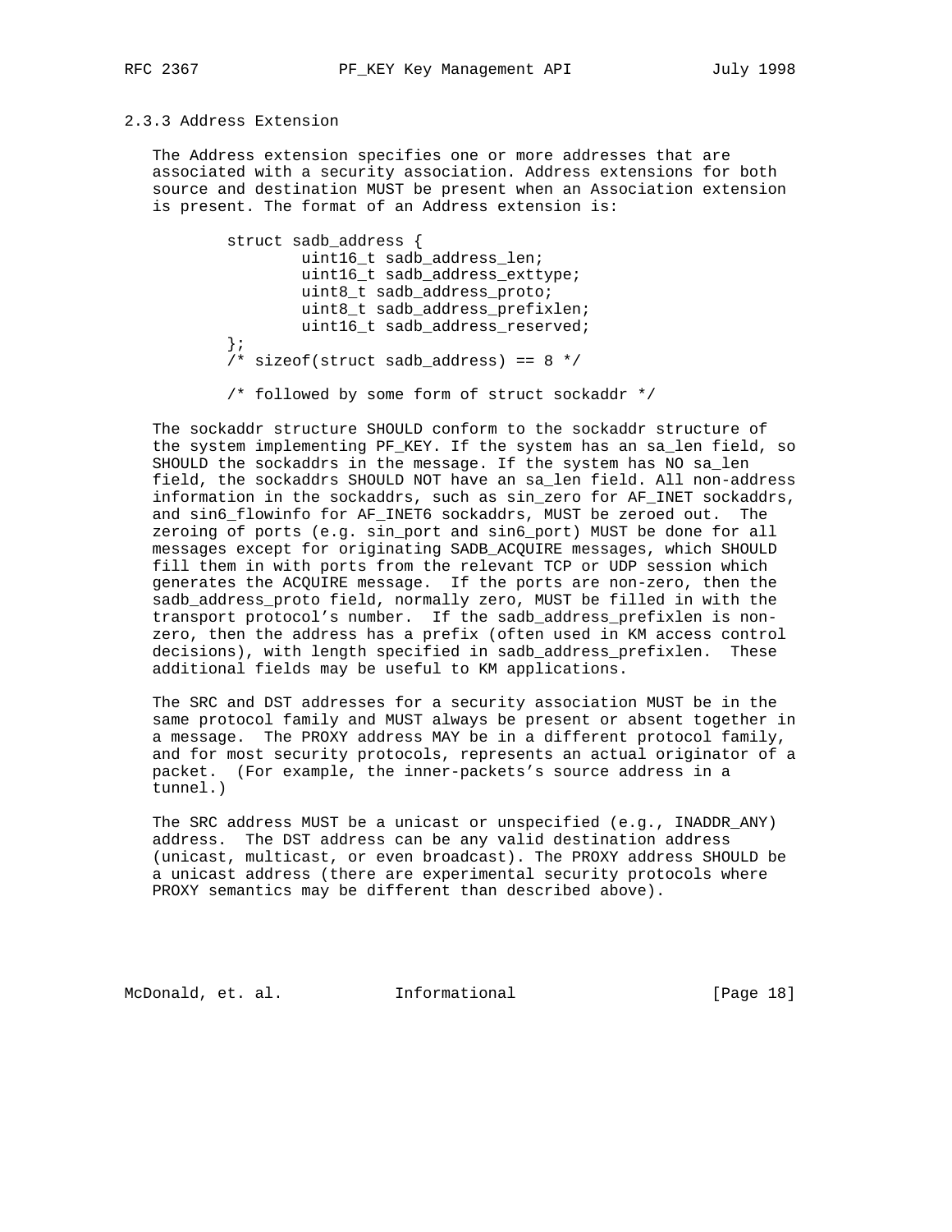### 2.3.3 Address Extension

The Address extension specifies one or more addresses that are associated with a security association. Address extensions for both source and destination MUST be present when an Association extension is present. The format of an Address extension is:

```
struct sadb_address {
        uint16_t sadb_address_len;
        uint16_t sadb_address_exttype;
        uint8_t sadb_address_proto;
        uint8_t sadb_address_prefixlen;
        uint16_t sadb_address_reserved;
};
/* sizeof(struct sadb_address) == 8 */

/* followed by some form of struct sockaddr */
```

The sockaddr structure SHOULD conform to the sockaddr structure of the system implementing PF_KEY. If the system has an sa_len field, so SHOULD the sockaddrs in the message. If the system has NO sa_len field, the sockaddrs SHOULD NOT have an sa_len field. All non-address information in the sockaddrs, such as sin_zero for AF_INET sockaddrs, and sin6_flowinfo for AF_INET6 sockaddrs, MUST be zeroed out. The zeroing of ports (e.g. sin_port and sin6_port) MUST be done for all messages except for originating SADB_ACQUIRE messages, which SHOULD fill them in with ports from the relevant TCP or UDP session which generates the ACQUIRE message. If the ports are non-zero, then the sadb_address_proto field, normally zero, MUST be filled in with the transport protocol's number. If the sadb_address_prefixlen is non-zero, then the address has a prefix (often used in KM access control decisions), with length specified in sadb_address_prefixlen. These additional fields may be useful to KM applications.

The SRC and DST addresses for a security association MUST be in the same protocol family and MUST always be present or absent together in a message. The PROXY address MAY be in a different protocol family, and for most security protocols, represents an actual originator of a packet. (For example, the inner-packets's source address in a tunnel.)

The SRC address MUST be a unicast or unspecified (e.g., INADDR_ANY) address. The DST address can be any valid destination address (unicast, multicast, or even broadcast). The PROXY address SHOULD be a unicast address (there are experimental security protocols where PROXY semantics may be different than described above).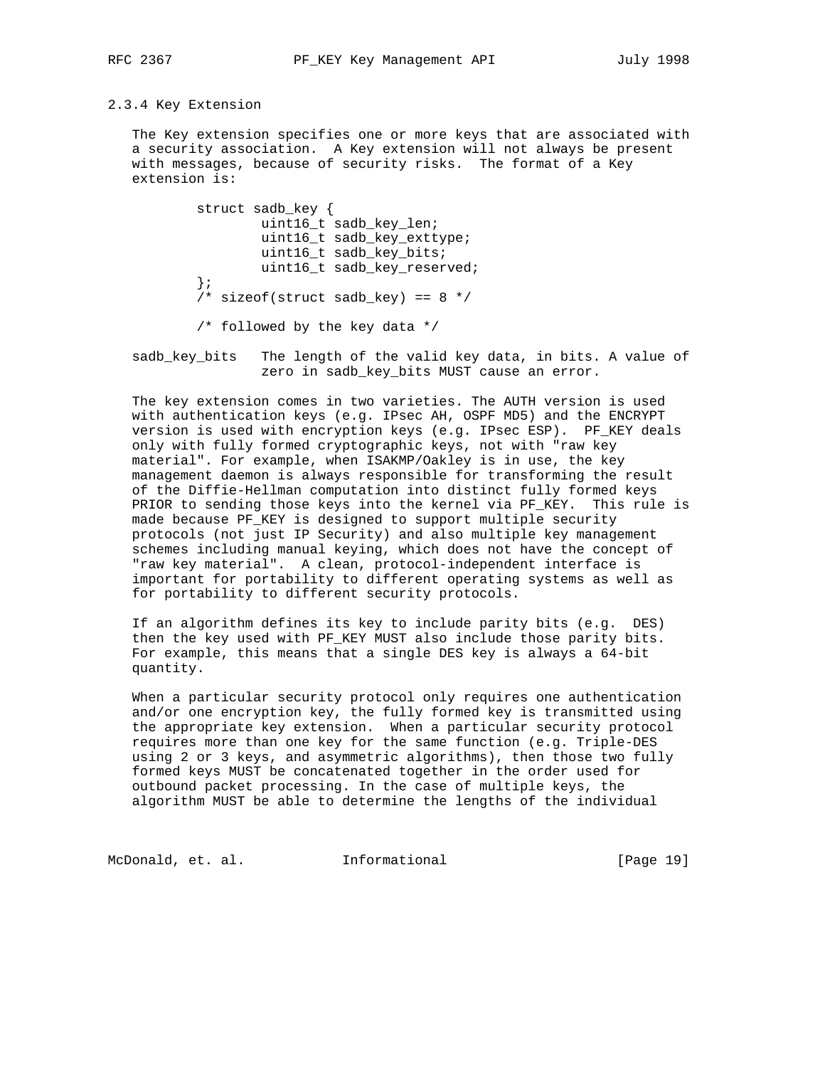### 2.3.4 Key Extension

The Key extension specifies one or more keys that are associated with a security association. A Key extension will not always be present with messages, because of security risks. The format of a Key extension is:

```
        struct sadb_key {
                uint16_t sadb_key_len;
                uint16_t sadb_key_exttype;
                uint16_t sadb_key_bits;
                uint16_t sadb_key_reserved;
        };
        /* sizeof(struct sadb_key) == 8 */

        /* followed by the key data */
```

sadb_key_bits   The length of the valid key data, in bits. A value of zero in sadb_key_bits MUST cause an error.

The key extension comes in two varieties. The AUTH version is used with authentication keys (e.g. IPsec AH, OSPF MD5) and the ENCRYPT version is used with encryption keys (e.g. IPsec ESP). PF_KEY deals only with fully formed cryptographic keys, not with "raw key material". For example, when ISAKMP/Oakley is in use, the key management daemon is always responsible for transforming the result of the Diffie-Hellman computation into distinct fully formed keys PRIOR to sending those keys into the kernel via PF_KEY. This rule is made because PF_KEY is designed to support multiple security protocols (not just IP Security) and also multiple key management schemes including manual keying, which does not have the concept of "raw key material". A clean, protocol-independent interface is important for portability to different operating systems as well as for portability to different security protocols.

If an algorithm defines its key to include parity bits (e.g. DES) then the key used with PF_KEY MUST also include those parity bits. For example, this means that a single DES key is always a 64-bit quantity.

When a particular security protocol only requires one authentication and/or one encryption key, the fully formed key is transmitted using the appropriate key extension. When a particular security protocol requires more than one key for the same function (e.g. Triple-DES using 2 or 3 keys, and asymmetric algorithms), then those two fully formed keys MUST be concatenated together in the order used for outbound packet processing. In the case of multiple keys, the algorithm MUST be able to determine the lengths of the individual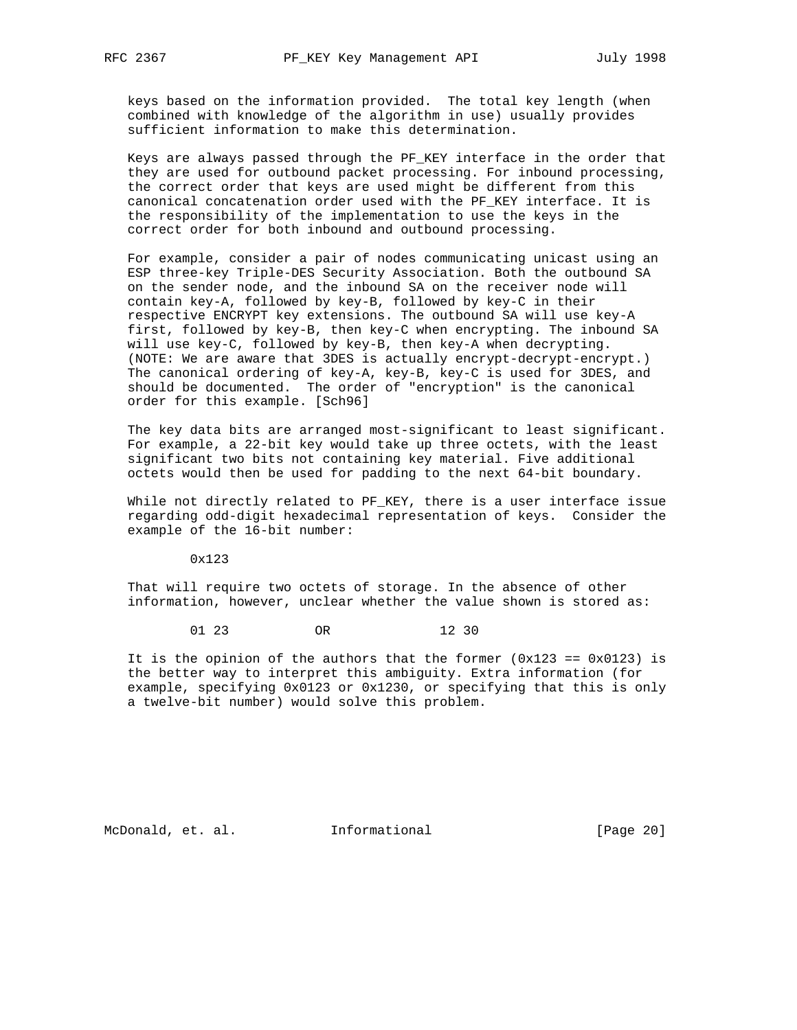keys based on the information provided. The total key length (when combined with knowledge of the algorithm in use) usually provides sufficient information to make this determination.

Keys are always passed through the PF_KEY interface in the order that they are used for outbound packet processing. For inbound processing, the correct order that keys are used might be different from this canonical concatenation order used with the PF_KEY interface. It is the responsibility of the implementation to use the keys in the correct order for both inbound and outbound processing.

For example, consider a pair of nodes communicating unicast using an ESP three-key Triple-DES Security Association. Both the outbound SA on the sender node, and the inbound SA on the receiver node will contain key-A, followed by key-B, followed by key-C in their respective ENCRYPT key extensions. The outbound SA will use key-A first, followed by key-B, then key-C when encrypting. The inbound SA will use key-C, followed by key-B, then key-A when decrypting. (NOTE: We are aware that 3DES is actually encrypt-decrypt-encrypt.) The canonical ordering of key-A, key-B, key-C is used for 3DES, and should be documented. The order of "encryption" is the canonical order for this example. [Sch96]

The key data bits are arranged most-significant to least significant. For example, a 22-bit key would take up three octets, with the least significant two bits not containing key material. Five additional octets would then be used for padding to the next 64-bit boundary.

While not directly related to PF_KEY, there is a user interface issue regarding odd-digit hexadecimal representation of keys. Consider the example of the 16-bit number:

```
        0x123
```

That will require two octets of storage. In the absence of other information, however, unclear whether the value shown is stored as:

```
        01 23           OR              12 30
```

It is the opinion of the authors that the former (0x123 == 0x0123) is the better way to interpret this ambiguity. Extra information (for example, specifying 0x0123 or 0x1230, or specifying that this is only a twelve-bit number) would solve this problem.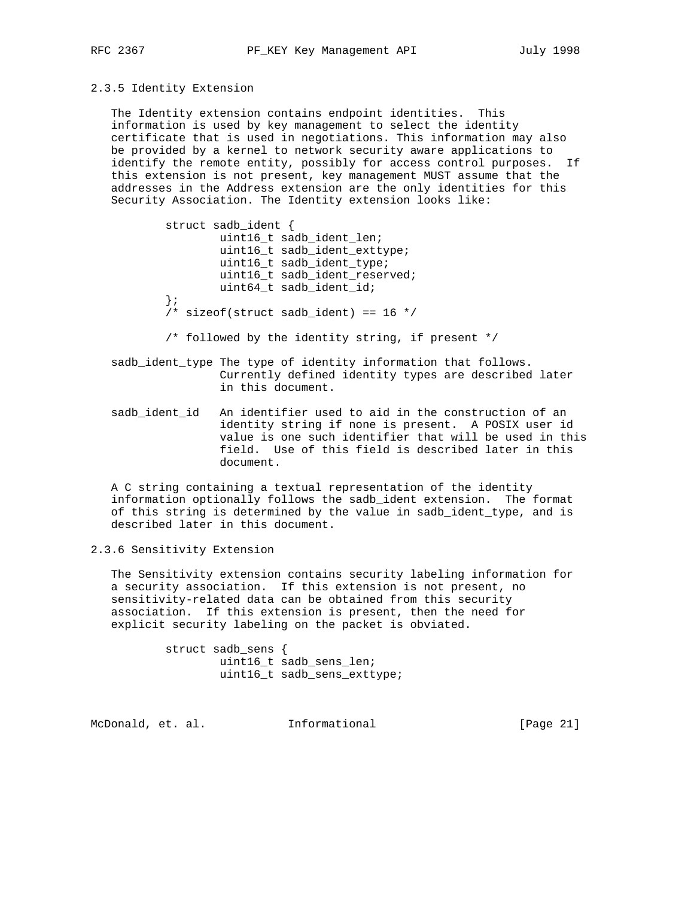### 2.3.5 Identity Extension

The Identity extension contains endpoint identities. This information is used by key management to select the identity certificate that is used in negotiations. This information may also be provided by a kernel to network security aware applications to identify the remote entity, possibly for access control purposes. If this extension is not present, key management MUST assume that the addresses in the Address extension are the only identities for this Security Association. The Identity extension looks like:

```
        struct sadb_ident {
                uint16_t sadb_ident_len;
                uint16_t sadb_ident_exttype;
                uint16_t sadb_ident_type;
                uint16_t sadb_ident_reserved;
                uint64_t sadb_ident_id;
        };
        /* sizeof(struct sadb_ident) == 16 */

        /* followed by the identity string, if present */
```

sadb_ident_type The type of identity information that follows. Currently defined identity types are described later in this document.

sadb_ident_id An identifier used to aid in the construction of an identity string if none is present. A POSIX user id value is one such identifier that will be used in this field. Use of this field is described later in this document.

A C string containing a textual representation of the identity information optionally follows the sadb_ident extension. The format of this string is determined by the value in sadb_ident_type, and is described later in this document.

### 2.3.6 Sensitivity Extension

The Sensitivity extension contains security labeling information for a security association. If this extension is not present, no sensitivity-related data can be obtained from this security association. If this extension is present, then the need for explicit security labeling on the packet is obviated.

```
        struct sadb_sens {
                uint16_t sadb_sens_len;
                uint16_t sadb_sens_exttype;
```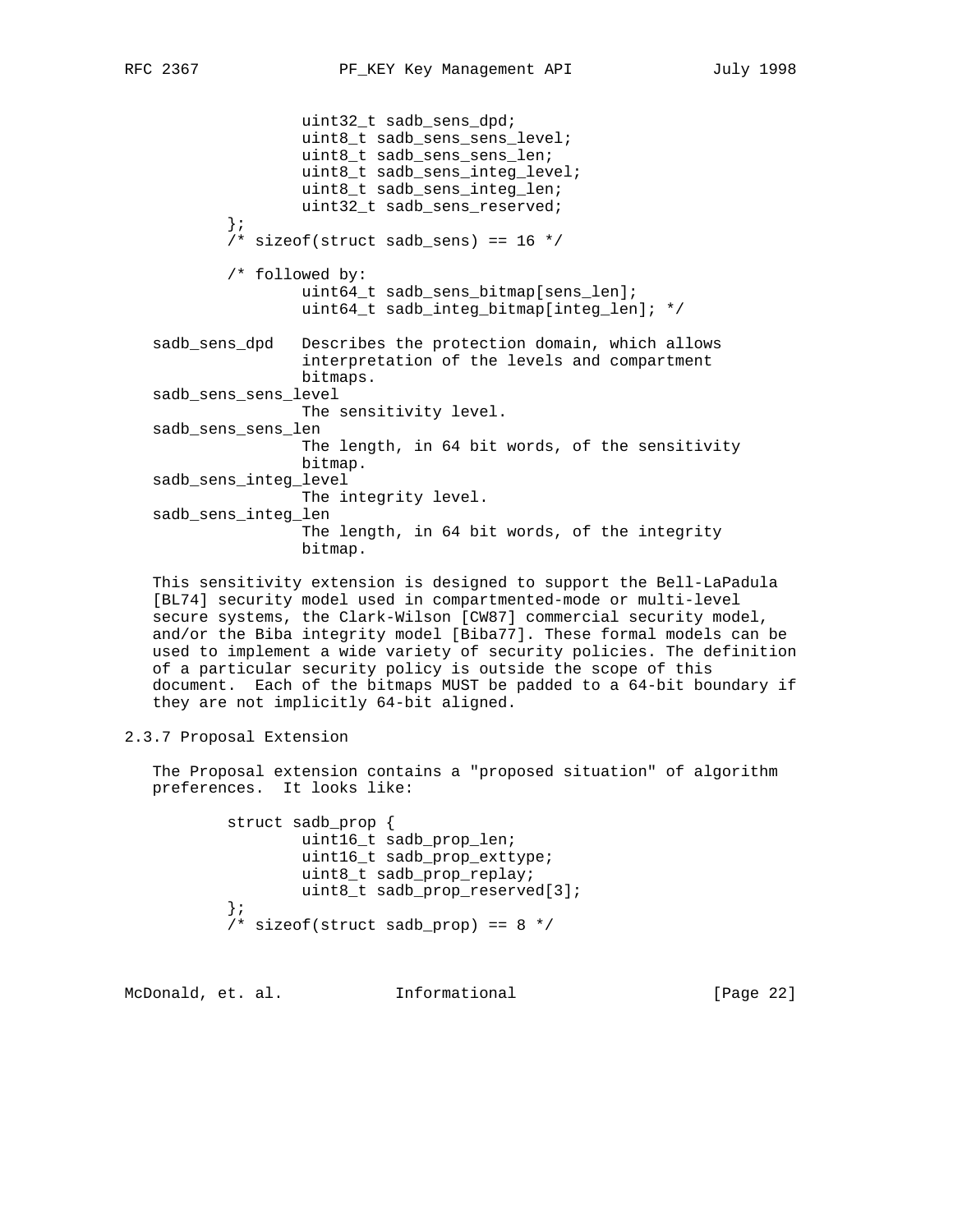```
                uint32_t sadb_sens_dpd;
                uint8_t sadb_sens_sens_level;
                uint8_t sadb_sens_sens_len;
                uint8_t sadb_sens_integ_level;
                uint8_t sadb_sens_integ_len;
                uint32_t sadb_sens_reserved;
        };
        /* sizeof(struct sadb_sens) == 16 */

        /* followed by:
                uint64_t sadb_sens_bitmap[sens_len];
                uint64_t sadb_integ_bitmap[integ_len]; */
```

sadb_sens_dpd
: Describes the protection domain, which allows interpretation of the levels and compartment bitmaps.

sadb_sens_sens_level
: The sensitivity level.

sadb_sens_sens_len
: The length, in 64 bit words, of the sensitivity bitmap.

sadb_sens_integ_level
: The integrity level.

sadb_sens_integ_len
: The length, in 64 bit words, of the integrity bitmap.

This sensitivity extension is designed to support the Bell-LaPadula [BL74] security model used in compartmented-mode or multi-level secure systems, the Clark-Wilson [CW87] commercial security model, and/or the Biba integrity model [Biba77]. These formal models can be used to implement a wide variety of security policies. The definition of a particular security policy is outside the scope of this document. Each of the bitmaps MUST be padded to a 64-bit boundary if they are not implicitly 64-bit aligned.

### 2.3.7 Proposal Extension

The Proposal extension contains a "proposed situation" of algorithm preferences. It looks like:

```
        struct sadb_prop {
                uint16_t sadb_prop_len;
                uint16_t sadb_prop_exttype;
                uint8_t sadb_prop_replay;
                uint8_t sadb_prop_reserved[3];
        };
        /* sizeof(struct sadb_prop) == 8 */
```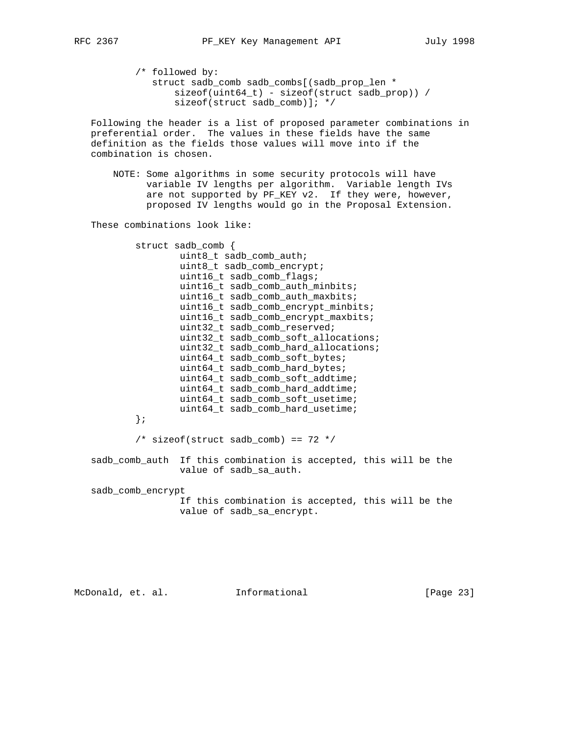```
        /* followed by:
           struct sadb_comb sadb_combs[(sadb_prop_len *
               sizeof(uint64_t) - sizeof(struct sadb_prop)) /
               sizeof(struct sadb_comb)]; */
```

Following the header is a list of proposed parameter combinations in preferential order. The values in these fields have the same definition as the fields those values will move into if the combination is chosen.

NOTE: Some algorithms in some security protocols will have variable IV lengths per algorithm. Variable length IVs are not supported by PF_KEY v2. If they were, however, proposed IV lengths would go in the Proposal Extension.

These combinations look like:

```
        struct sadb_comb {
                uint8_t sadb_comb_auth;
                uint8_t sadb_comb_encrypt;
                uint16_t sadb_comb_flags;
                uint16_t sadb_comb_auth_minbits;
                uint16_t sadb_comb_auth_maxbits;
                uint16_t sadb_comb_encrypt_minbits;
                uint16_t sadb_comb_encrypt_maxbits;
                uint32_t sadb_comb_reserved;
                uint32_t sadb_comb_soft_allocations;
                uint32_t sadb_comb_hard_allocations;
                uint64_t sadb_comb_soft_bytes;
                uint64_t sadb_comb_hard_bytes;
                uint64_t sadb_comb_soft_addtime;
                uint64_t sadb_comb_hard_addtime;
                uint64_t sadb_comb_soft_usetime;
                uint64_t sadb_comb_hard_usetime;
        };

        /* sizeof(struct sadb_comb) == 72 */
```

sadb_comb_auth  If this combination is accepted, this will be the value of sadb_sa_auth.

sadb_comb_encrypt
                If this combination is accepted, this will be the value of sadb_sa_encrypt.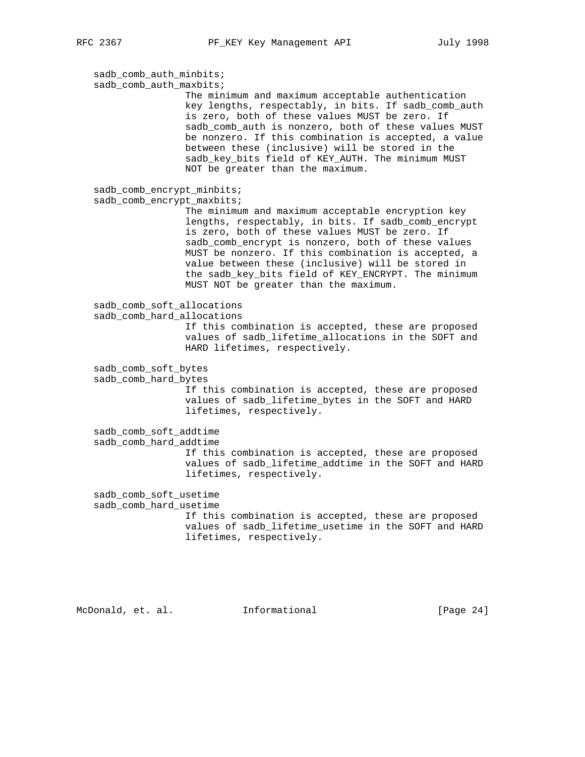sadb_comb_auth_minbits;
sadb_comb_auth_maxbits;

The minimum and maximum acceptable authentication key lengths, respectably, in bits. If sadb_comb_auth is zero, both of these values MUST be zero. If sadb_comb_auth is nonzero, both of these values MUST be nonzero. If this combination is accepted, a value between these (inclusive) will be stored in the sadb_key_bits field of KEY_AUTH. The minimum MUST NOT be greater than the maximum.

sadb_comb_encrypt_minbits;
sadb_comb_encrypt_maxbits;

The minimum and maximum acceptable encryption key lengths, respectably, in bits. If sadb_comb_encrypt is zero, both of these values MUST be zero. If sadb_comb_encrypt is nonzero, both of these values MUST be nonzero. If this combination is accepted, a value between these (inclusive) will be stored in the sadb_key_bits field of KEY_ENCRYPT. The minimum MUST NOT be greater than the maximum.

sadb_comb_soft_allocations
sadb_comb_hard_allocations

If this combination is accepted, these are proposed values of sadb_lifetime_allocations in the SOFT and HARD lifetimes, respectively.

sadb_comb_soft_bytes
sadb_comb_hard_bytes

If this combination is accepted, these are proposed values of sadb_lifetime_bytes in the SOFT and HARD lifetimes, respectively.

sadb_comb_soft_addtime
sadb_comb_hard_addtime

If this combination is accepted, these are proposed values of sadb_lifetime_addtime in the SOFT and HARD lifetimes, respectively.

sadb_comb_soft_usetime
sadb_comb_hard_usetime

If this combination is accepted, these are proposed values of sadb_lifetime_usetime in the SOFT and HARD lifetimes, respectively.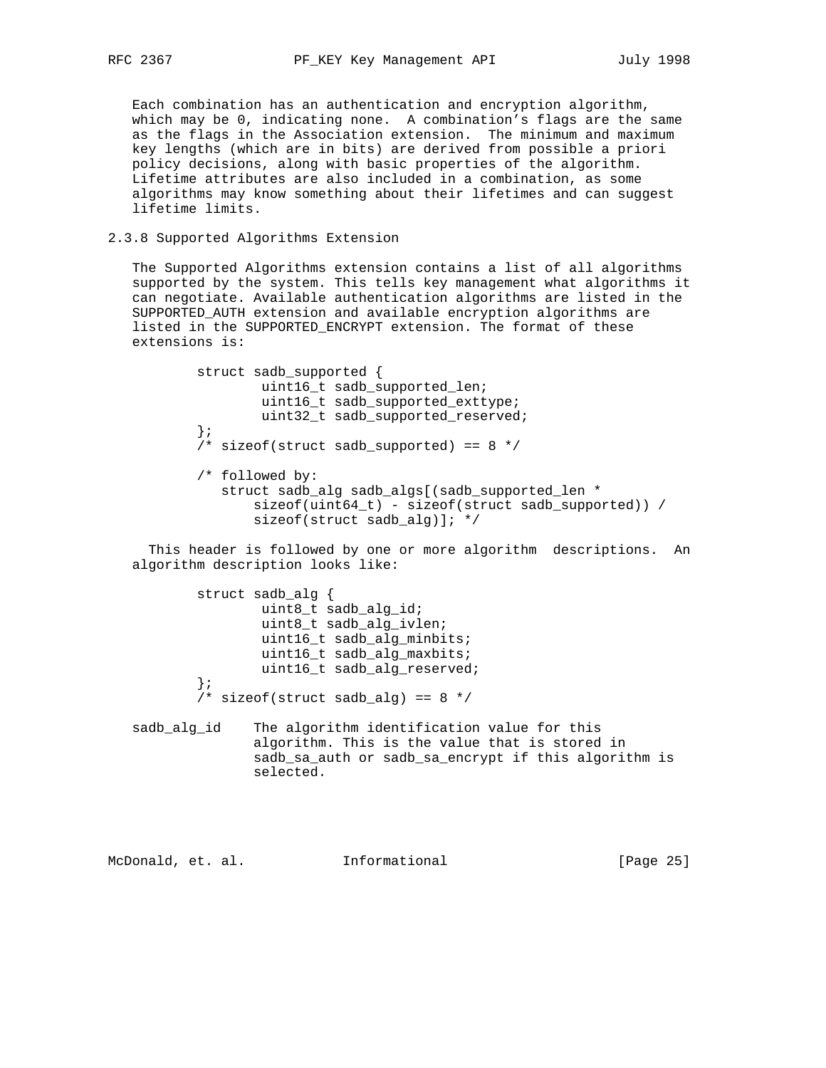Each combination has an authentication and encryption algorithm, which may be 0, indicating none. A combination's flags are the same as the flags in the Association extension. The minimum and maximum key lengths (which are in bits) are derived from possible a priori policy decisions, along with basic properties of the algorithm. Lifetime attributes are also included in a combination, as some algorithms may know something about their lifetimes and can suggest lifetime limits.

### 2.3.8 Supported Algorithms Extension

The Supported Algorithms extension contains a list of all algorithms supported by the system. This tells key management what algorithms it can negotiate. Available authentication algorithms are listed in the SUPPORTED_AUTH extension and available encryption algorithms are listed in the SUPPORTED_ENCRYPT extension. The format of these extensions is:

```
        struct sadb_supported {
                uint16_t sadb_supported_len;
                uint16_t sadb_supported_exttype;
                uint32_t sadb_supported_reserved;
        };
        /* sizeof(struct sadb_supported) == 8 */

        /* followed by:
           struct sadb_alg sadb_algs[(sadb_supported_len *
               sizeof(uint64_t) - sizeof(struct sadb_supported)) /
               sizeof(struct sadb_alg)]; */
```

This header is followed by one or more algorithm descriptions. An algorithm description looks like:

```
        struct sadb_alg {
                uint8_t sadb_alg_id;
                uint8_t sadb_alg_ivlen;
                uint16_t sadb_alg_minbits;
                uint16_t sadb_alg_maxbits;
                uint16_t sadb_alg_reserved;
        };
        /* sizeof(struct sadb_alg) == 8 */
```

sadb_alg_id    The algorithm identification value for this algorithm. This is the value that is stored in sadb_sa_auth or sadb_sa_encrypt if this algorithm is selected.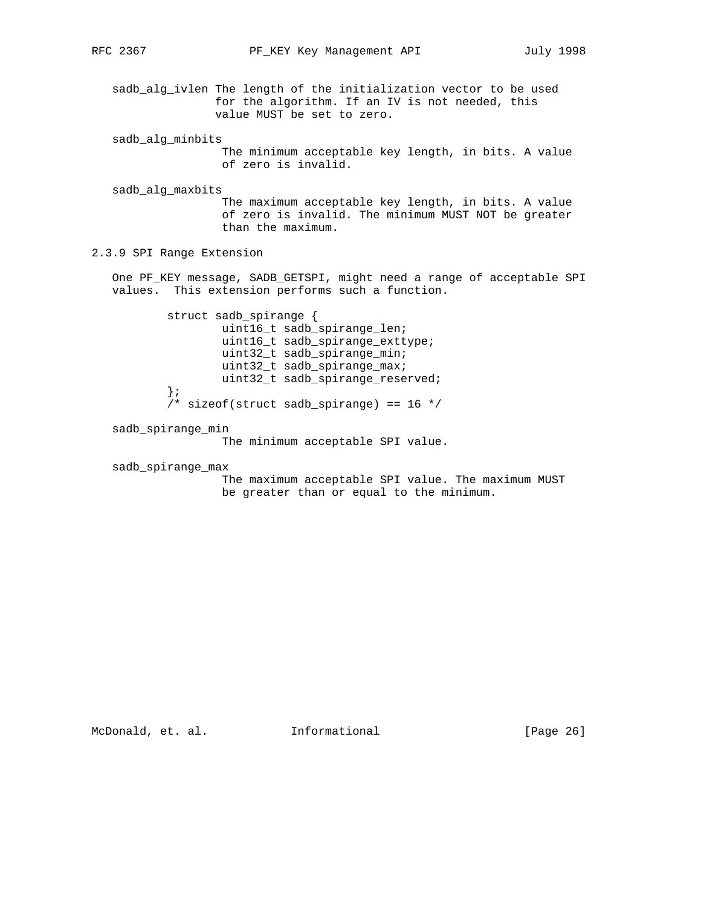sadb_alg_ivlen The length of the initialization vector to be used for the algorithm. If an IV is not needed, this value MUST be set to zero.

sadb_alg_minbits
The minimum acceptable key length, in bits. A value of zero is invalid.

sadb_alg_maxbits
The maximum acceptable key length, in bits. A value of zero is invalid. The minimum MUST NOT be greater than the maximum.

### 2.3.9 SPI Range Extension

One PF_KEY message, SADB_GETSPI, might need a range of acceptable SPI values. This extension performs such a function.

```
        struct sadb_spirange {
                uint16_t sadb_spirange_len;
                uint16_t sadb_spirange_exttype;
                uint32_t sadb_spirange_min;
                uint32_t sadb_spirange_max;
                uint32_t sadb_spirange_reserved;
        };
        /* sizeof(struct sadb_spirange) == 16 */
```

sadb_spirange_min
The minimum acceptable SPI value.

sadb_spirange_max
The maximum acceptable SPI value. The maximum MUST be greater than or equal to the minimum.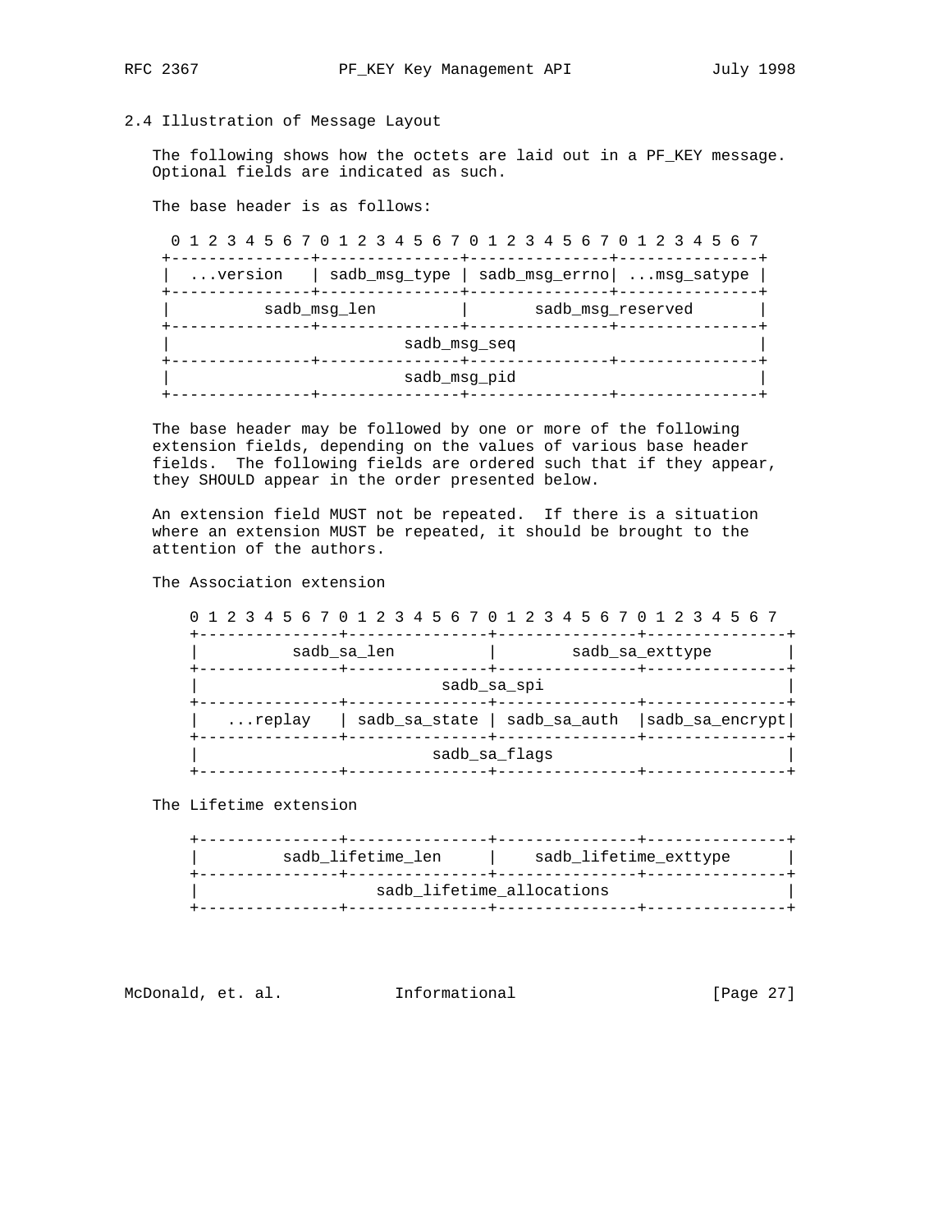### 2.4 Illustration of Message Layout

The following shows how the octets are laid out in a PF_KEY message. Optional fields are indicated as such.

The base header is as follows:

```
  0 1 2 3 4 5 6 7 0 1 2 3 4 5 6 7 0 1 2 3 4 5 6 7 0 1 2 3 4 5 6 7
 +---------------+---------------+---------------+---------------+
 |  ...version   | sadb_msg_type | sadb_msg_errno| ...msg_satype |
 +---------------+---------------+---------------+---------------+
 |          sadb_msg_len         |       sadb_msg_reserved       |
 +---------------+---------------+---------------+---------------+
 |                         sadb_msg_seq                          |
 +---------------+---------------+---------------+---------------+
 |                         sadb_msg_pid                          |
 +---------------+---------------+---------------+---------------+
```

The base header may be followed by one or more of the following extension fields, depending on the values of various base header fields. The following fields are ordered such that if they appear, they SHOULD appear in the order presented below.

An extension field MUST not be repeated. If there is a situation where an extension MUST be repeated, it should be brought to the attention of the authors.

The Association extension

```
  0 1 2 3 4 5 6 7 0 1 2 3 4 5 6 7 0 1 2 3 4 5 6 7 0 1 2 3 4 5 6 7
 +---------------+---------------+---------------+---------------+
 |          sadb_sa_len          |        sadb_sa_exttype        |
 +---------------+---------------+---------------+---------------+
 |                          sadb_sa_spi                          |
 +---------------+---------------+---------------+---------------+
 |   ...replay   | sadb_sa_state | sadb_sa_auth  |sadb_sa_encrypt|
 +---------------+---------------+---------------+---------------+
 |                         sadb_sa_flags                         |
 +---------------+---------------+---------------+---------------+
```

The Lifetime extension

```
 +---------------+---------------+---------------+---------------+
 |        sadb_lifetime_len      |    sadb_lifetime_exttype      |
 +---------------+---------------+---------------+---------------+
 |                   sadb_lifetime_allocations                   |
 +---------------+---------------+---------------+---------------+
```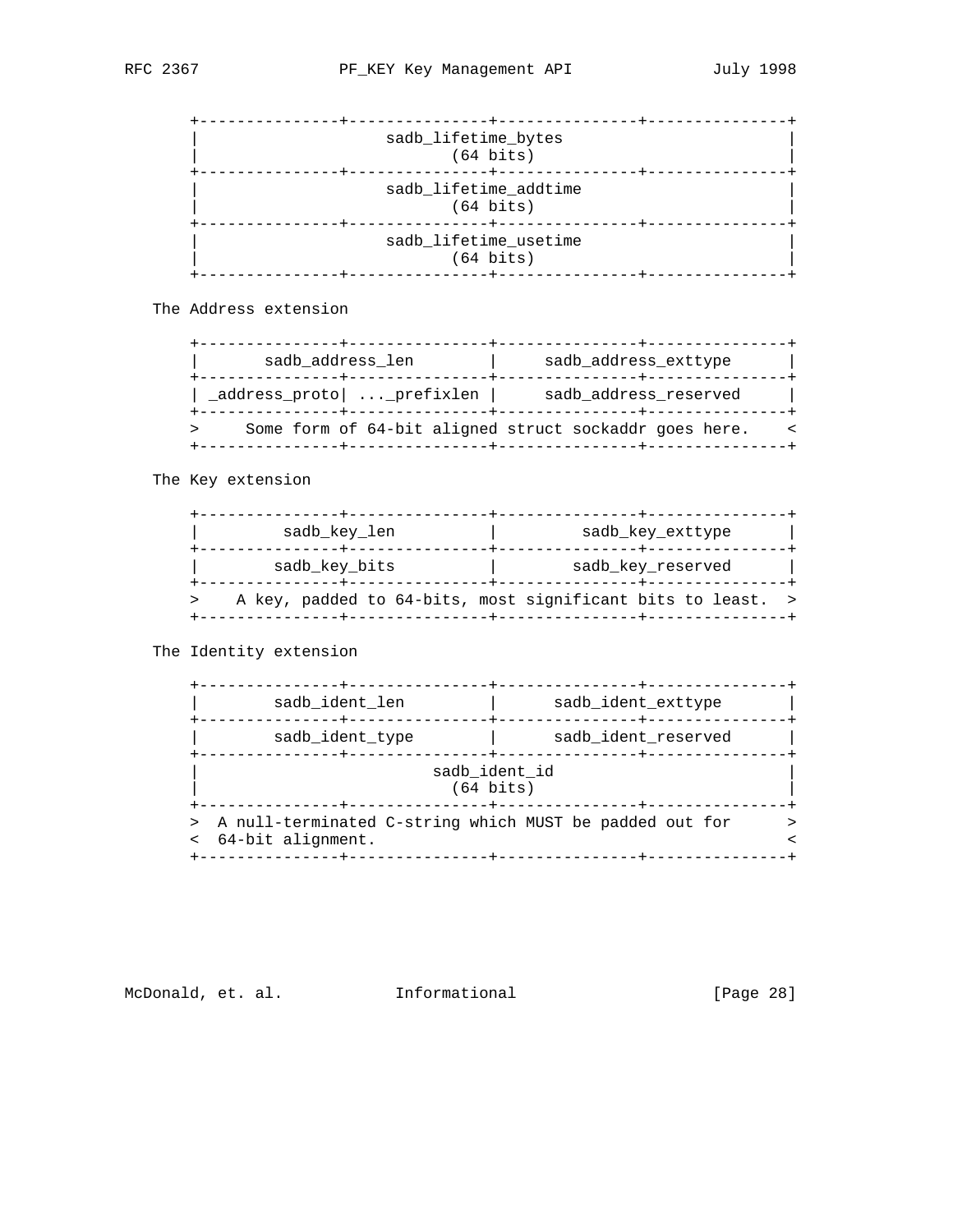```
        +---------------+---------------+---------------+---------------+
        |                     sadb_lifetime_bytes                       |
        |                           (64 bits)                           |
        +---------------+---------------+---------------+---------------+
        |                     sadb_lifetime_addtime                     |
        |                           (64 bits)                           |
        +---------------+---------------+---------------+---------------+
        |                     sadb_lifetime_usetime                     |
        |                           (64 bits)                           |
        +---------------+---------------+---------------+---------------+
```

The Address extension

```
        +---------------+---------------+---------------+---------------+
        |       sadb_address_len        |     sadb_address_exttype      |
        +---------------+---------------+---------------+---------------+
        | _address_proto| ..._prefixlen |     sadb_address_reserved     |
        +---------------+---------------+---------------+---------------+
        >     Some form of 64-bit aligned struct sockaddr goes here.    <
        +---------------+---------------+---------------+---------------+
```

The Key extension

```
        +---------------+---------------+---------------+---------------+
        |         sadb_key_len          |         sadb_key_exttype      |
        +---------------+---------------+---------------+---------------+
        |        sadb_key_bits          |        sadb_key_reserved      |
        +---------------+---------------+---------------+---------------+
        >    A key, padded to 64-bits, most significant bits to least.  >
        +---------------+---------------+---------------+---------------+
```

The Identity extension

```
        +---------------+---------------+---------------+---------------+
        |        sadb_ident_len         |      sadb_ident_exttype       |
        +---------------+---------------+---------------+---------------+
        |        sadb_ident_type        |      sadb_ident_reserved      |
        +---------------+---------------+---------------+---------------+
        |                         sadb_ident_id                         |
        |                           (64 bits)                           |
        +---------------+---------------+---------------+---------------+
        >  A null-terminated C-string which MUST be padded out for      >
        <  64-bit alignment.                                            <
        +---------------+---------------+---------------+---------------+
```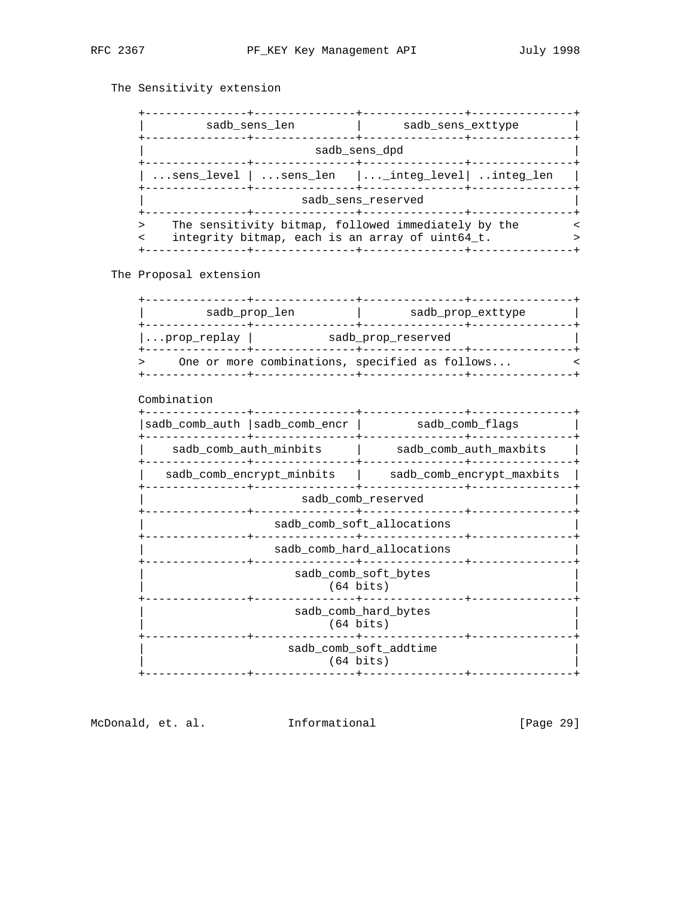The Sensitivity extension

```
+---------------+---------------+---------------+---------------+
|         sadb_sens_len         |      sadb_sens_exttype        |
+---------------+---------------+---------------+---------------+
|                         sadb_sens_dpd                         |
+---------------+---------------+---------------+---------------+
| ...sens_level | ...sens_len   |..._integ_level| ..integ_len   |
+---------------+---------------+---------------+---------------+
|                       sadb_sens_reserved                      |
+---------------+---------------+---------------+---------------+
>    The sensitivity bitmap, followed immediately by the        <
<    integrity bitmap, each is an array of uint64_t.            >
+---------------+---------------+---------------+---------------+
```

The Proposal extension

```
+---------------+---------------+---------------+---------------+
|         sadb_prop_len         |       sadb_prop_exttype       |
+---------------+---------------+---------------+---------------+
|...prop_replay |           sadb_prop_reserved                  |
+---------------+---------------+---------------+---------------+
>     One or more combinations, specified as follows...         <
+---------------+---------------+---------------+---------------+
```

```
Combination
+---------------+---------------+---------------+---------------+
|sadb_comb_auth |sadb_comb_encr |        sadb_comb_flags        |
+---------------+---------------+---------------+---------------+
|    sadb_comb_auth_minbits     |     sadb_comb_auth_maxbits    |
+---------------+---------------+---------------+---------------+
|   sadb_comb_encrypt_minbits   |    sadb_comb_encrypt_maxbits  |
+---------------+---------------+---------------+---------------+
|                       sadb_comb_reserved                      |
+---------------+---------------+---------------+---------------+
|                   sadb_comb_soft_allocations                  |
+---------------+---------------+---------------+---------------+
|                   sadb_comb_hard_allocations                  |
+---------------+---------------+---------------+---------------+
|                      sadb_comb_soft_bytes                     |
|                           (64 bits)                           |
+---------------+---------------+---------------+---------------+
|                      sadb_comb_hard_bytes                     |
|                           (64 bits)                           |
+---------------+---------------+---------------+---------------+
|                     sadb_comb_soft_addtime                    |
|                           (64 bits)                           |
+---------------+---------------+---------------+---------------+
```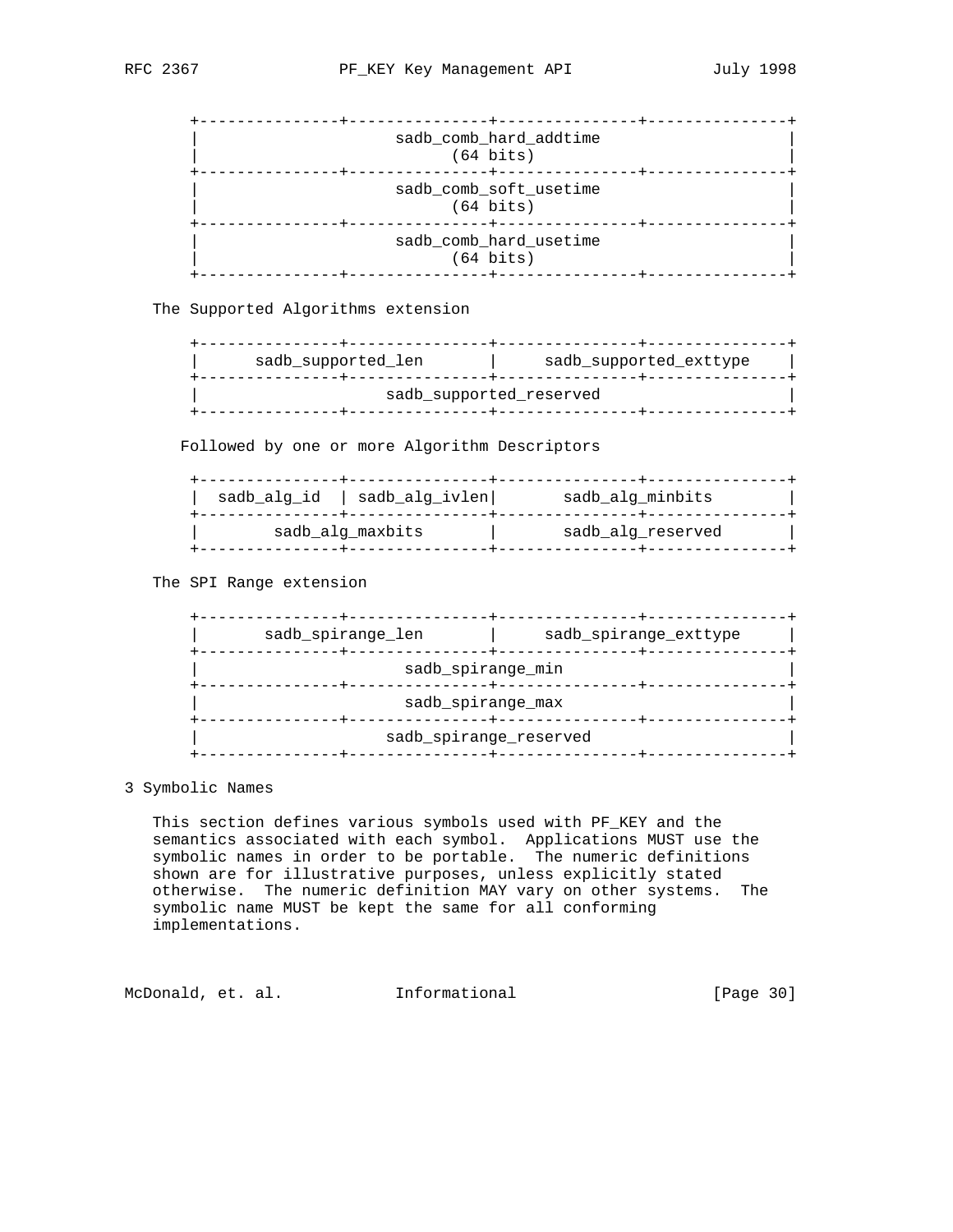```
        +---------------+---------------+---------------+---------------+
        |                     sadb_comb_hard_addtime                    |
        |                            (64 bits)                          |
        +---------------+---------------+---------------+---------------+
        |                     sadb_comb_soft_usetime                    |
        |                            (64 bits)                          |
        +---------------+---------------+---------------+---------------+
        |                     sadb_comb_hard_usetime                    |
        |                            (64 bits)                          |
        +---------------+---------------+---------------+---------------+
```

The Supported Algorithms extension

```
        +---------------+---------------+---------------+---------------+
        |      sadb_supported_len       |     sadb_supported_exttype    |
        +---------------+---------------+---------------+---------------+
        |                    sadb_supported_reserved                    |
        +---------------+---------------+---------------+---------------+
```

Followed by one or more Algorithm Descriptors

```
        +---------------+---------------+---------------+---------------+
        |  sadb_alg_id  | sadb_alg_ivlen|       sadb_alg_minbits        |
        +---------------+---------------+---------------+---------------+
        |        sadb_alg_maxbits       |       sadb_alg_reserved       |
        +---------------+---------------+---------------+---------------+
```

The SPI Range extension

```
        +---------------+---------------+---------------+---------------+
        |       sadb_spirange_len       |     sadb_spirange_exttype     |
        +---------------+---------------+---------------+---------------+
        |                      sadb_spirange_min                        |
        +---------------+---------------+---------------+---------------+
        |                      sadb_spirange_max                        |
        +---------------+---------------+---------------+---------------+
        |                    sadb_spirange_reserved                     |
        +---------------+---------------+---------------+---------------+
```

# 3 Symbolic Names

This section defines various symbols used with PF_KEY and the semantics associated with each symbol. Applications MUST use the symbolic names in order to be portable. The numeric definitions shown are for illustrative purposes, unless explicitly stated otherwise. The numeric definition MAY vary on other systems. The symbolic name MUST be kept the same for all conforming implementations.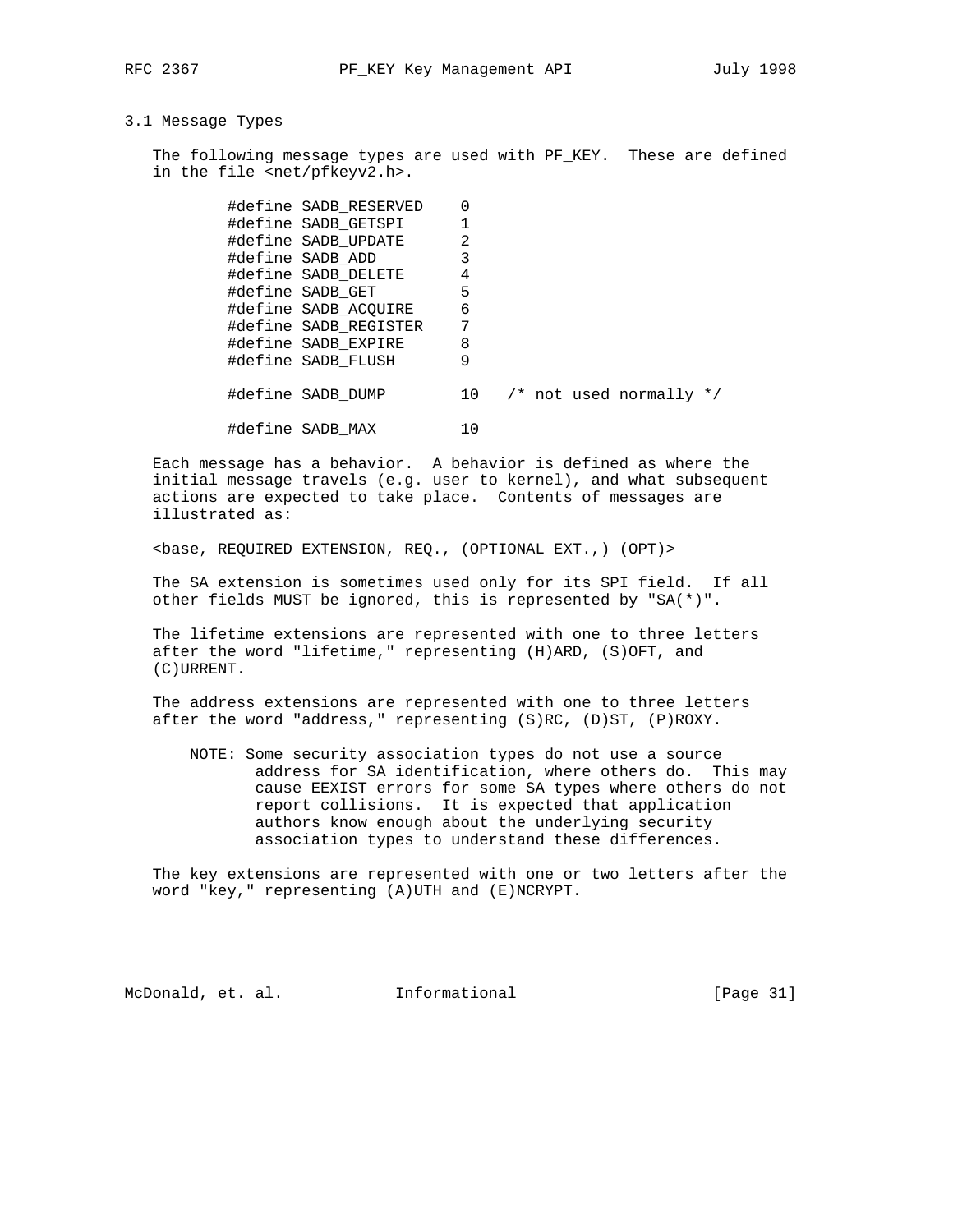## 3.1 Message Types

The following message types are used with PF_KEY. These are defined in the file <net/pfkeyv2.h>.

```
#define SADB_RESERVED    0
#define SADB_GETSPI      1
#define SADB_UPDATE      2
#define SADB_ADD         3
#define SADB_DELETE      4
#define SADB_GET         5
#define SADB_ACQUIRE     6
#define SADB_REGISTER    7
#define SADB_EXPIRE      8
#define SADB_FLUSH       9

#define SADB_DUMP        10   /* not used normally */

#define SADB_MAX         10
```

Each message has a behavior. A behavior is defined as where the initial message travels (e.g. user to kernel), and what subsequent actions are expected to take place. Contents of messages are illustrated as:

<base, REQUIRED EXTENSION, REQ., (OPTIONAL EXT.,) (OPT)>

The SA extension is sometimes used only for its SPI field. If all other fields MUST be ignored, this is represented by "SA(*)".

The lifetime extensions are represented with one to three letters after the word "lifetime," representing (H)ARD, (S)OFT, and (C)URRENT.

The address extensions are represented with one to three letters after the word "address," representing (S)RC, (D)ST, (P)ROXY.

> NOTE: Some security association types do not use a source address for SA identification, where others do. This may cause EEXIST errors for some SA types where others do not report collisions. It is expected that application authors know enough about the underlying security association types to understand these differences.

The key extensions are represented with one or two letters after the word "key," representing (A)UTH and (E)NCRYPT.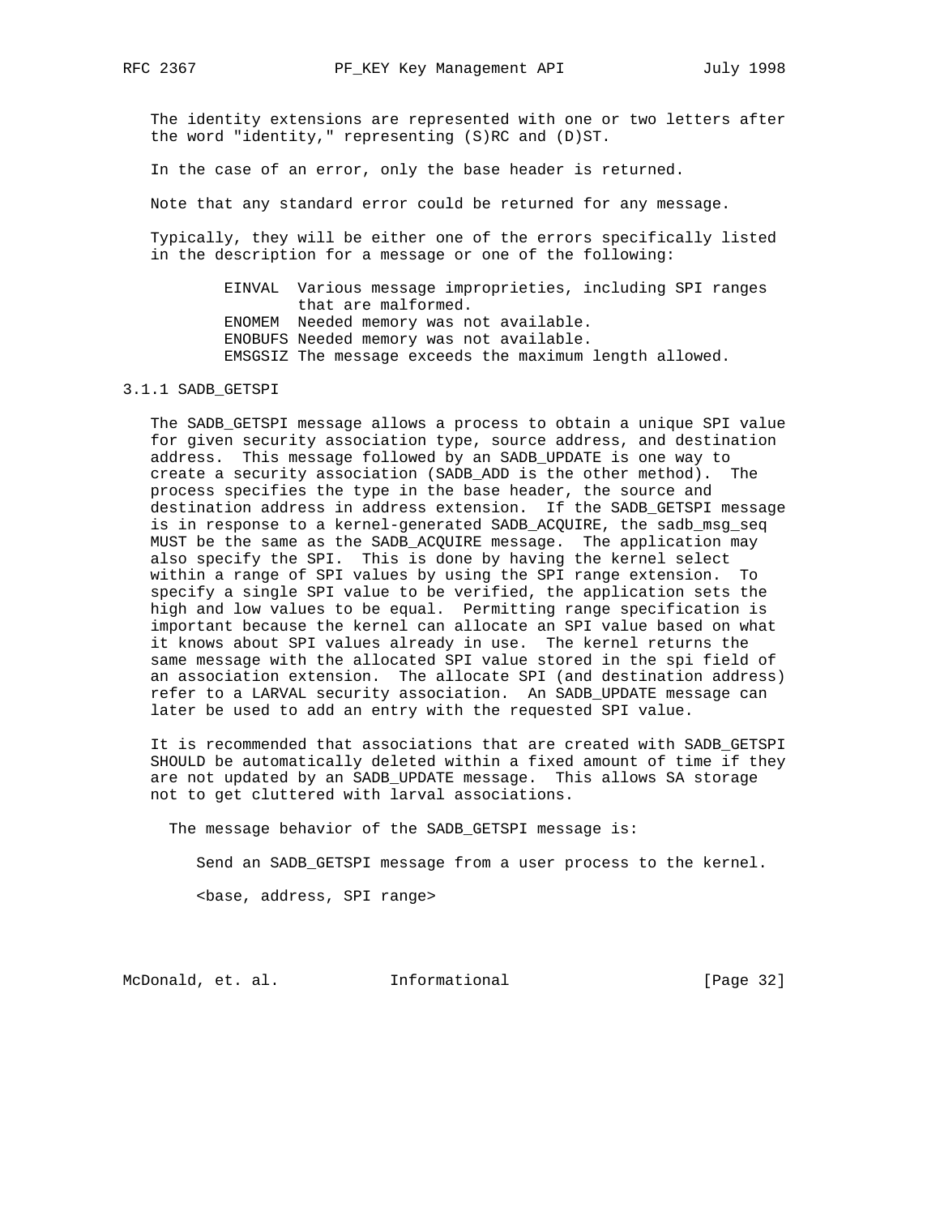The identity extensions are represented with one or two letters after the word "identity," representing (S)RC and (D)ST.

In the case of an error, only the base header is returned.

Note that any standard error could be returned for any message.

Typically, they will be either one of the errors specifically listed in the description for a message or one of the following:

```
EINVAL  Various message improprieties, including SPI ranges
        that are malformed.
ENOMEM  Needed memory was not available.
ENOBUFS Needed memory was not available.
EMSGSIZ The message exceeds the maximum length allowed.
```

### 3.1.1 SADB_GETSPI

The SADB_GETSPI message allows a process to obtain a unique SPI value for given security association type, source address, and destination address. This message followed by an SADB_UPDATE is one way to create a security association (SADB_ADD is the other method). The process specifies the type in the base header, the source and destination address in address extension. If the SADB_GETSPI message is in response to a kernel-generated SADB_ACQUIRE, the sadb_msg_seq MUST be the same as the SADB_ACQUIRE message. The application may also specify the SPI. This is done by having the kernel select within a range of SPI values by using the SPI range extension. To specify a single SPI value to be verified, the application sets the high and low values to be equal. Permitting range specification is important because the kernel can allocate an SPI value based on what it knows about SPI values already in use. The kernel returns the same message with the allocated SPI value stored in the spi field of an association extension. The allocate SPI (and destination address) refer to a LARVAL security association. An SADB_UPDATE message can later be used to add an entry with the requested SPI value.

It is recommended that associations that are created with SADB_GETSPI SHOULD be automatically deleted within a fixed amount of time if they are not updated by an SADB_UPDATE message. This allows SA storage not to get cluttered with larval associations.

The message behavior of the SADB_GETSPI message is:

Send an SADB_GETSPI message from a user process to the kernel.

```
<base, address, SPI range>
```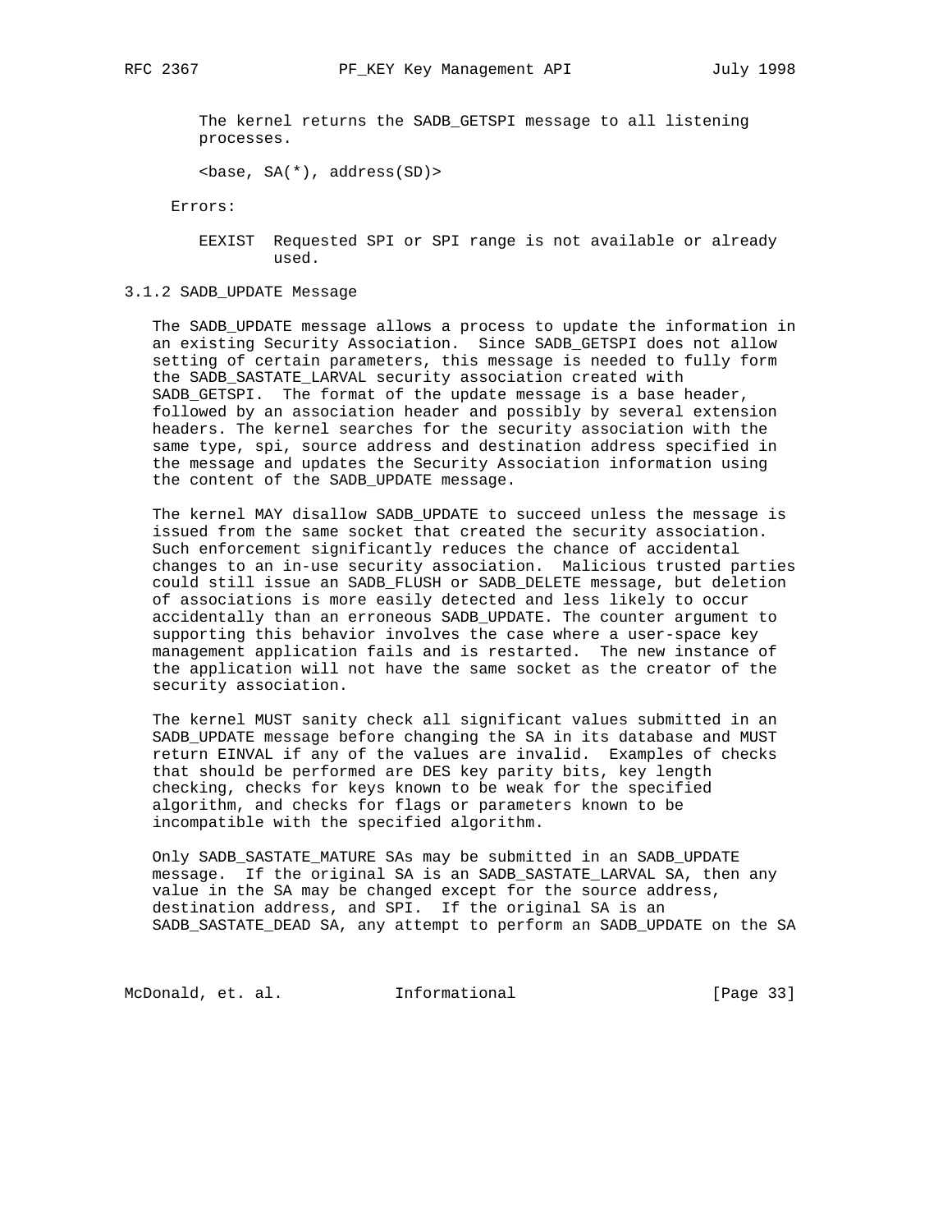The kernel returns the SADB_GETSPI message to all listening processes.

<base, SA(*), address(SD)>

Errors:

EEXIST  Requested SPI or SPI range is not available or already used.

### 3.1.2 SADB_UPDATE Message

The SADB_UPDATE message allows a process to update the information in an existing Security Association. Since SADB_GETSPI does not allow setting of certain parameters, this message is needed to fully form the SADB_SASTATE_LARVAL security association created with SADB_GETSPI. The format of the update message is a base header, followed by an association header and possibly by several extension headers. The kernel searches for the security association with the same type, spi, source address and destination address specified in the message and updates the Security Association information using the content of the SADB_UPDATE message.

The kernel MAY disallow SADB_UPDATE to succeed unless the message is issued from the same socket that created the security association. Such enforcement significantly reduces the chance of accidental changes to an in-use security association. Malicious trusted parties could still issue an SADB_FLUSH or SADB_DELETE message, but deletion of associations is more easily detected and less likely to occur accidentally than an erroneous SADB_UPDATE. The counter argument to supporting this behavior involves the case where a user-space key management application fails and is restarted. The new instance of the application will not have the same socket as the creator of the security association.

The kernel MUST sanity check all significant values submitted in an SADB_UPDATE message before changing the SA in its database and MUST return EINVAL if any of the values are invalid. Examples of checks that should be performed are DES key parity bits, key length checking, checks for keys known to be weak for the specified algorithm, and checks for flags or parameters known to be incompatible with the specified algorithm.

Only SADB_SASTATE_MATURE SAs may be submitted in an SADB_UPDATE message. If the original SA is an SADB_SASTATE_LARVAL SA, then any value in the SA may be changed except for the source address, destination address, and SPI. If the original SA is an SADB_SASTATE_DEAD SA, any attempt to perform an SADB_UPDATE on the SA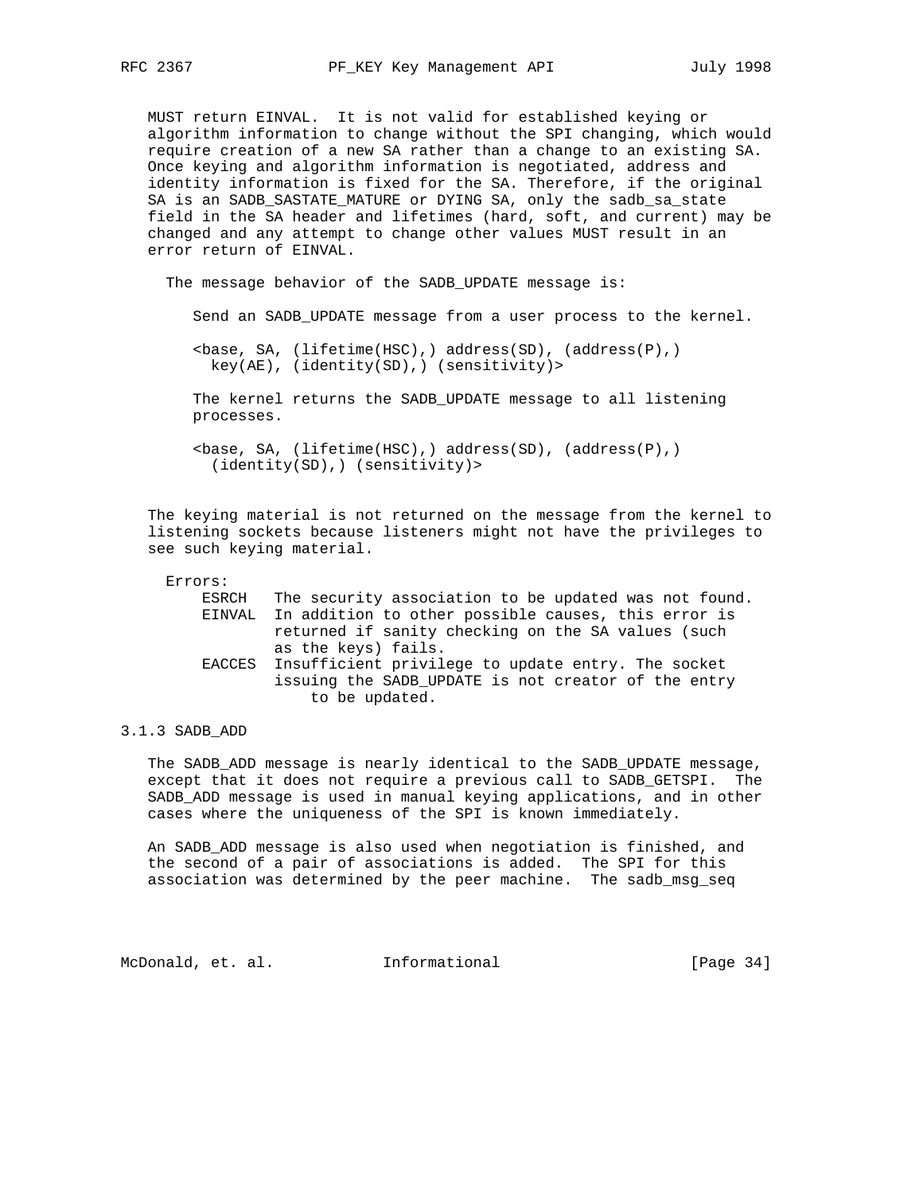MUST return EINVAL. It is not valid for established keying or algorithm information to change without the SPI changing, which would require creation of a new SA rather than a change to an existing SA. Once keying and algorithm information is negotiated, address and identity information is fixed for the SA. Therefore, if the original SA is an SADB_SASTATE_MATURE or DYING SA, only the sadb_sa_state field in the SA header and lifetimes (hard, soft, and current) may be changed and any attempt to change other values MUST result in an error return of EINVAL.

The message behavior of the SADB_UPDATE message is:

Send an SADB_UPDATE message from a user process to the kernel.

```
<base, SA, (lifetime(HSC),) address(SD), (address(P),)
  key(AE), (identity(SD),) (sensitivity)>
```

The kernel returns the SADB_UPDATE message to all listening processes.

```
<base, SA, (lifetime(HSC),) address(SD), (address(P),)
  (identity(SD),) (sensitivity)>
```

The keying material is not returned on the message from the kernel to listening sockets because listeners might not have the privileges to see such keying material.

Errors:

- ESRCH — The security association to be updated was not found.
- EINVAL — In addition to other possible causes, this error is returned if sanity checking on the SA values (such as the keys) fails.
- EACCES — Insufficient privilege to update entry. The socket issuing the SADB_UPDATE is not creator of the entry to be updated.

### 3.1.3 SADB_ADD

The SADB_ADD message is nearly identical to the SADB_UPDATE message, except that it does not require a previous call to SADB_GETSPI. The SADB_ADD message is used in manual keying applications, and in other cases where the uniqueness of the SPI is known immediately.

An SADB_ADD message is also used when negotiation is finished, and the second of a pair of associations is added. The SPI for this association was determined by the peer machine. The sadb_msg_seq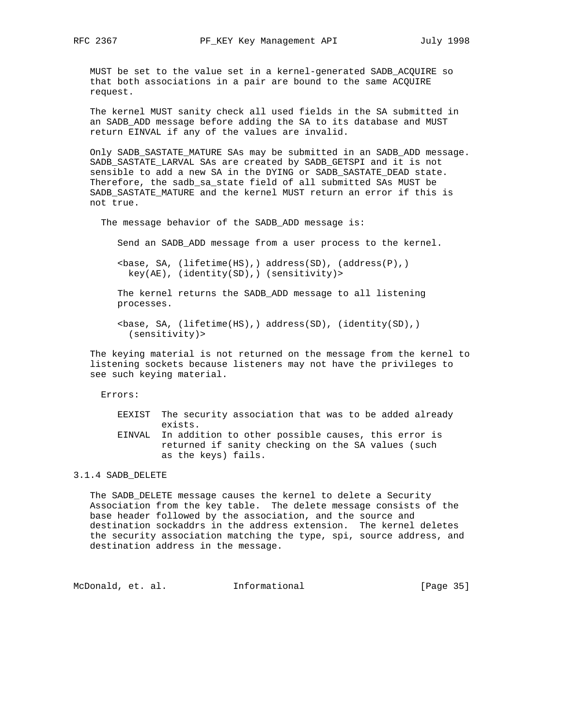MUST be set to the value set in a kernel-generated SADB_ACQUIRE so that both associations in a pair are bound to the same ACQUIRE request.

The kernel MUST sanity check all used fields in the SA submitted in an SADB_ADD message before adding the SA to its database and MUST return EINVAL if any of the values are invalid.

Only SADB_SASTATE_MATURE SAs may be submitted in an SADB_ADD message. SADB_SASTATE_LARVAL SAs are created by SADB_GETSPI and it is not sensible to add a new SA in the DYING or SADB_SASTATE_DEAD state. Therefore, the sadb_sa_state field of all submitted SAs MUST be SADB_SASTATE_MATURE and the kernel MUST return an error if this is not true.

The message behavior of the SADB_ADD message is:

Send an SADB_ADD message from a user process to the kernel.

```
<base, SA, (lifetime(HS),) address(SD), (address(P),)
  key(AE), (identity(SD),) (sensitivity)>
```

The kernel returns the SADB_ADD message to all listening processes.

```
<base, SA, (lifetime(HS),) address(SD), (identity(SD),)
  (sensitivity)>
```

The keying material is not returned on the message from the kernel to listening sockets because listeners may not have the privileges to see such keying material.

Errors:

```
EEXIST  The security association that was to be added already
        exists.
EINVAL  In addition to other possible causes, this error is
        returned if sanity checking on the SA values (such
        as the keys) fails.
```

### 3.1.4 SADB_DELETE

The SADB_DELETE message causes the kernel to delete a Security Association from the key table. The delete message consists of the base header followed by the association, and the source and destination sockaddrs in the address extension. The kernel deletes the security association matching the type, spi, source address, and destination address in the message.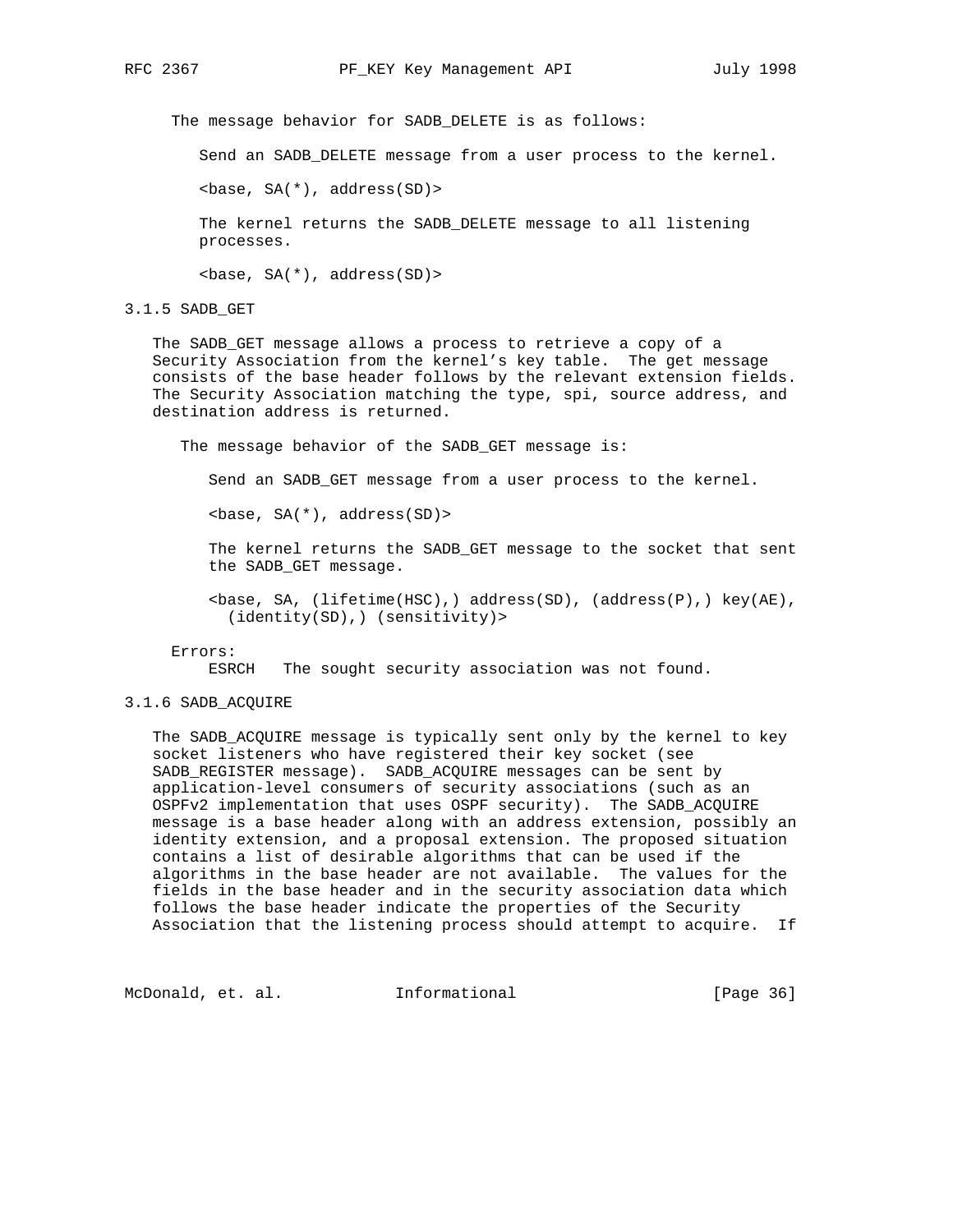The message behavior for SADB_DELETE is as follows:

Send an SADB_DELETE message from a user process to the kernel.

<base, SA(*), address(SD)>

The kernel returns the SADB_DELETE message to all listening processes.

<base, SA(*), address(SD)>

### 3.1.5 SADB_GET

The SADB_GET message allows a process to retrieve a copy of a Security Association from the kernel's key table. The get message consists of the base header follows by the relevant extension fields. The Security Association matching the type, spi, source address, and destination address is returned.

The message behavior of the SADB_GET message is:

Send an SADB_GET message from a user process to the kernel.

<base, SA(*), address(SD)>

The kernel returns the SADB_GET message to the socket that sent the SADB_GET message.

<base, SA, (lifetime(HSC),) address(SD), (address(P),) key(AE), (identity(SD),) (sensitivity)>

Errors:
    ESRCH   The sought security association was not found.

### 3.1.6 SADB_ACQUIRE

The SADB_ACQUIRE message is typically sent only by the kernel to key socket listeners who have registered their key socket (see SADB_REGISTER message). SADB_ACQUIRE messages can be sent by application-level consumers of security associations (such as an OSPFv2 implementation that uses OSPF security). The SADB_ACQUIRE message is a base header along with an address extension, possibly an identity extension, and a proposal extension. The proposed situation contains a list of desirable algorithms that can be used if the algorithms in the base header are not available. The values for the fields in the base header and in the security association data which follows the base header indicate the properties of the Security Association that the listening process should attempt to acquire. If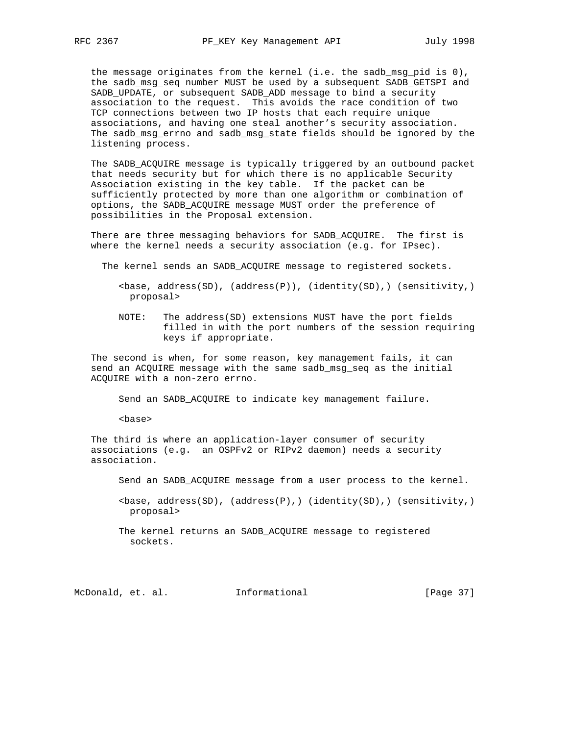the message originates from the kernel (i.e. the sadb_msg_pid is 0), the sadb_msg_seq number MUST be used by a subsequent SADB_GETSPI and SADB_UPDATE, or subsequent SADB_ADD message to bind a security association to the request. This avoids the race condition of two TCP connections between two IP hosts that each require unique associations, and having one steal another's security association. The sadb_msg_errno and sadb_msg_state fields should be ignored by the listening process.

The SADB_ACQUIRE message is typically triggered by an outbound packet that needs security but for which there is no applicable Security Association existing in the key table. If the packet can be sufficiently protected by more than one algorithm or combination of options, the SADB_ACQUIRE message MUST order the preference of possibilities in the Proposal extension.

There are three messaging behaviors for SADB_ACQUIRE. The first is where the kernel needs a security association (e.g. for IPsec).

```
  The kernel sends an SADB_ACQUIRE message to registered sockets.

     <base, address(SD), (address(P)), (identity(SD),) (sensitivity,)
       proposal>

     NOTE:   The address(SD) extensions MUST have the port fields
             filled in with the port numbers of the session requiring
             keys if appropriate.
```

The second is when, for some reason, key management fails, it can send an ACQUIRE message with the same sadb_msg_seq as the initial ACQUIRE with a non-zero errno.

```
     Send an SADB_ACQUIRE to indicate key management failure.

     <base>
```

The third is where an application-layer consumer of security associations (e.g. an OSPFv2 or RIPv2 daemon) needs a security association.

```
     Send an SADB_ACQUIRE message from a user process to the kernel.

     <base, address(SD), (address(P),) (identity(SD),) (sensitivity,)
       proposal>

     The kernel returns an SADB_ACQUIRE message to registered
       sockets.
```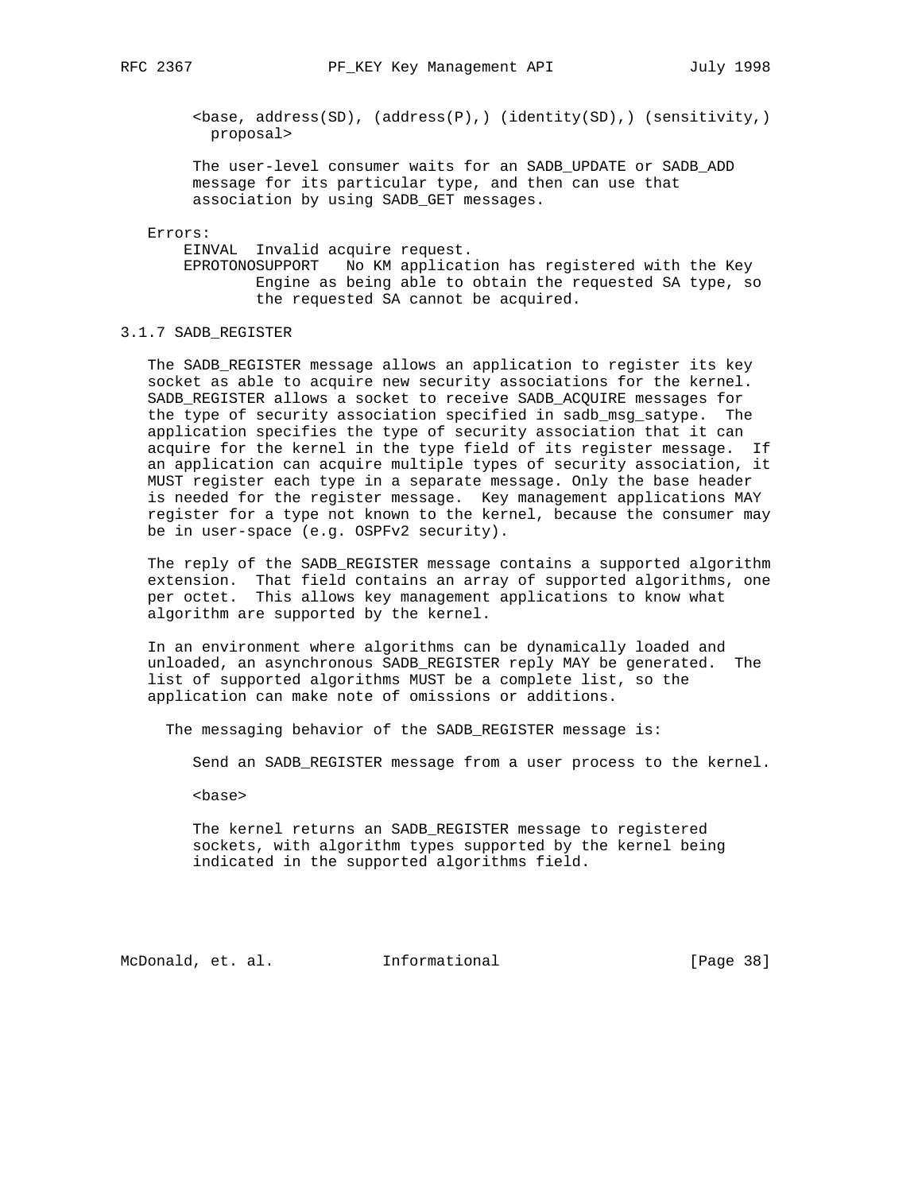```
<base, address(SD), (address(P),) (identity(SD),) (sensitivity,)
  proposal>
```

The user-level consumer waits for an SADB_UPDATE or SADB_ADD message for its particular type, and then can use that association by using SADB_GET messages.

Errors:

- EINVAL Invalid acquire request.
- EPROTONOSUPPORT No KM application has registered with the Key Engine as being able to obtain the requested SA type, so the requested SA cannot be acquired.

### 3.1.7 SADB_REGISTER

The SADB_REGISTER message allows an application to register its key socket as able to acquire new security associations for the kernel. SADB_REGISTER allows a socket to receive SADB_ACQUIRE messages for the type of security association specified in sadb_msg_satype. The application specifies the type of security association that it can acquire for the kernel in the type field of its register message. If an application can acquire multiple types of security association, it MUST register each type in a separate message. Only the base header is needed for the register message. Key management applications MAY register for a type not known to the kernel, because the consumer may be in user-space (e.g. OSPFv2 security).

The reply of the SADB_REGISTER message contains a supported algorithm extension. That field contains an array of supported algorithms, one per octet. This allows key management applications to know what algorithm are supported by the kernel.

In an environment where algorithms can be dynamically loaded and unloaded, an asynchronous SADB_REGISTER reply MAY be generated. The list of supported algorithms MUST be a complete list, so the application can make note of omissions or additions.

The messaging behavior of the SADB_REGISTER message is:

Send an SADB_REGISTER message from a user process to the kernel.

```
<base>
```

The kernel returns an SADB_REGISTER message to registered sockets, with algorithm types supported by the kernel being indicated in the supported algorithms field.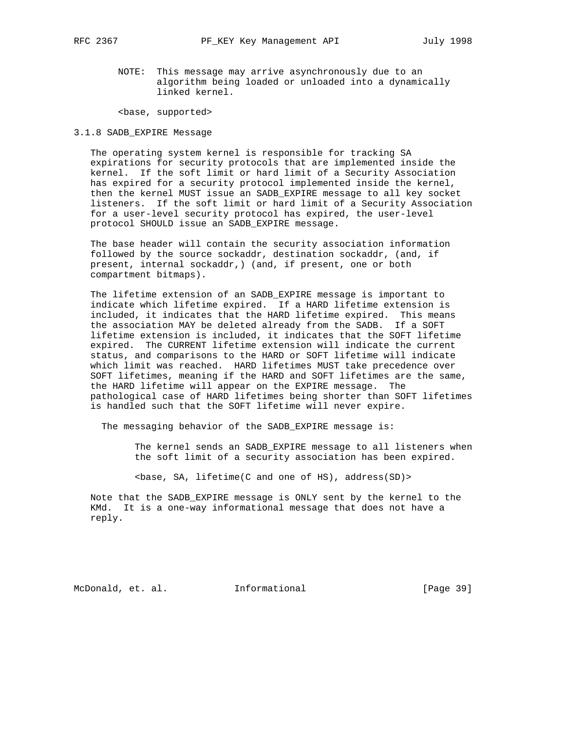NOTE: This message may arrive asynchronously due to an algorithm being loaded or unloaded into a dynamically linked kernel.

```
<base, supported>
```

### 3.1.8 SADB_EXPIRE Message

The operating system kernel is responsible for tracking SA expirations for security protocols that are implemented inside the kernel. If the soft limit or hard limit of a Security Association has expired for a security protocol implemented inside the kernel, then the kernel MUST issue an SADB_EXPIRE message to all key socket listeners. If the soft limit or hard limit of a Security Association for a user-level security protocol has expired, the user-level protocol SHOULD issue an SADB_EXPIRE message.

The base header will contain the security association information followed by the source sockaddr, destination sockaddr, (and, if present, internal sockaddr,) (and, if present, one or both compartment bitmaps).

The lifetime extension of an SADB_EXPIRE message is important to indicate which lifetime expired. If a HARD lifetime extension is included, it indicates that the HARD lifetime expired. This means the association MAY be deleted already from the SADB. If a SOFT lifetime extension is included, it indicates that the SOFT lifetime expired. The CURRENT lifetime extension will indicate the current status, and comparisons to the HARD or SOFT lifetime will indicate which limit was reached. HARD lifetimes MUST take precedence over SOFT lifetimes, meaning if the HARD and SOFT lifetimes are the same, the HARD lifetime will appear on the EXPIRE message. The pathological case of HARD lifetimes being shorter than SOFT lifetimes is handled such that the SOFT lifetime will never expire.

The messaging behavior of the SADB_EXPIRE message is:

The kernel sends an SADB_EXPIRE message to all listeners when the soft limit of a security association has been expired.

```
<base, SA, lifetime(C and one of HS), address(SD)>
```

Note that the SADB_EXPIRE message is ONLY sent by the kernel to the KMd. It is a one-way informational message that does not have a reply.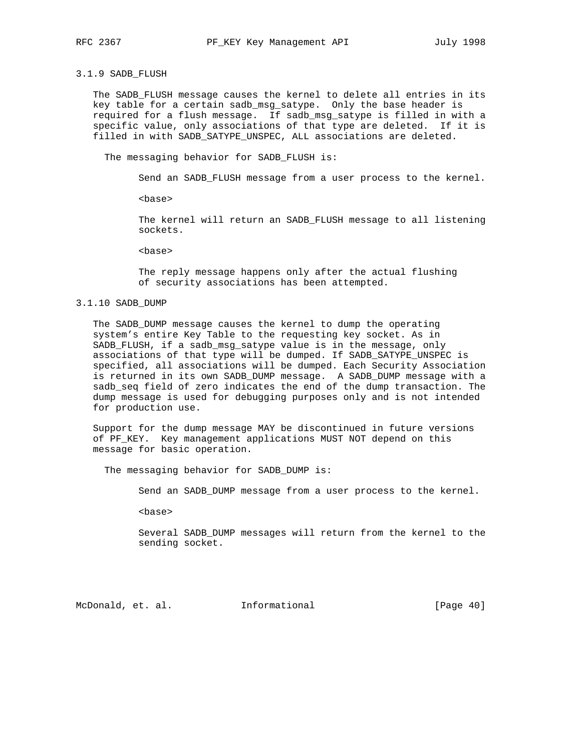### 3.1.9 SADB_FLUSH

The SADB_FLUSH message causes the kernel to delete all entries in its key table for a certain sadb_msg_satype. Only the base header is required for a flush message. If sadb_msg_satype is filled in with a specific value, only associations of that type are deleted. If it is filled in with SADB_SATYPE_UNSPEC, ALL associations are deleted.

The messaging behavior for SADB_FLUSH is:

Send an SADB_FLUSH message from a user process to the kernel.

<base>

The kernel will return an SADB_FLUSH message to all listening sockets.

<base>

The reply message happens only after the actual flushing of security associations has been attempted.

### 3.1.10 SADB_DUMP

The SADB_DUMP message causes the kernel to dump the operating system's entire Key Table to the requesting key socket. As in SADB_FLUSH, if a sadb_msg_satype value is in the message, only associations of that type will be dumped. If SADB_SATYPE_UNSPEC is specified, all associations will be dumped. Each Security Association is returned in its own SADB_DUMP message. A SADB_DUMP message with a sadb_seq field of zero indicates the end of the dump transaction. The dump message is used for debugging purposes only and is not intended for production use.

Support for the dump message MAY be discontinued in future versions of PF_KEY. Key management applications MUST NOT depend on this message for basic operation.

The messaging behavior for SADB_DUMP is:

Send an SADB_DUMP message from a user process to the kernel.

<base>

Several SADB_DUMP messages will return from the kernel to the sending socket.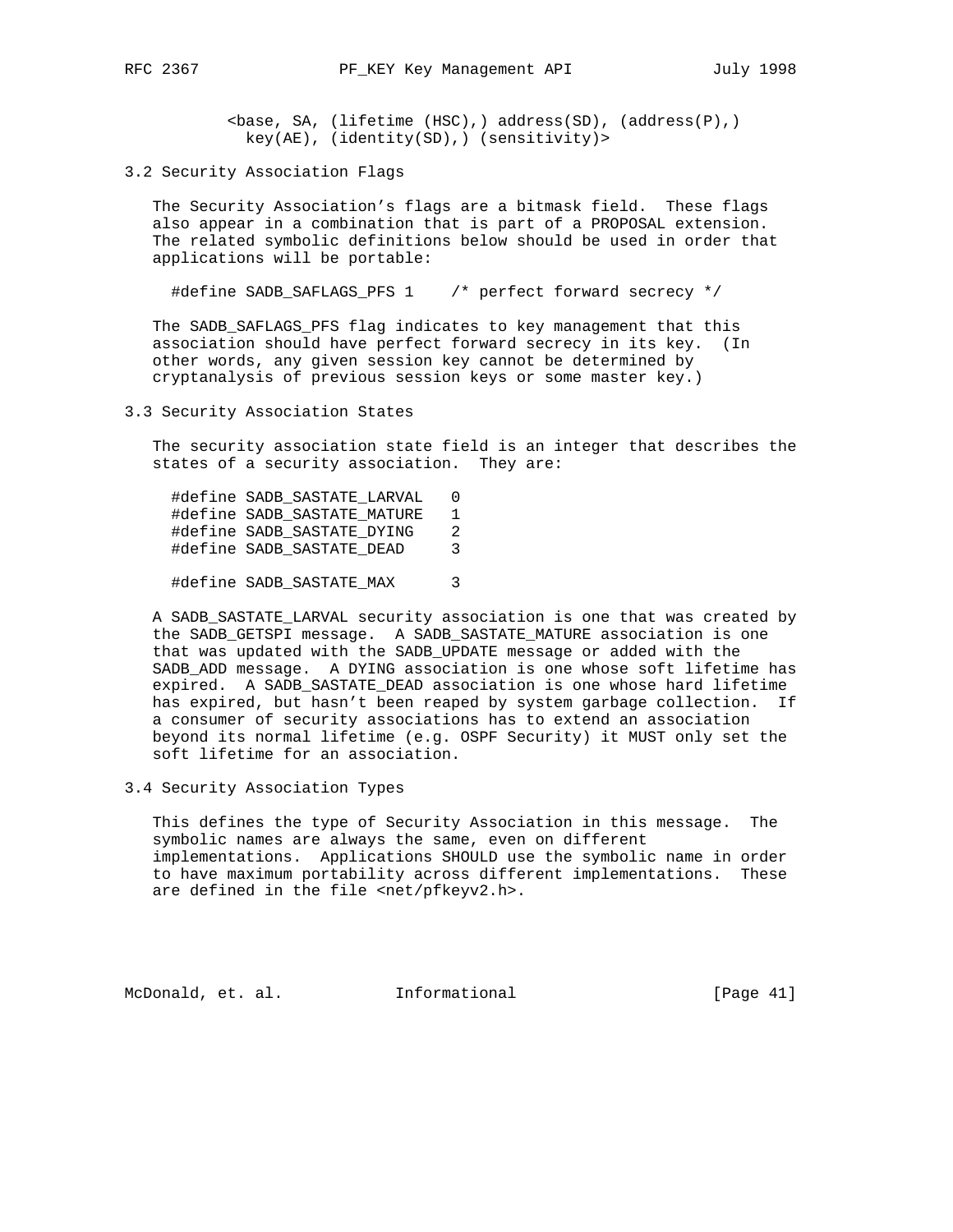```
<base, SA, (lifetime (HSC),) address(SD), (address(P),)
  key(AE), (identity(SD),) (sensitivity)>
```

### 3.2 Security Association Flags

The Security Association's flags are a bitmask field. These flags also appear in a combination that is part of a PROPOSAL extension. The related symbolic definitions below should be used in order that applications will be portable:

```
#define SADB_SAFLAGS_PFS 1    /* perfect forward secrecy */
```

The SADB_SAFLAGS_PFS flag indicates to key management that this association should have perfect forward secrecy in its key. (In other words, any given session key cannot be determined by cryptanalysis of previous session keys or some master key.)

### 3.3 Security Association States

The security association state field is an integer that describes the states of a security association. They are:

```
#define SADB_SASTATE_LARVAL   0
#define SADB_SASTATE_MATURE   1
#define SADB_SASTATE_DYING    2
#define SADB_SASTATE_DEAD     3

#define SADB_SASTATE_MAX      3
```

A SADB_SASTATE_LARVAL security association is one that was created by the SADB_GETSPI message. A SADB_SASTATE_MATURE association is one that was updated with the SADB_UPDATE message or added with the SADB_ADD message. A DYING association is one whose soft lifetime has expired. A SADB_SASTATE_DEAD association is one whose hard lifetime has expired, but hasn't been reaped by system garbage collection. If a consumer of security associations has to extend an association beyond its normal lifetime (e.g. OSPF Security) it MUST only set the soft lifetime for an association.

### 3.4 Security Association Types

This defines the type of Security Association in this message. The symbolic names are always the same, even on different implementations. Applications SHOULD use the symbolic name in order to have maximum portability across different implementations. These are defined in the file <net/pfkeyv2.h>.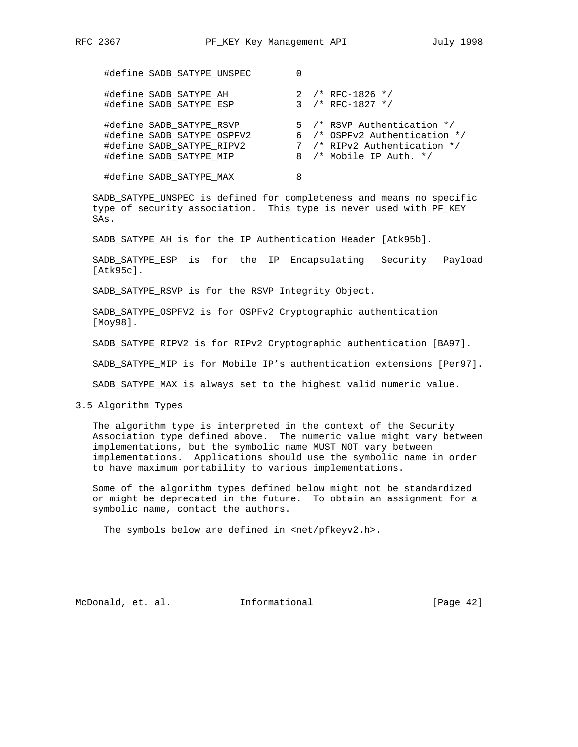```
#define SADB_SATYPE_UNSPEC        0

#define SADB_SATYPE_AH            2  /* RFC-1826 */
#define SADB_SATYPE_ESP           3  /* RFC-1827 */

#define SADB_SATYPE_RSVP          5  /* RSVP Authentication */
#define SADB_SATYPE_OSPFV2        6  /* OSPFv2 Authentication */
#define SADB_SATYPE_RIPV2         7  /* RIPv2 Authentication */
#define SADB_SATYPE_MIP           8  /* Mobile IP Auth. */

#define SADB_SATYPE_MAX           8
```

SADB_SATYPE_UNSPEC is defined for completeness and means no specific type of security association. This type is never used with PF_KEY SAs.

SADB_SATYPE_AH is for the IP Authentication Header [Atk95b].

SADB_SATYPE_ESP is for the IP Encapsulating Security Payload [Atk95c].

SADB_SATYPE_RSVP is for the RSVP Integrity Object.

SADB_SATYPE_OSPFV2 is for OSPFv2 Cryptographic authentication [Moy98].

SADB_SATYPE_RIPV2 is for RIPv2 Cryptographic authentication [BA97].

SADB_SATYPE_MIP is for Mobile IP's authentication extensions [Per97].

SADB_SATYPE_MAX is always set to the highest valid numeric value.

## 3.5 Algorithm Types

The algorithm type is interpreted in the context of the Security Association type defined above. The numeric value might vary between implementations, but the symbolic name MUST NOT vary between implementations. Applications should use the symbolic name in order to have maximum portability to various implementations.

Some of the algorithm types defined below might not be standardized or might be deprecated in the future. To obtain an assignment for a symbolic name, contact the authors.

The symbols below are defined in <net/pfkeyv2.h>.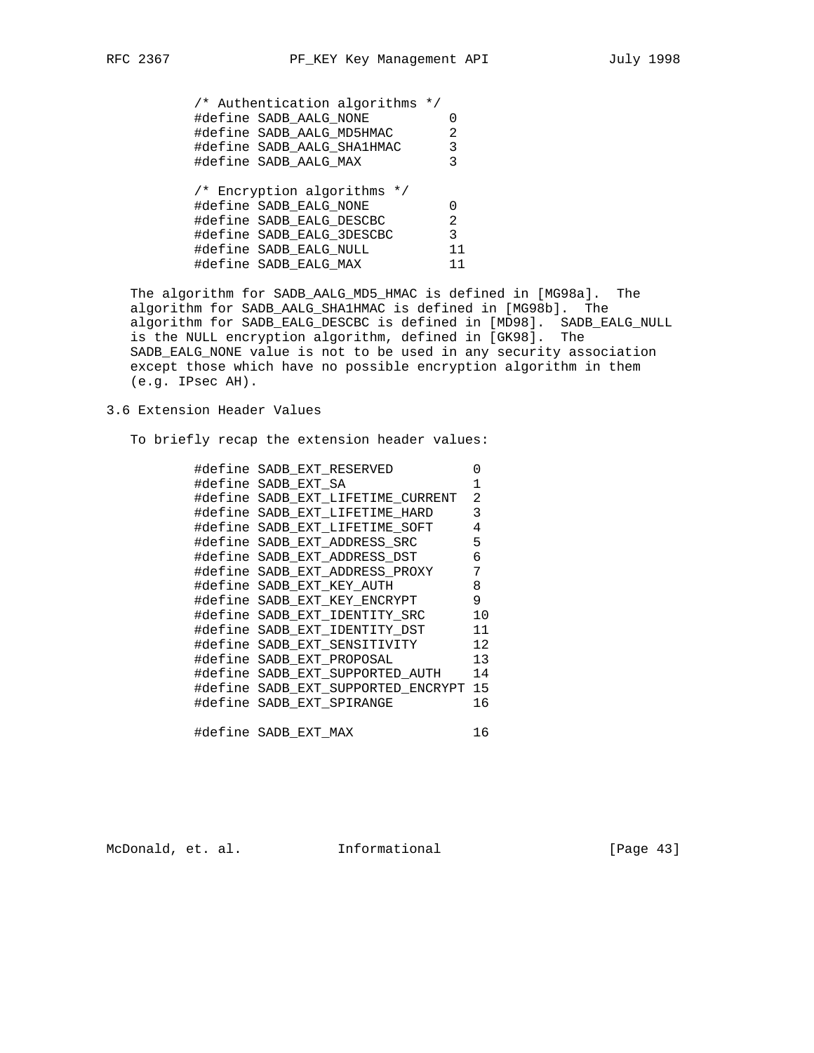```
/* Authentication algorithms */
#define SADB_AALG_NONE          0
#define SADB_AALG_MD5HMAC       2
#define SADB_AALG_SHA1HMAC      3
#define SADB_AALG_MAX           3

/* Encryption algorithms */
#define SADB_EALG_NONE          0
#define SADB_EALG_DESCBC        2
#define SADB_EALG_3DESCBC       3
#define SADB_EALG_NULL          11
#define SADB_EALG_MAX           11
```

The algorithm for SADB_AALG_MD5_HMAC is defined in [MG98a]. The algorithm for SADB_AALG_SHA1HMAC is defined in [MG98b]. The algorithm for SADB_EALG_DESCBC is defined in [MD98]. SADB_EALG_NULL is the NULL encryption algorithm, defined in [GK98]. The SADB_EALG_NONE value is not to be used in any security association except those which have no possible encryption algorithm in them (e.g. IPsec AH).

## 3.6 Extension Header Values

To briefly recap the extension header values:

```
#define SADB_EXT_RESERVED          0
#define SADB_EXT_SA                1
#define SADB_EXT_LIFETIME_CURRENT  2
#define SADB_EXT_LIFETIME_HARD     3
#define SADB_EXT_LIFETIME_SOFT     4
#define SADB_EXT_ADDRESS_SRC       5
#define SADB_EXT_ADDRESS_DST       6
#define SADB_EXT_ADDRESS_PROXY     7
#define SADB_EXT_KEY_AUTH          8
#define SADB_EXT_KEY_ENCRYPT       9
#define SADB_EXT_IDENTITY_SRC      10
#define SADB_EXT_IDENTITY_DST      11
#define SADB_EXT_SENSITIVITY       12
#define SADB_EXT_PROPOSAL          13
#define SADB_EXT_SUPPORTED_AUTH    14
#define SADB_EXT_SUPPORTED_ENCRYPT 15
#define SADB_EXT_SPIRANGE          16

#define SADB_EXT_MAX               16
```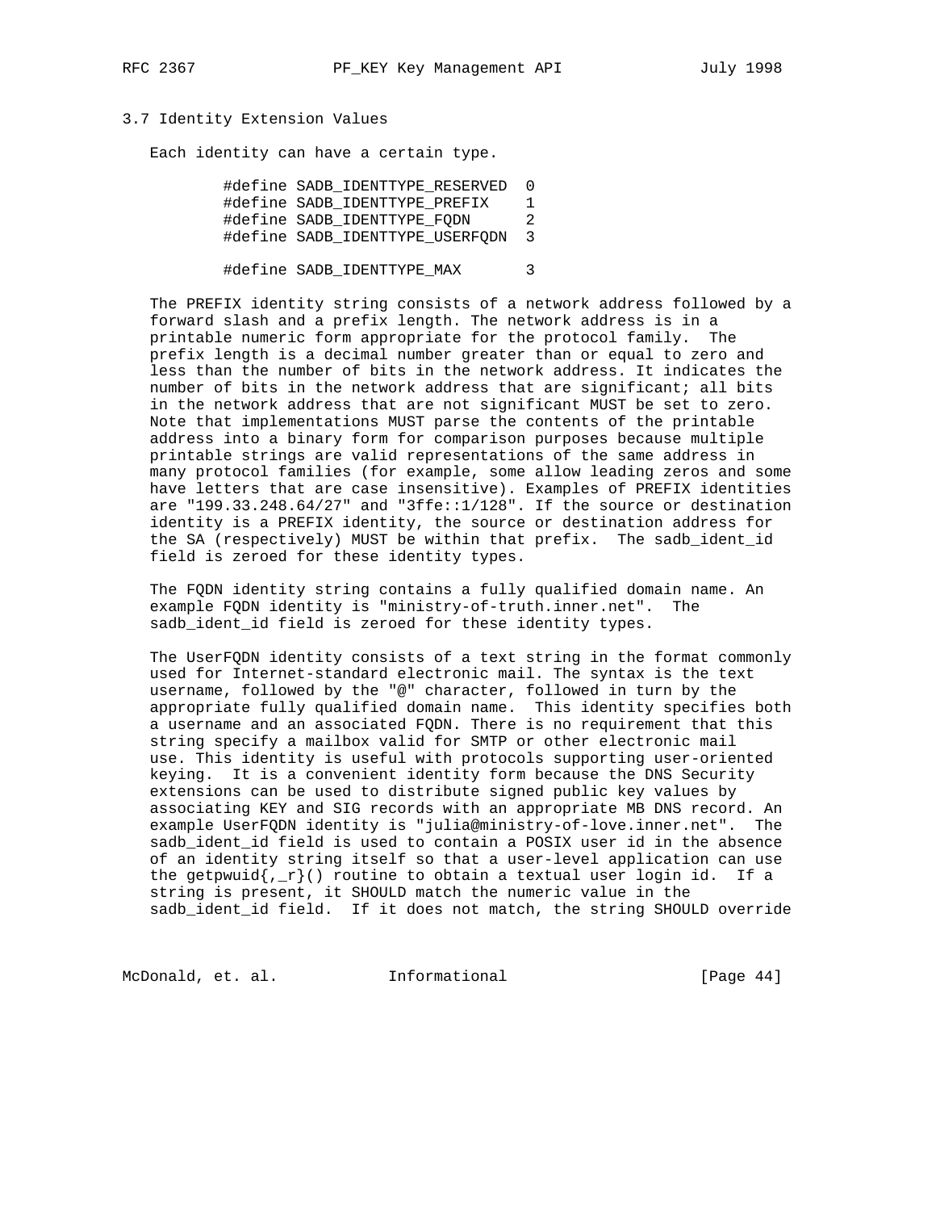### 3.7 Identity Extension Values

Each identity can have a certain type.

```
#define SADB_IDENTTYPE_RESERVED  0
#define SADB_IDENTTYPE_PREFIX    1
#define SADB_IDENTTYPE_FQDN      2
#define SADB_IDENTTYPE_USERFQDN  3

#define SADB_IDENTTYPE_MAX       3
```

The PREFIX identity string consists of a network address followed by a forward slash and a prefix length. The network address is in a printable numeric form appropriate for the protocol family. The prefix length is a decimal number greater than or equal to zero and less than the number of bits in the network address. It indicates the number of bits in the network address that are significant; all bits in the network address that are not significant MUST be set to zero. Note that implementations MUST parse the contents of the printable address into a binary form for comparison purposes because multiple printable strings are valid representations of the same address in many protocol families (for example, some allow leading zeros and some have letters that are case insensitive). Examples of PREFIX identities are "199.33.248.64/27" and "3ffe::1/128". If the source or destination identity is a PREFIX identity, the source or destination address for the SA (respectively) MUST be within that prefix. The sadb_ident_id field is zeroed for these identity types.

The FQDN identity string contains a fully qualified domain name. An example FQDN identity is "ministry-of-truth.inner.net". The sadb_ident_id field is zeroed for these identity types.

The UserFQDN identity consists of a text string in the format commonly used for Internet-standard electronic mail. The syntax is the text username, followed by the "@" character, followed in turn by the appropriate fully qualified domain name. This identity specifies both a username and an associated FQDN. There is no requirement that this string specify a mailbox valid for SMTP or other electronic mail use. This identity is useful with protocols supporting user-oriented keying. It is a convenient identity form because the DNS Security extensions can be used to distribute signed public key values by associating KEY and SIG records with an appropriate MB DNS record. An example UserFQDN identity is "julia@ministry-of-love.inner.net". The sadb_ident_id field is used to contain a POSIX user id in the absence of an identity string itself so that a user-level application can use the getpwuid{,_r}() routine to obtain a textual user login id. If a string is present, it SHOULD match the numeric value in the sadb_ident_id field. If it does not match, the string SHOULD override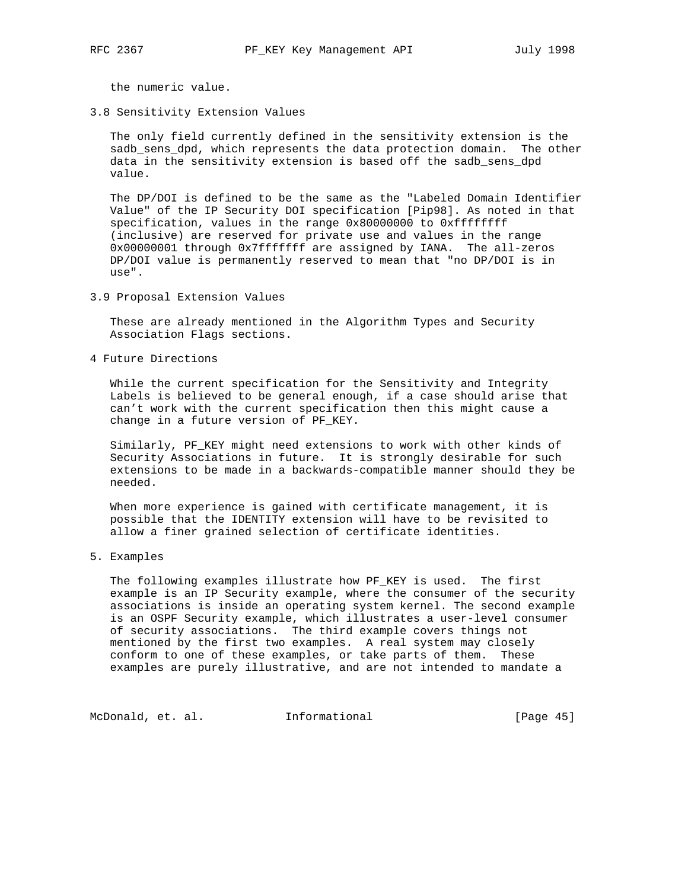the numeric value.

## 3.8 Sensitivity Extension Values

The only field currently defined in the sensitivity extension is the sadb_sens_dpd, which represents the data protection domain. The other data in the sensitivity extension is based off the sadb_sens_dpd value.

The DP/DOI is defined to be the same as the "Labeled Domain Identifier Value" of the IP Security DOI specification [Pip98]. As noted in that specification, values in the range 0x80000000 to 0xffffffff (inclusive) are reserved for private use and values in the range 0x00000001 through 0x7fffffff are assigned by IANA. The all-zeros DP/DOI value is permanently reserved to mean that "no DP/DOI is in use".

## 3.9 Proposal Extension Values

These are already mentioned in the Algorithm Types and Security Association Flags sections.

# 4 Future Directions

While the current specification for the Sensitivity and Integrity Labels is believed to be general enough, if a case should arise that can’t work with the current specification then this might cause a change in a future version of PF_KEY.

Similarly, PF_KEY might need extensions to work with other kinds of Security Associations in future. It is strongly desirable for such extensions to be made in a backwards-compatible manner should they be needed.

When more experience is gained with certificate management, it is possible that the IDENTITY extension will have to be revisited to allow a finer grained selection of certificate identities.

# 5. Examples

The following examples illustrate how PF_KEY is used. The first example is an IP Security example, where the consumer of the security associations is inside an operating system kernel. The second example is an OSPF Security example, which illustrates a user-level consumer of security associations. The third example covers things not mentioned by the first two examples. A real system may closely conform to one of these examples, or take parts of them. These examples are purely illustrative, and are not intended to mandate a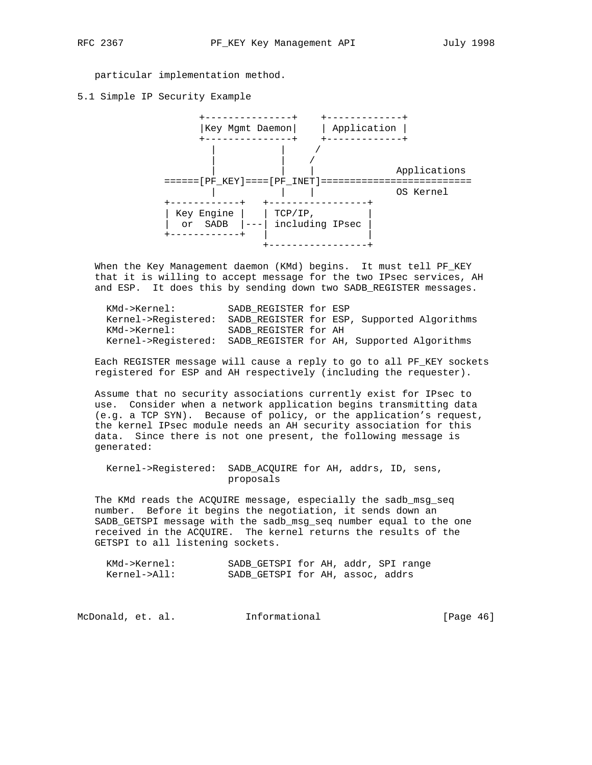particular implementation method.

## 5.1 Simple IP Security Example

```
                 +---------------+    +-------------+
                 |Key Mgmt Daemon|    | Application |
                 +---------------+    +-------------+
                   |           |     /
                   |           |    /
                   |           |    |             Applications
           ======[PF_KEY]====[PF_INET]==========================
                   |           |    |             OS Kernel
           +------------+   +-----------------+
           | Key Engine |   | TCP/IP,         |
           |  or  SADB  |---| including IPsec |
           +------------+   |                 |
                            +-----------------+
```

When the Key Management daemon (KMd) begins. It must tell PF_KEY that it is willing to accept message for the two IPsec services, AH and ESP. It does this by sending down two SADB_REGISTER messages.

```
KMd->Kernel:         SADB_REGISTER for ESP
Kernel->Registered:  SADB_REGISTER for ESP, Supported Algorithms
KMd->Kernel:         SADB_REGISTER for AH
Kernel->Registered:  SADB_REGISTER for AH, Supported Algorithms
```

Each REGISTER message will cause a reply to go to all PF_KEY sockets registered for ESP and AH respectively (including the requester).

Assume that no security associations currently exist for IPsec to use. Consider when a network application begins transmitting data (e.g. a TCP SYN). Because of policy, or the application's request, the kernel IPsec module needs an AH security association for this data. Since there is not one present, the following message is generated:

```
Kernel->Registered:  SADB_ACQUIRE for AH, addrs, ID, sens,
                     proposals
```

The KMd reads the ACQUIRE message, especially the sadb_msg_seq number. Before it begins the negotiation, it sends down an SADB_GETSPI message with the sadb_msg_seq number equal to the one received in the ACQUIRE. The kernel returns the results of the GETSPI to all listening sockets.

```
KMd->Kernel:         SADB_GETSPI for AH, addr, SPI range
Kernel->All:         SADB_GETSPI for AH, assoc, addrs
```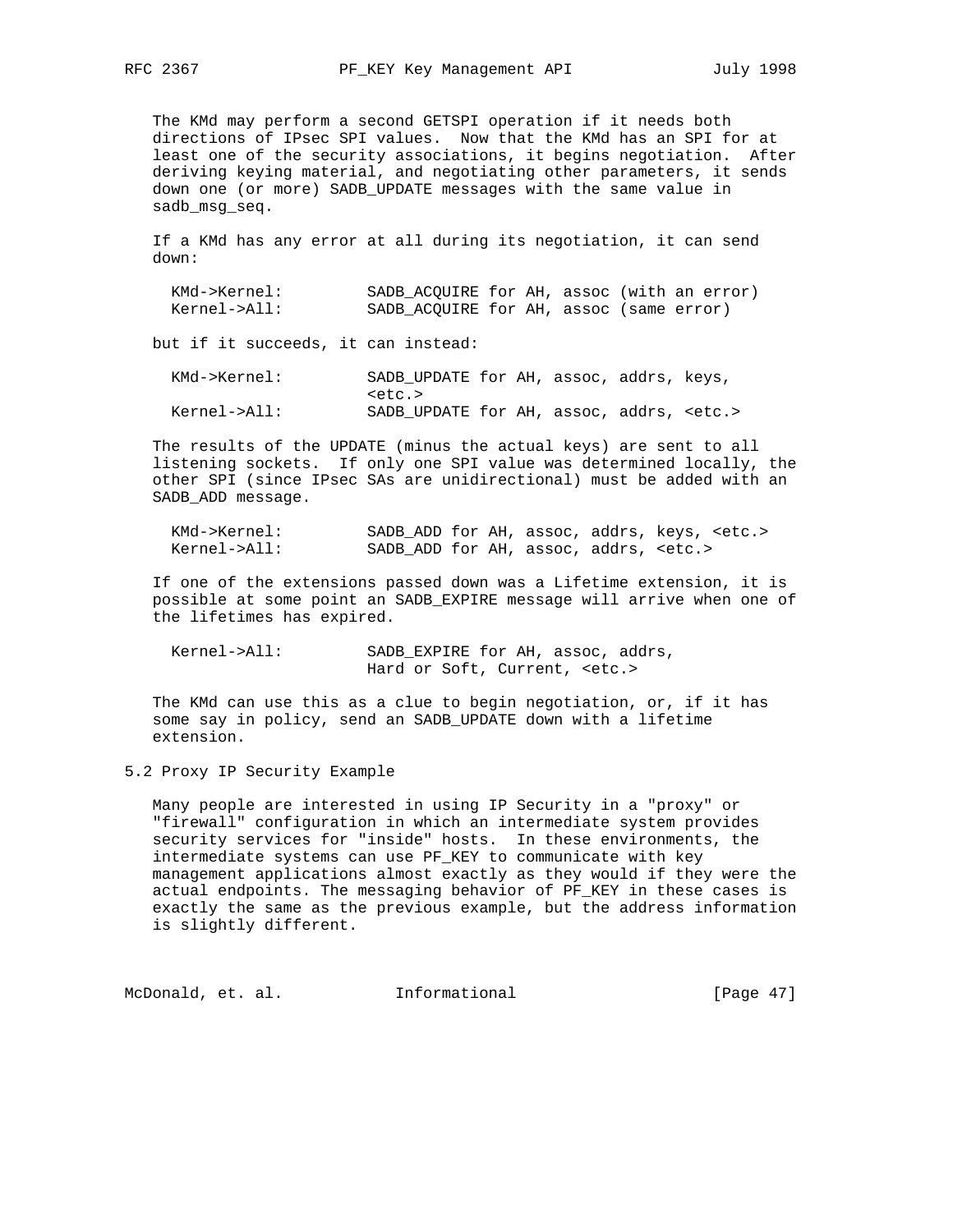The KMd may perform a second GETSPI operation if it needs both directions of IPsec SPI values. Now that the KMd has an SPI for at least one of the security associations, it begins negotiation. After deriving keying material, and negotiating other parameters, it sends down one (or more) SADB_UPDATE messages with the same value in sadb_msg_seq.

If a KMd has any error at all during its negotiation, it can send down:

```
KMd->Kernel:         SADB_ACQUIRE for AH, assoc (with an error)
Kernel->All:         SADB_ACQUIRE for AH, assoc (same error)
```

but if it succeeds, it can instead:

```
KMd->Kernel:         SADB_UPDATE for AH, assoc, addrs, keys,
                     <etc.>
Kernel->All:         SADB_UPDATE for AH, assoc, addrs, <etc.>
```

The results of the UPDATE (minus the actual keys) are sent to all listening sockets. If only one SPI value was determined locally, the other SPI (since IPsec SAs are unidirectional) must be added with an SADB_ADD message.

```
KMd->Kernel:         SADB_ADD for AH, assoc, addrs, keys, <etc.>
Kernel->All:         SADB_ADD for AH, assoc, addrs, <etc.>
```

If one of the extensions passed down was a Lifetime extension, it is possible at some point an SADB_EXPIRE message will arrive when one of the lifetimes has expired.

```
Kernel->All:         SADB_EXPIRE for AH, assoc, addrs,
                     Hard or Soft, Current, <etc.>
```

The KMd can use this as a clue to begin negotiation, or, if it has some say in policy, send an SADB_UPDATE down with a lifetime extension.

## 5.2 Proxy IP Security Example

Many people are interested in using IP Security in a "proxy" or "firewall" configuration in which an intermediate system provides security services for "inside" hosts. In these environments, the intermediate systems can use PF_KEY to communicate with key management applications almost exactly as they would if they were the actual endpoints. The messaging behavior of PF_KEY in these cases is exactly the same as the previous example, but the address information is slightly different.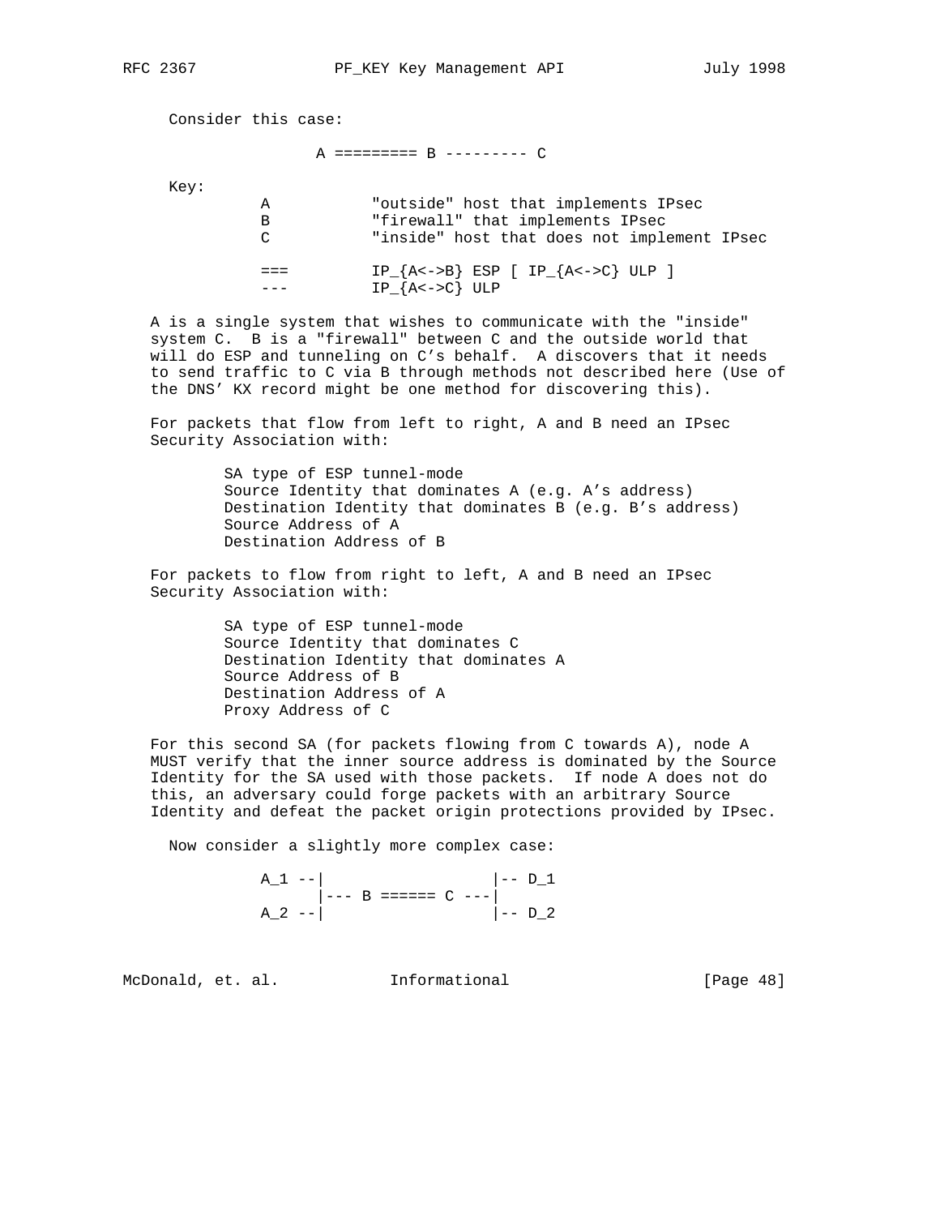Consider this case:

```
               A ========= B --------- C

Key:
          A           "outside" host that implements IPsec
          B           "firewall" that implements IPsec
          C           "inside" host that does not implement IPsec

          ===         IP_{A<->B} ESP [ IP_{A<->C} ULP ]
          ---         IP_{A<->C} ULP
```

A is a single system that wishes to communicate with the "inside" system C. B is a "firewall" between C and the outside world that will do ESP and tunneling on C's behalf. A discovers that it needs to send traffic to C via B through methods not described here (Use of the DNS' KX record might be one method for discovering this).

For packets that flow from left to right, A and B need an IPsec Security Association with:

```
        SA type of ESP tunnel-mode
        Source Identity that dominates A (e.g. A's address)
        Destination Identity that dominates B (e.g. B's address)
        Source Address of A
        Destination Address of B
```

For packets to flow from right to left, A and B need an IPsec Security Association with:

```
        SA type of ESP tunnel-mode
        Source Identity that dominates C
        Destination Identity that dominates A
        Source Address of B
        Destination Address of A
        Proxy Address of C
```

For this second SA (for packets flowing from C towards A), node A MUST verify that the inner source address is dominated by the Source Identity for the SA used with those packets. If node A does not do this, an adversary could forge packets with an arbitrary Source Identity and defeat the packet origin protections provided by IPsec.

Now consider a slightly more complex case:

```
          A_1 --|                  |-- D_1
                |--- B ====== C ---|
          A_2 --|                  |-- D_2
```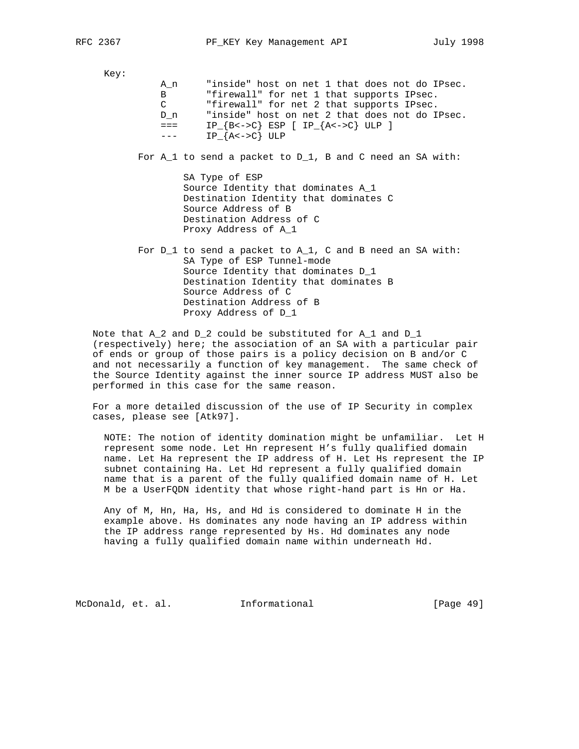Key:

```
        A_n     "inside" host on net 1 that does not do IPsec.
        B       "firewall" for net 1 that supports IPsec.
        C       "firewall" for net 2 that supports IPsec.
        D_n     "inside" host on net 2 that does not do IPsec.
        ===     IP_{B<->C} ESP [ IP_{A<->C} ULP ]
        ---     IP_{A<->C} ULP
```

For A_1 to send a packet to D_1, B and C need an SA with:

```
        SA Type of ESP
        Source Identity that dominates A_1
        Destination Identity that dominates C
        Source Address of B
        Destination Address of C
        Proxy Address of A_1
```

For D_1 to send a packet to A_1, C and B need an SA with:

```
        SA Type of ESP Tunnel-mode
        Source Identity that dominates D_1
        Destination Identity that dominates B
        Source Address of C
        Destination Address of B
        Proxy Address of D_1
```

Note that A_2 and D_2 could be substituted for A_1 and D_1 (respectively) here; the association of an SA with a particular pair of ends or group of those pairs is a policy decision on B and/or C and not necessarily a function of key management. The same check of the Source Identity against the inner source IP address MUST also be performed in this case for the same reason.

For a more detailed discussion of the use of IP Security in complex cases, please see [Atk97].

NOTE: The notion of identity domination might be unfamiliar. Let H represent some node. Let Hn represent H's fully qualified domain name. Let Ha represent the IP address of H. Let Hs represent the IP subnet containing Ha. Let Hd represent a fully qualified domain name that is a parent of the fully qualified domain name of H. Let M be a UserFQDN identity that whose right-hand part is Hn or Ha.

Any of M, Hn, Ha, Hs, and Hd is considered to dominate H in the example above. Hs dominates any node having an IP address within the IP address range represented by Hs. Hd dominates any node having a fully qualified domain name within underneath Hd.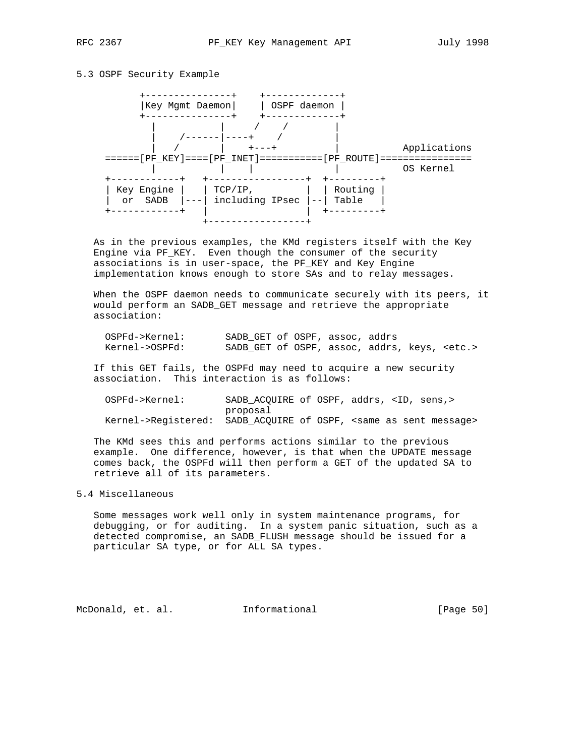## 5.3 OSPF Security Example

```
        +---------------+    +-------------+
        |Key Mgmt Daemon|    | OSPF daemon |
        +---------------+    +-------------+
          |           |     /    /        |
          |    /------|----+    /         |
          |   /       |    +---+          |           Applications
    ======[PF_KEY]====[PF_INET]===========[PF_ROUTE]================
          |           |    |              |           OS Kernel
    +------------+   +-----------------+  +---------+
    | Key Engine |   | TCP/IP,         |  | Routing |
    |  or  SADB  |---| including IPsec |--| Table   |
    +------------+   |                 |  +---------+
                     +-----------------+
```

As in the previous examples, the KMd registers itself with the Key Engine via PF_KEY. Even though the consumer of the security associations is in user-space, the PF_KEY and Key Engine implementation knows enough to store SAs and to relay messages.

When the OSPF daemon needs to communicate securely with its peers, it would perform an SADB_GET message and retrieve the appropriate association:

```
OSPFd->Kernel:       SADB_GET of OSPF, assoc, addrs
Kernel->OSPFd:       SADB_GET of OSPF, assoc, addrs, keys, <etc.>
```

If this GET fails, the OSPFd may need to acquire a new security association. This interaction is as follows:

```
OSPFd->Kernel:       SADB_ACQUIRE of OSPF, addrs, <ID, sens,>
                     proposal
Kernel->Registered:  SADB_ACQUIRE of OSPF, <same as sent message>
```

The KMd sees this and performs actions similar to the previous example. One difference, however, is that when the UPDATE message comes back, the OSPFd will then perform a GET of the updated SA to retrieve all of its parameters.

## 5.4 Miscellaneous

Some messages work well only in system maintenance programs, for debugging, or for auditing. In a system panic situation, such as a detected compromise, an SADB_FLUSH message should be issued for a particular SA type, or for ALL SA types.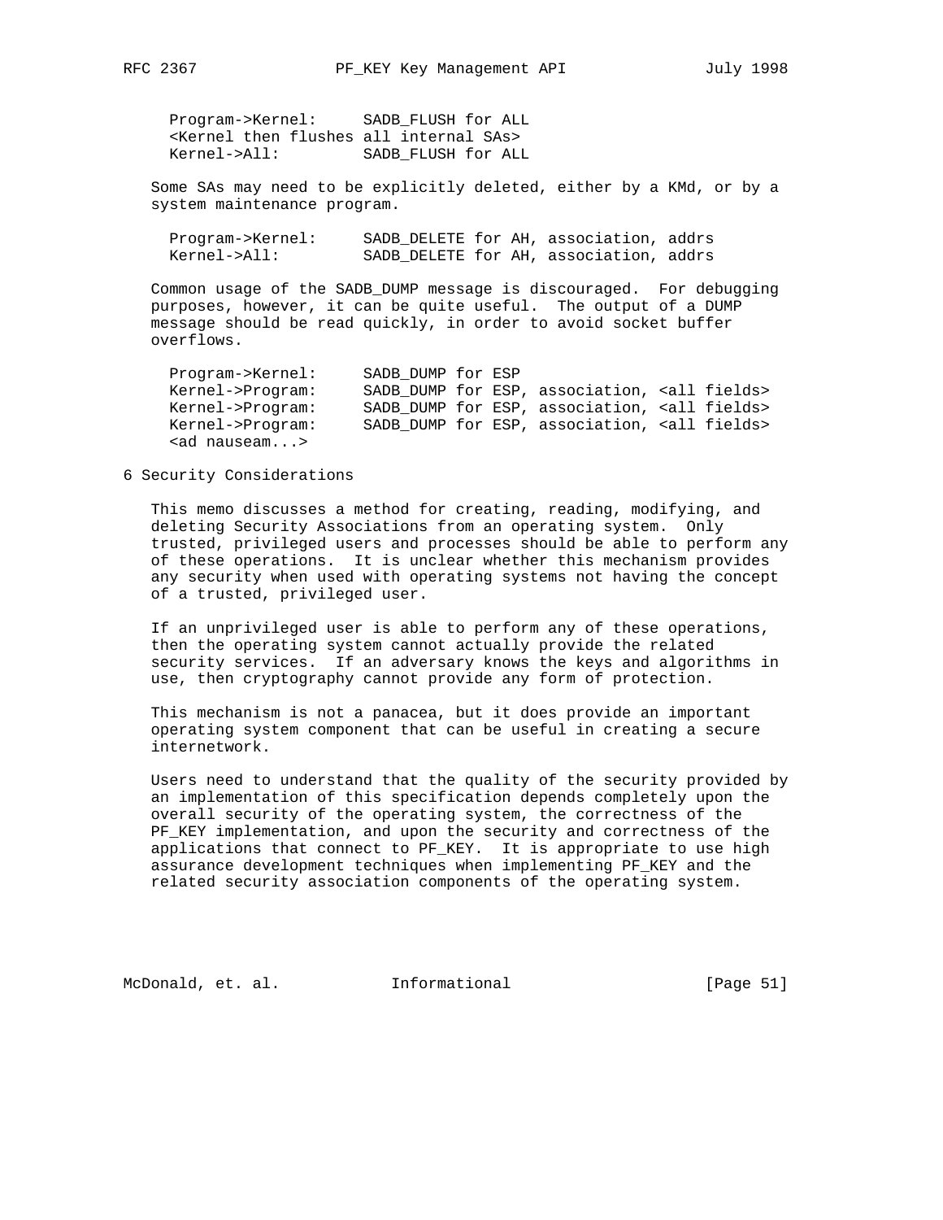```
Program->Kernel:     SADB_FLUSH for ALL
<Kernel then flushes all internal SAs>
Kernel->All:         SADB_FLUSH for ALL
```

Some SAs may need to be explicitly deleted, either by a KMd, or by a system maintenance program.

```
Program->Kernel:     SADB_DELETE for AH, association, addrs
Kernel->All:         SADB_DELETE for AH, association, addrs
```

Common usage of the SADB_DUMP message is discouraged. For debugging purposes, however, it can be quite useful. The output of a DUMP message should be read quickly, in order to avoid socket buffer overflows.

```
Program->Kernel:     SADB_DUMP for ESP
Kernel->Program:     SADB_DUMP for ESP, association, <all fields>
Kernel->Program:     SADB_DUMP for ESP, association, <all fields>
Kernel->Program:     SADB_DUMP for ESP, association, <all fields>
<ad nauseam...>
```

# 6 Security Considerations

This memo discusses a method for creating, reading, modifying, and deleting Security Associations from an operating system. Only trusted, privileged users and processes should be able to perform any of these operations. It is unclear whether this mechanism provides any security when used with operating systems not having the concept of a trusted, privileged user.

If an unprivileged user is able to perform any of these operations, then the operating system cannot actually provide the related security services. If an adversary knows the keys and algorithms in use, then cryptography cannot provide any form of protection.

This mechanism is not a panacea, but it does provide an important operating system component that can be useful in creating a secure internetwork.

Users need to understand that the quality of the security provided by an implementation of this specification depends completely upon the overall security of the operating system, the correctness of the PF_KEY implementation, and upon the security and correctness of the applications that connect to PF_KEY. It is appropriate to use high assurance development techniques when implementing PF_KEY and the related security association components of the operating system.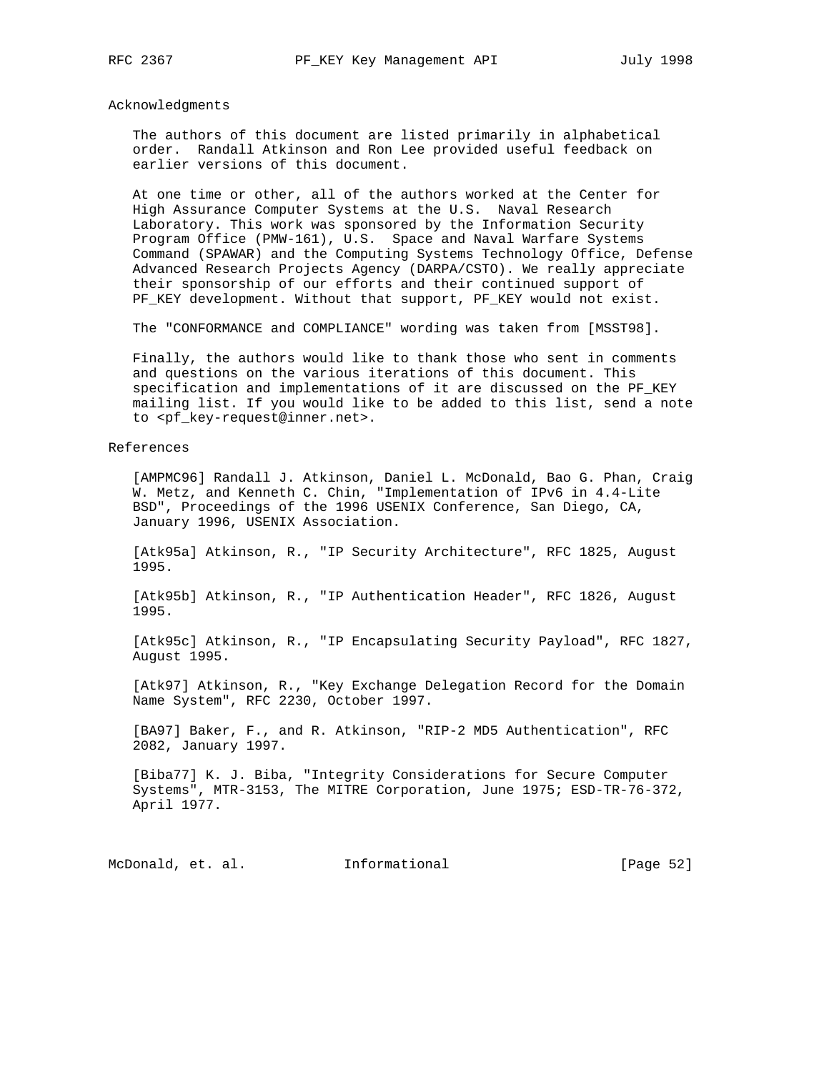## Acknowledgments

The authors of this document are listed primarily in alphabetical order. Randall Atkinson and Ron Lee provided useful feedback on earlier versions of this document.

At one time or other, all of the authors worked at the Center for High Assurance Computer Systems at the U.S. Naval Research Laboratory. This work was sponsored by the Information Security Program Office (PMW-161), U.S. Space and Naval Warfare Systems Command (SPAWAR) and the Computing Systems Technology Office, Defense Advanced Research Projects Agency (DARPA/CSTO). We really appreciate their sponsorship of our efforts and their continued support of PF_KEY development. Without that support, PF_KEY would not exist.

The "CONFORMANCE and COMPLIANCE" wording was taken from [MSST98].

Finally, the authors would like to thank those who sent in comments and questions on the various iterations of this document. This specification and implementations of it are discussed on the PF_KEY mailing list. If you would like to be added to this list, send a note to <pf_key-request@inner.net>.

## References

[AMPMC96] Randall J. Atkinson, Daniel L. McDonald, Bao G. Phan, Craig W. Metz, and Kenneth C. Chin, "Implementation of IPv6 in 4.4-Lite BSD", Proceedings of the 1996 USENIX Conference, San Diego, CA, January 1996, USENIX Association.

[Atk95a] Atkinson, R., "IP Security Architecture", RFC 1825, August 1995.

[Atk95b] Atkinson, R., "IP Authentication Header", RFC 1826, August 1995.

[Atk95c] Atkinson, R., "IP Encapsulating Security Payload", RFC 1827, August 1995.

[Atk97] Atkinson, R., "Key Exchange Delegation Record for the Domain Name System", RFC 2230, October 1997.

[BA97] Baker, F., and R. Atkinson, "RIP-2 MD5 Authentication", RFC 2082, January 1997.

[Biba77] K. J. Biba, "Integrity Considerations for Secure Computer Systems", MTR-3153, The MITRE Corporation, June 1975; ESD-TR-76-372, April 1977.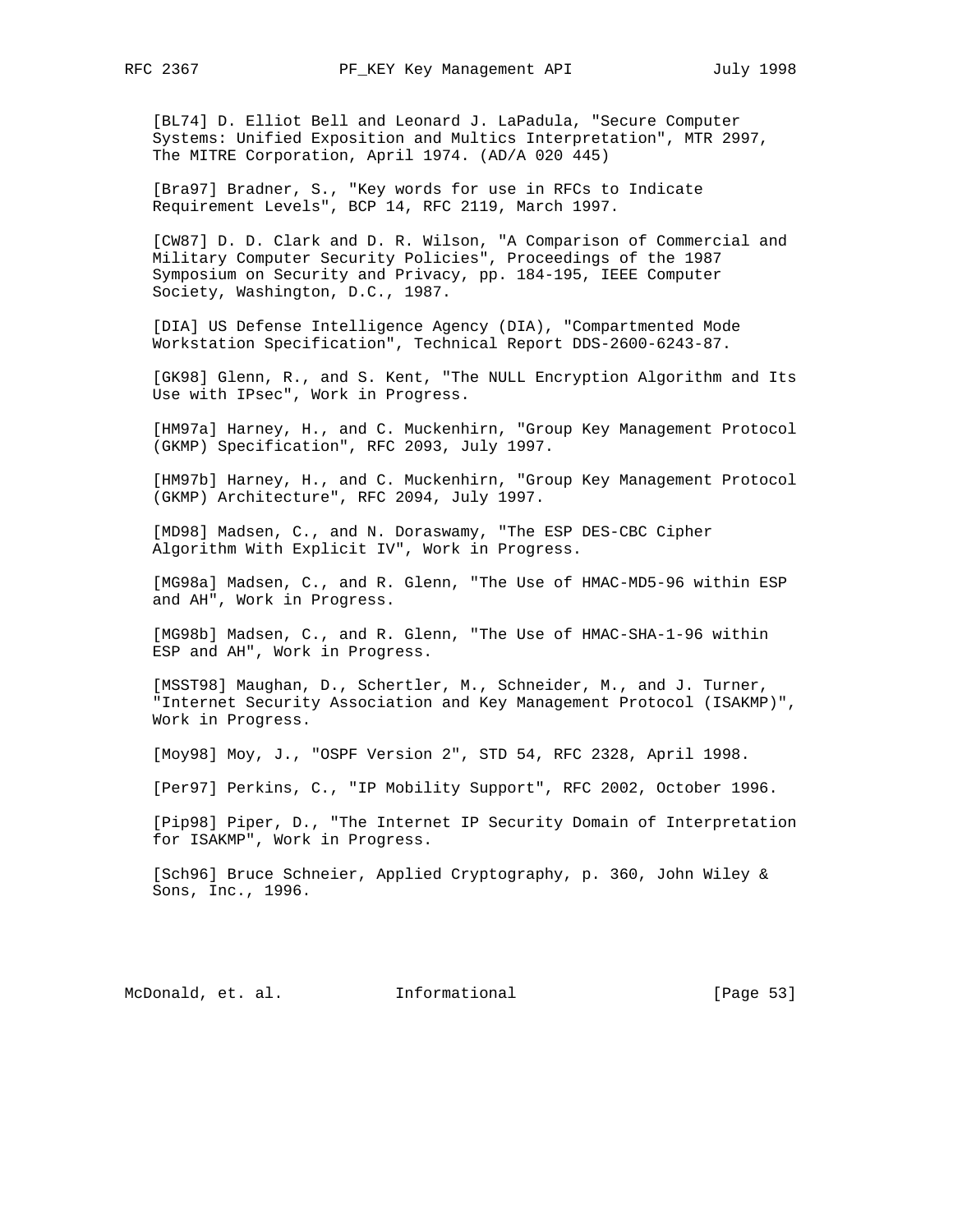[BL74] D. Elliot Bell and Leonard J. LaPadula, "Secure Computer Systems: Unified Exposition and Multics Interpretation", MTR 2997, The MITRE Corporation, April 1974. (AD/A 020 445)

[Bra97] Bradner, S., "Key words for use in RFCs to Indicate Requirement Levels", BCP 14, RFC 2119, March 1997.

[CW87] D. D. Clark and D. R. Wilson, "A Comparison of Commercial and Military Computer Security Policies", Proceedings of the 1987 Symposium on Security and Privacy, pp. 184-195, IEEE Computer Society, Washington, D.C., 1987.

[DIA] US Defense Intelligence Agency (DIA), "Compartmented Mode Workstation Specification", Technical Report DDS-2600-6243-87.

[GK98] Glenn, R., and S. Kent, "The NULL Encryption Algorithm and Its Use with IPsec", Work in Progress.

[HM97a] Harney, H., and C. Muckenhirn, "Group Key Management Protocol (GKMP) Specification", RFC 2093, July 1997.

[HM97b] Harney, H., and C. Muckenhirn, "Group Key Management Protocol (GKMP) Architecture", RFC 2094, July 1997.

[MD98] Madsen, C., and N. Doraswamy, "The ESP DES-CBC Cipher Algorithm With Explicit IV", Work in Progress.

[MG98a] Madsen, C., and R. Glenn, "The Use of HMAC-MD5-96 within ESP and AH", Work in Progress.

[MG98b] Madsen, C., and R. Glenn, "The Use of HMAC-SHA-1-96 within ESP and AH", Work in Progress.

[MSST98] Maughan, D., Schertler, M., Schneider, M., and J. Turner, "Internet Security Association and Key Management Protocol (ISAKMP)", Work in Progress.

[Moy98] Moy, J., "OSPF Version 2", STD 54, RFC 2328, April 1998.

[Per97] Perkins, C., "IP Mobility Support", RFC 2002, October 1996.

[Pip98] Piper, D., "The Internet IP Security Domain of Interpretation for ISAKMP", Work in Progress.

[Sch96] Bruce Schneier, Applied Cryptography, p. 360, John Wiley & Sons, Inc., 1996.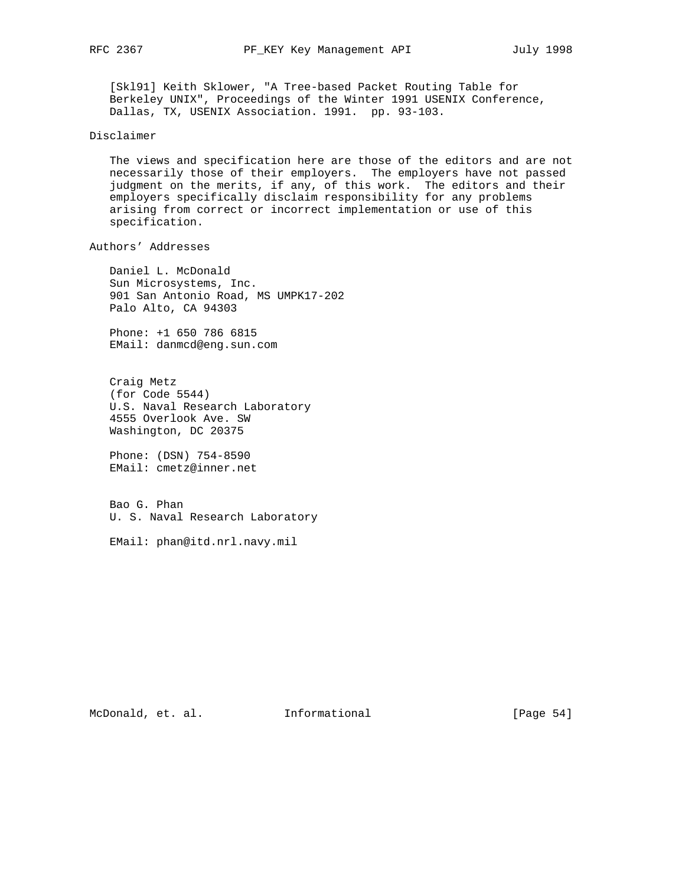[Skl91] Keith Sklower, "A Tree-based Packet Routing Table for Berkeley UNIX", Proceedings of the Winter 1991 USENIX Conference, Dallas, TX, USENIX Association. 1991. pp. 93-103.

## Disclaimer

The views and specification here are those of the editors and are not necessarily those of their employers. The employers have not passed judgment on the merits, if any, of this work. The editors and their employers specifically disclaim responsibility for any problems arising from correct or incorrect implementation or use of this specification.

## Authors' Addresses

Daniel L. McDonald
Sun Microsystems, Inc.
901 San Antonio Road, MS UMPK17-202
Palo Alto, CA 94303

Phone: +1 650 786 6815
EMail: danmcd@eng.sun.com

Craig Metz
(for Code 5544)
U.S. Naval Research Laboratory
4555 Overlook Ave. SW
Washington, DC 20375

Phone: (DSN) 754-8590
EMail: cmetz@inner.net

Bao G. Phan
U. S. Naval Research Laboratory

EMail: phan@itd.nrl.navy.mil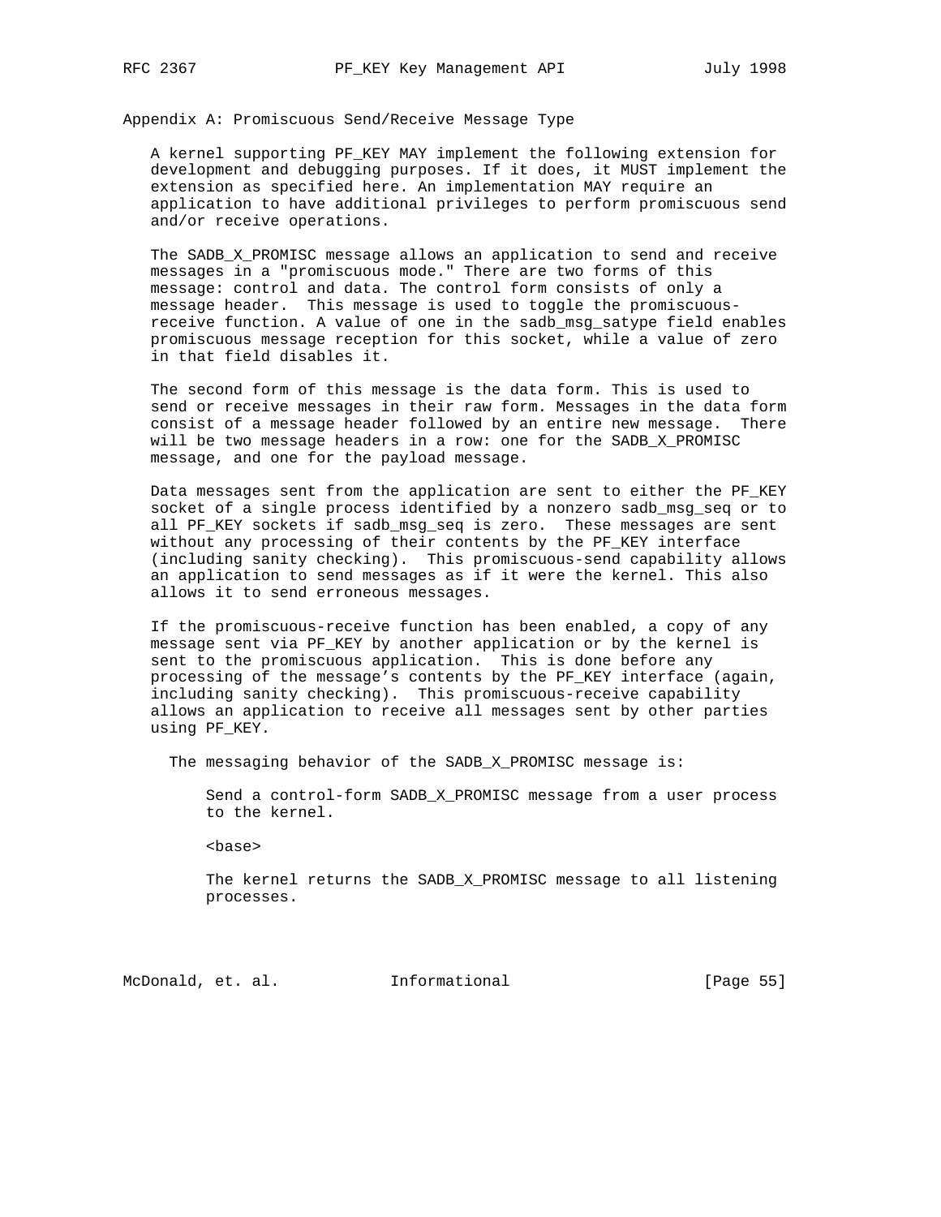## Appendix A: Promiscuous Send/Receive Message Type

A kernel supporting PF_KEY MAY implement the following extension for development and debugging purposes. If it does, it MUST implement the extension as specified here. An implementation MAY require an application to have additional privileges to perform promiscuous send and/or receive operations.

The SADB_X_PROMISC message allows an application to send and receive messages in a "promiscuous mode." There are two forms of this message: control and data. The control form consists of only a message header. This message is used to toggle the promiscuous-receive function. A value of one in the sadb_msg_satype field enables promiscuous message reception for this socket, while a value of zero in that field disables it.

The second form of this message is the data form. This is used to send or receive messages in their raw form. Messages in the data form consist of a message header followed by an entire new message. There will be two message headers in a row: one for the SADB_X_PROMISC message, and one for the payload message.

Data messages sent from the application are sent to either the PF_KEY socket of a single process identified by a nonzero sadb_msg_seq or to all PF_KEY sockets if sadb_msg_seq is zero. These messages are sent without any processing of their contents by the PF_KEY interface (including sanity checking). This promiscuous-send capability allows an application to send messages as if it were the kernel. This also allows it to send erroneous messages.

If the promiscuous-receive function has been enabled, a copy of any message sent via PF_KEY by another application or by the kernel is sent to the promiscuous application. This is done before any processing of the message's contents by the PF_KEY interface (again, including sanity checking). This promiscuous-receive capability allows an application to receive all messages sent by other parties using PF_KEY.

The messaging behavior of the SADB_X_PROMISC message is:

Send a control-form SADB_X_PROMISC message from a user process to the kernel.

```
<base>
```

The kernel returns the SADB_X_PROMISC message to all listening processes.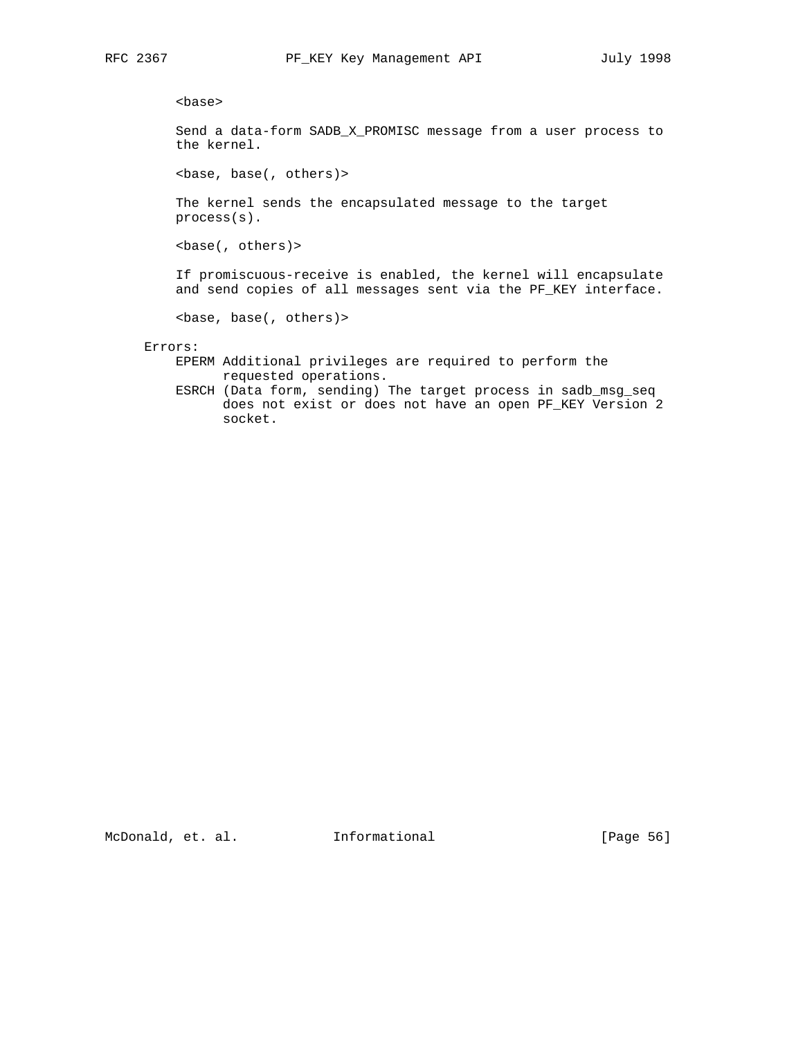<base>

Send a data-form SADB_X_PROMISC message from a user process to the kernel.

<base, base(, others)>

The kernel sends the encapsulated message to the target process(s).

<base(, others)>

If promiscuous-receive is enabled, the kernel will encapsulate and send copies of all messages sent via the PF_KEY interface.

<base, base(, others)>

Errors:

- EPERM Additional privileges are required to perform the requested operations.
- ESRCH (Data form, sending) The target process in sadb_msg_seq does not exist or does not have an open PF_KEY Version 2 socket.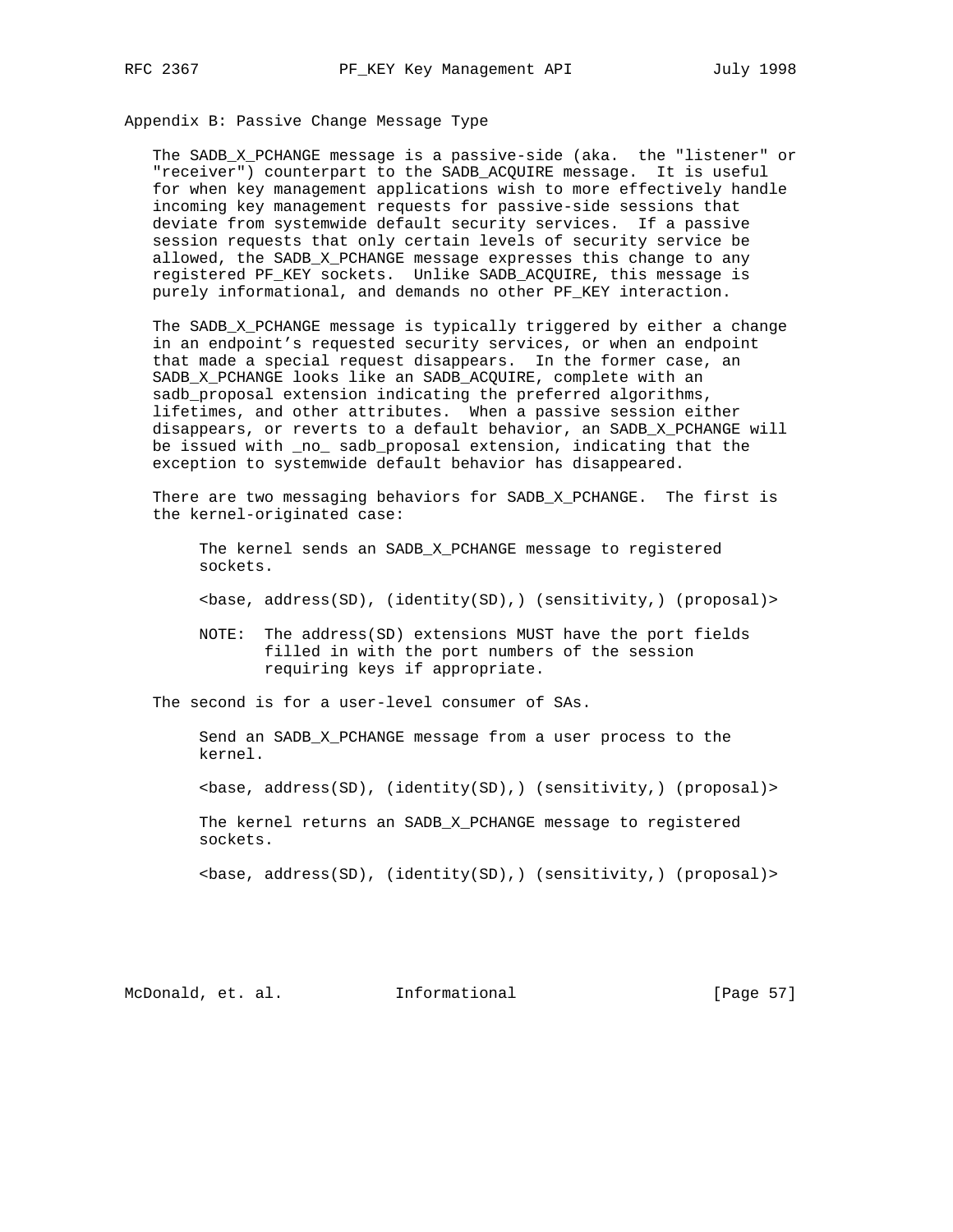## Appendix B: Passive Change Message Type

The SADB_X_PCHANGE message is a passive-side (aka. the "listener" or "receiver") counterpart to the SADB_ACQUIRE message. It is useful for when key management applications wish to more effectively handle incoming key management requests for passive-side sessions that deviate from systemwide default security services. If a passive session requests that only certain levels of security service be allowed, the SADB_X_PCHANGE message expresses this change to any registered PF_KEY sockets. Unlike SADB_ACQUIRE, this message is purely informational, and demands no other PF_KEY interaction.

The SADB_X_PCHANGE message is typically triggered by either a change in an endpoint's requested security services, or when an endpoint that made a special request disappears. In the former case, an SADB_X_PCHANGE looks like an SADB_ACQUIRE, complete with an sadb_proposal extension indicating the preferred algorithms, lifetimes, and other attributes. When a passive session either disappears, or reverts to a default behavior, an SADB_X_PCHANGE will be issued with _no_ sadb_proposal extension, indicating that the exception to systemwide default behavior has disappeared.

There are two messaging behaviors for SADB_X_PCHANGE. The first is the kernel-originated case:

```
The kernel sends an SADB_X_PCHANGE message to registered
sockets.

<base, address(SD), (identity(SD),) (sensitivity,) (proposal)>

NOTE:  The address(SD) extensions MUST have the port fields
       filled in with the port numbers of the session
       requiring keys if appropriate.
```

The second is for a user-level consumer of SAs.

```
Send an SADB_X_PCHANGE message from a user process to the
kernel.

<base, address(SD), (identity(SD),) (sensitivity,) (proposal)>

The kernel returns an SADB_X_PCHANGE message to registered
sockets.

<base, address(SD), (identity(SD),) (sensitivity,) (proposal)>
```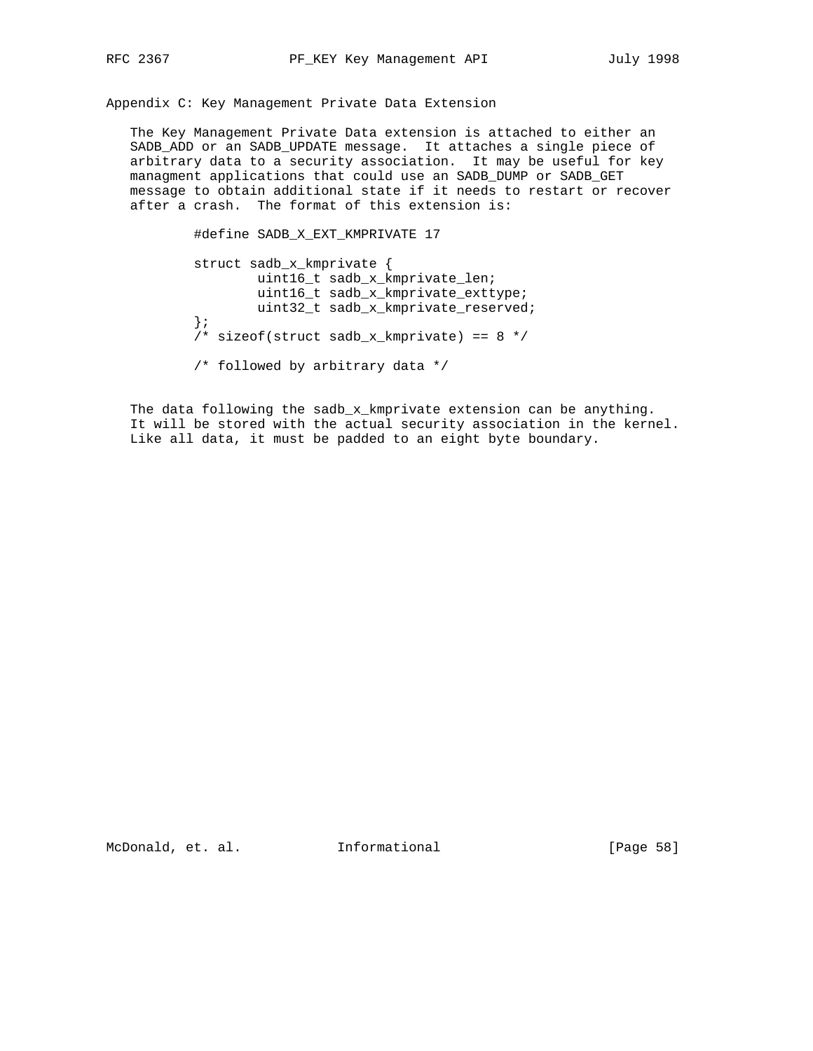## Appendix C: Key Management Private Data Extension

The Key Management Private Data extension is attached to either an SADB_ADD or an SADB_UPDATE message. It attaches a single piece of arbitrary data to a security association. It may be useful for key managment applications that could use an SADB_DUMP or SADB_GET message to obtain additional state if it needs to restart or recover after a crash. The format of this extension is:

```
#define SADB_X_EXT_KMPRIVATE 17

struct sadb_x_kmprivate {
        uint16_t sadb_x_kmprivate_len;
        uint16_t sadb_x_kmprivate_exttype;
        uint32_t sadb_x_kmprivate_reserved;
};
/* sizeof(struct sadb_x_kmprivate) == 8 */

/* followed by arbitrary data */
```

The data following the sadb_x_kmprivate extension can be anything. It will be stored with the actual security association in the kernel. Like all data, it must be padded to an eight byte boundary.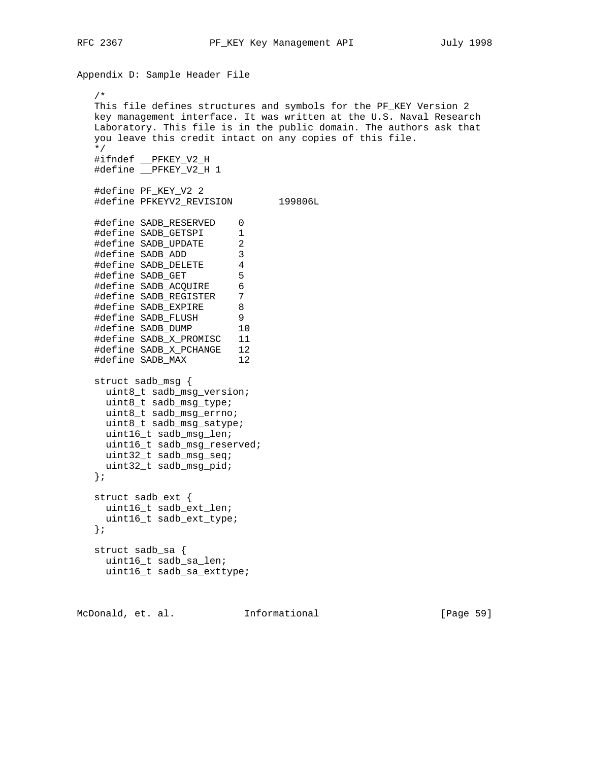## Appendix D: Sample Header File

```
/*
This file defines structures and symbols for the PF_KEY Version 2
key management interface. It was written at the U.S. Naval Research
Laboratory. This file is in the public domain. The authors ask that
you leave this credit intact on any copies of this file.
*/
#ifndef __PFKEY_V2_H
#define __PFKEY_V2_H 1

#define PF_KEY_V2 2
#define PFKEYV2_REVISION        199806L

#define SADB_RESERVED    0
#define SADB_GETSPI      1
#define SADB_UPDATE      2
#define SADB_ADD         3
#define SADB_DELETE      4
#define SADB_GET         5
#define SADB_ACQUIRE     6
#define SADB_REGISTER    7
#define SADB_EXPIRE      8
#define SADB_FLUSH       9
#define SADB_DUMP        10
#define SADB_X_PROMISC   11
#define SADB_X_PCHANGE   12
#define SADB_MAX         12

struct sadb_msg {
  uint8_t sadb_msg_version;
  uint8_t sadb_msg_type;
  uint8_t sadb_msg_errno;
  uint8_t sadb_msg_satype;
  uint16_t sadb_msg_len;
  uint16_t sadb_msg_reserved;
  uint32_t sadb_msg_seq;
  uint32_t sadb_msg_pid;
};

struct sadb_ext {
  uint16_t sadb_ext_len;
  uint16_t sadb_ext_type;
};

struct sadb_sa {
  uint16_t sadb_sa_len;
  uint16_t sadb_sa_exttype;
```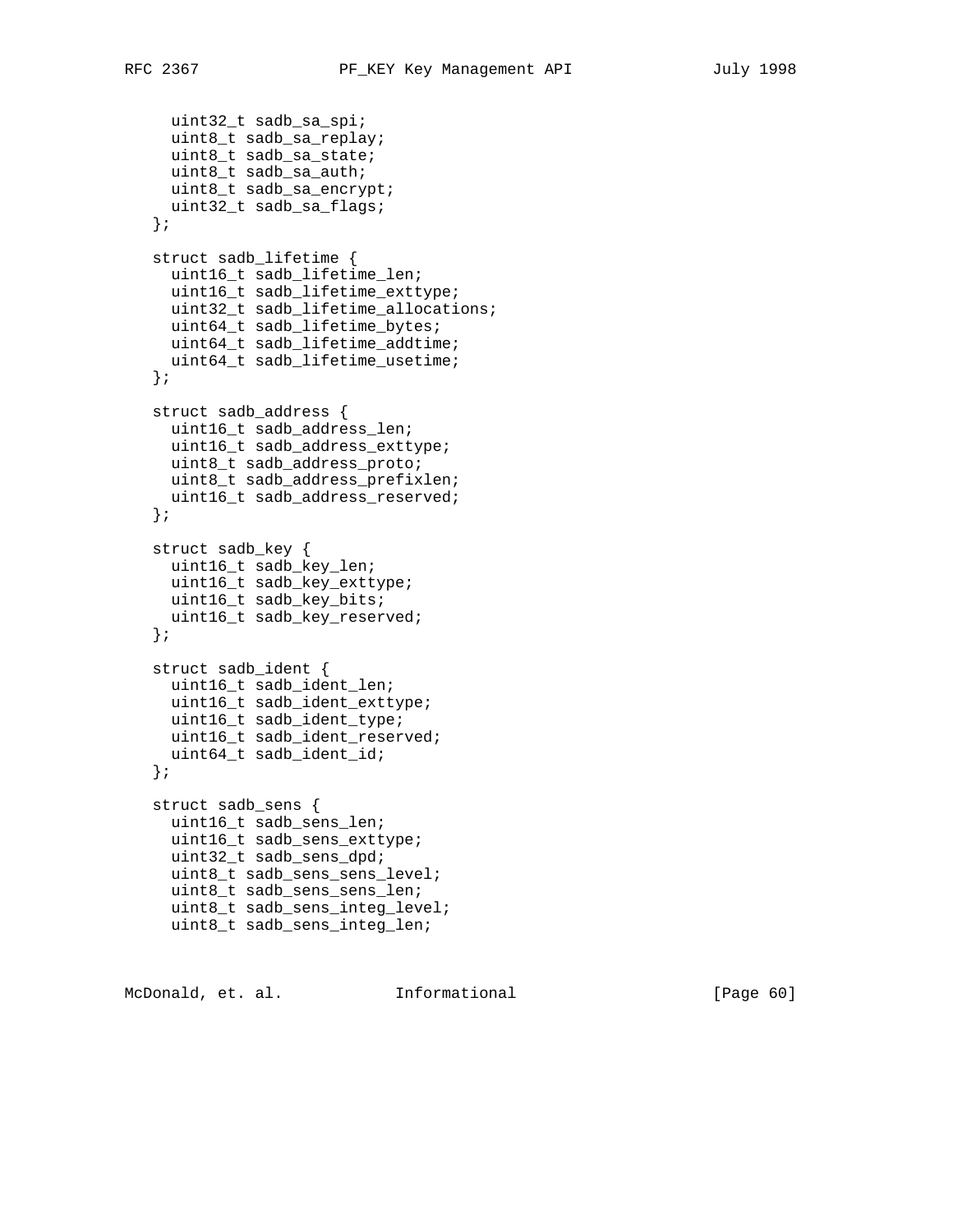```
     uint32_t sadb_sa_spi;
     uint8_t sadb_sa_replay;
     uint8_t sadb_sa_state;
     uint8_t sadb_sa_auth;
     uint8_t sadb_sa_encrypt;
     uint32_t sadb_sa_flags;
   };

   struct sadb_lifetime {
     uint16_t sadb_lifetime_len;
     uint16_t sadb_lifetime_exttype;
     uint32_t sadb_lifetime_allocations;
     uint64_t sadb_lifetime_bytes;
     uint64_t sadb_lifetime_addtime;
     uint64_t sadb_lifetime_usetime;
   };

   struct sadb_address {
     uint16_t sadb_address_len;
     uint16_t sadb_address_exttype;
     uint8_t sadb_address_proto;
     uint8_t sadb_address_prefixlen;
     uint16_t sadb_address_reserved;
   };

   struct sadb_key {
     uint16_t sadb_key_len;
     uint16_t sadb_key_exttype;
     uint16_t sadb_key_bits;
     uint16_t sadb_key_reserved;
   };

   struct sadb_ident {
     uint16_t sadb_ident_len;
     uint16_t sadb_ident_exttype;
     uint16_t sadb_ident_type;
     uint16_t sadb_ident_reserved;
     uint64_t sadb_ident_id;
   };

   struct sadb_sens {
     uint16_t sadb_sens_len;
     uint16_t sadb_sens_exttype;
     uint32_t sadb_sens_dpd;
     uint8_t sadb_sens_sens_level;
     uint8_t sadb_sens_sens_len;
     uint8_t sadb_sens_integ_level;
     uint8_t sadb_sens_integ_len;
```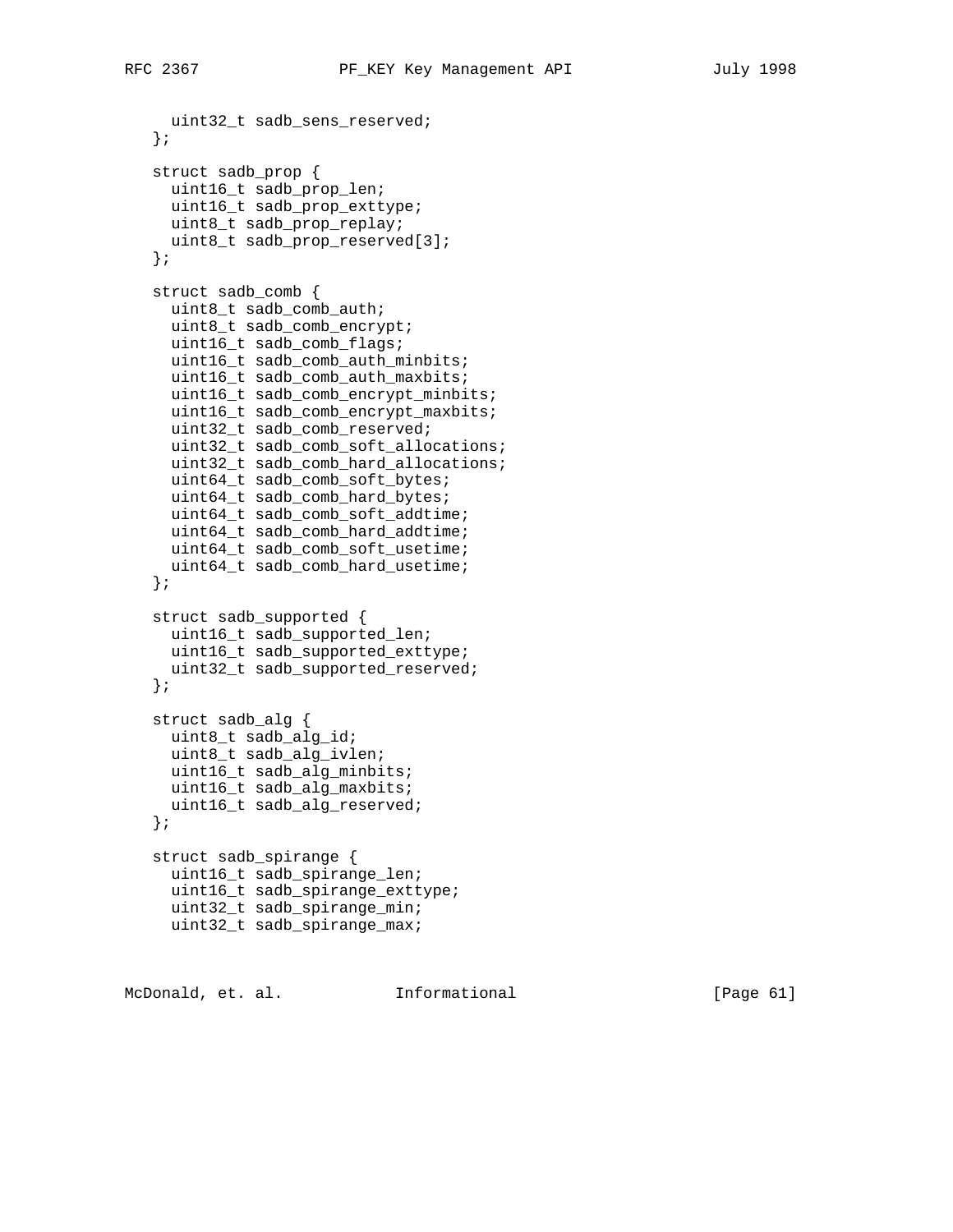```
     uint32_t sadb_sens_reserved;
   };

   struct sadb_prop {
     uint16_t sadb_prop_len;
     uint16_t sadb_prop_exttype;
     uint8_t sadb_prop_replay;
     uint8_t sadb_prop_reserved[3];
   };

   struct sadb_comb {
     uint8_t sadb_comb_auth;
     uint8_t sadb_comb_encrypt;
     uint16_t sadb_comb_flags;
     uint16_t sadb_comb_auth_minbits;
     uint16_t sadb_comb_auth_maxbits;
     uint16_t sadb_comb_encrypt_minbits;
     uint16_t sadb_comb_encrypt_maxbits;
     uint32_t sadb_comb_reserved;
     uint32_t sadb_comb_soft_allocations;
     uint32_t sadb_comb_hard_allocations;
     uint64_t sadb_comb_soft_bytes;
     uint64_t sadb_comb_hard_bytes;
     uint64_t sadb_comb_soft_addtime;
     uint64_t sadb_comb_hard_addtime;
     uint64_t sadb_comb_soft_usetime;
     uint64_t sadb_comb_hard_usetime;
   };

   struct sadb_supported {
     uint16_t sadb_supported_len;
     uint16_t sadb_supported_exttype;
     uint32_t sadb_supported_reserved;
   };

   struct sadb_alg {
     uint8_t sadb_alg_id;
     uint8_t sadb_alg_ivlen;
     uint16_t sadb_alg_minbits;
     uint16_t sadb_alg_maxbits;
     uint16_t sadb_alg_reserved;
   };

   struct sadb_spirange {
     uint16_t sadb_spirange_len;
     uint16_t sadb_spirange_exttype;
     uint32_t sadb_spirange_min;
     uint32_t sadb_spirange_max;
```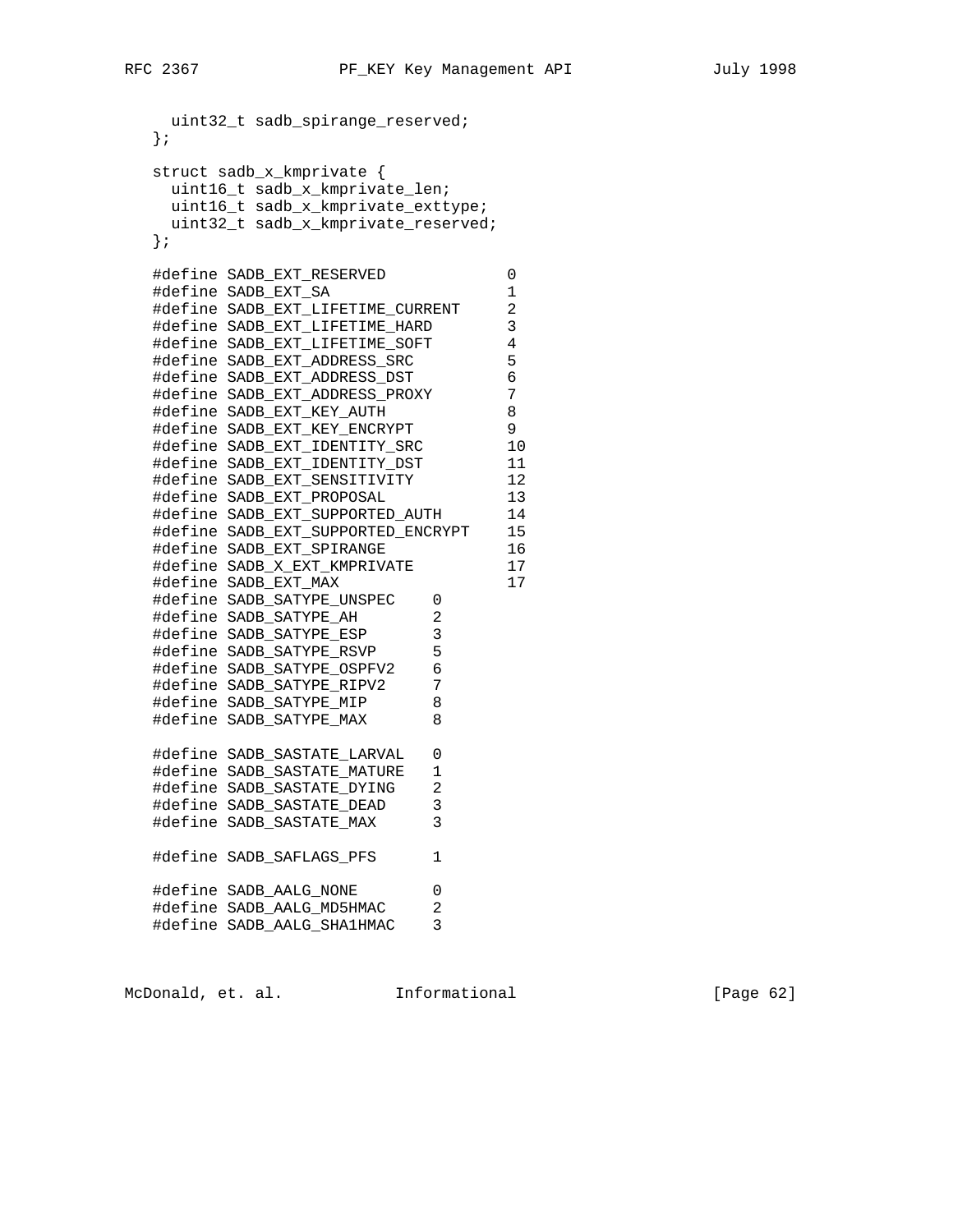```
     uint32_t sadb_spirange_reserved;
   };

   struct sadb_x_kmprivate {
     uint16_t sadb_x_kmprivate_len;
     uint16_t sadb_x_kmprivate_exttype;
     uint32_t sadb_x_kmprivate_reserved;
   };

   #define SADB_EXT_RESERVED             0
   #define SADB_EXT_SA                   1
   #define SADB_EXT_LIFETIME_CURRENT     2
   #define SADB_EXT_LIFETIME_HARD        3
   #define SADB_EXT_LIFETIME_SOFT        4
   #define SADB_EXT_ADDRESS_SRC          5
   #define SADB_EXT_ADDRESS_DST          6
   #define SADB_EXT_ADDRESS_PROXY        7
   #define SADB_EXT_KEY_AUTH             8
   #define SADB_EXT_KEY_ENCRYPT          9
   #define SADB_EXT_IDENTITY_SRC         10
   #define SADB_EXT_IDENTITY_DST         11
   #define SADB_EXT_SENSITIVITY          12
   #define SADB_EXT_PROPOSAL             13
   #define SADB_EXT_SUPPORTED_AUTH       14
   #define SADB_EXT_SUPPORTED_ENCRYPT    15
   #define SADB_EXT_SPIRANGE             16
   #define SADB_X_EXT_KMPRIVATE          17
   #define SADB_EXT_MAX                  17
   #define SADB_SATYPE_UNSPEC    0
   #define SADB_SATYPE_AH        2
   #define SADB_SATYPE_ESP       3
   #define SADB_SATYPE_RSVP      5
   #define SADB_SATYPE_OSPFV2    6
   #define SADB_SATYPE_RIPV2     7
   #define SADB_SATYPE_MIP       8
   #define SADB_SATYPE_MAX       8

   #define SADB_SASTATE_LARVAL   0
   #define SADB_SASTATE_MATURE   1
   #define SADB_SASTATE_DYING    2
   #define SADB_SASTATE_DEAD     3
   #define SADB_SASTATE_MAX      3

   #define SADB_SAFLAGS_PFS      1

   #define SADB_AALG_NONE        0
   #define SADB_AALG_MD5HMAC     2
   #define SADB_AALG_SHA1HMAC    3
```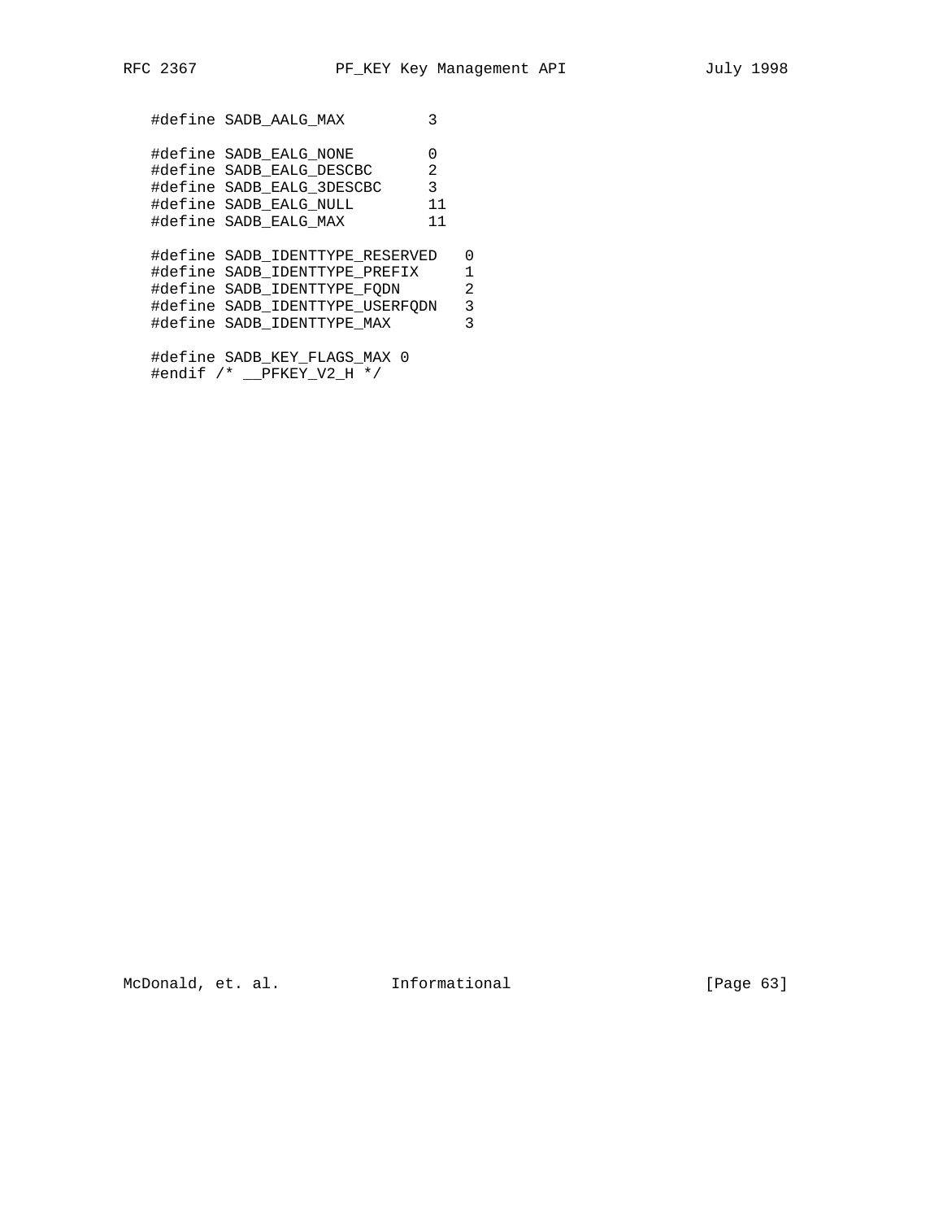```
#define SADB_AALG_MAX         3

#define SADB_EALG_NONE        0
#define SADB_EALG_DESCBC      2
#define SADB_EALG_3DESCBC     3
#define SADB_EALG_NULL        11
#define SADB_EALG_MAX         11

#define SADB_IDENTTYPE_RESERVED   0
#define SADB_IDENTTYPE_PREFIX     1
#define SADB_IDENTTYPE_FQDN       2
#define SADB_IDENTTYPE_USERFQDN   3
#define SADB_IDENTTYPE_MAX        3

#define SADB_KEY_FLAGS_MAX 0
#endif /* __PFKEY_V2_H */
```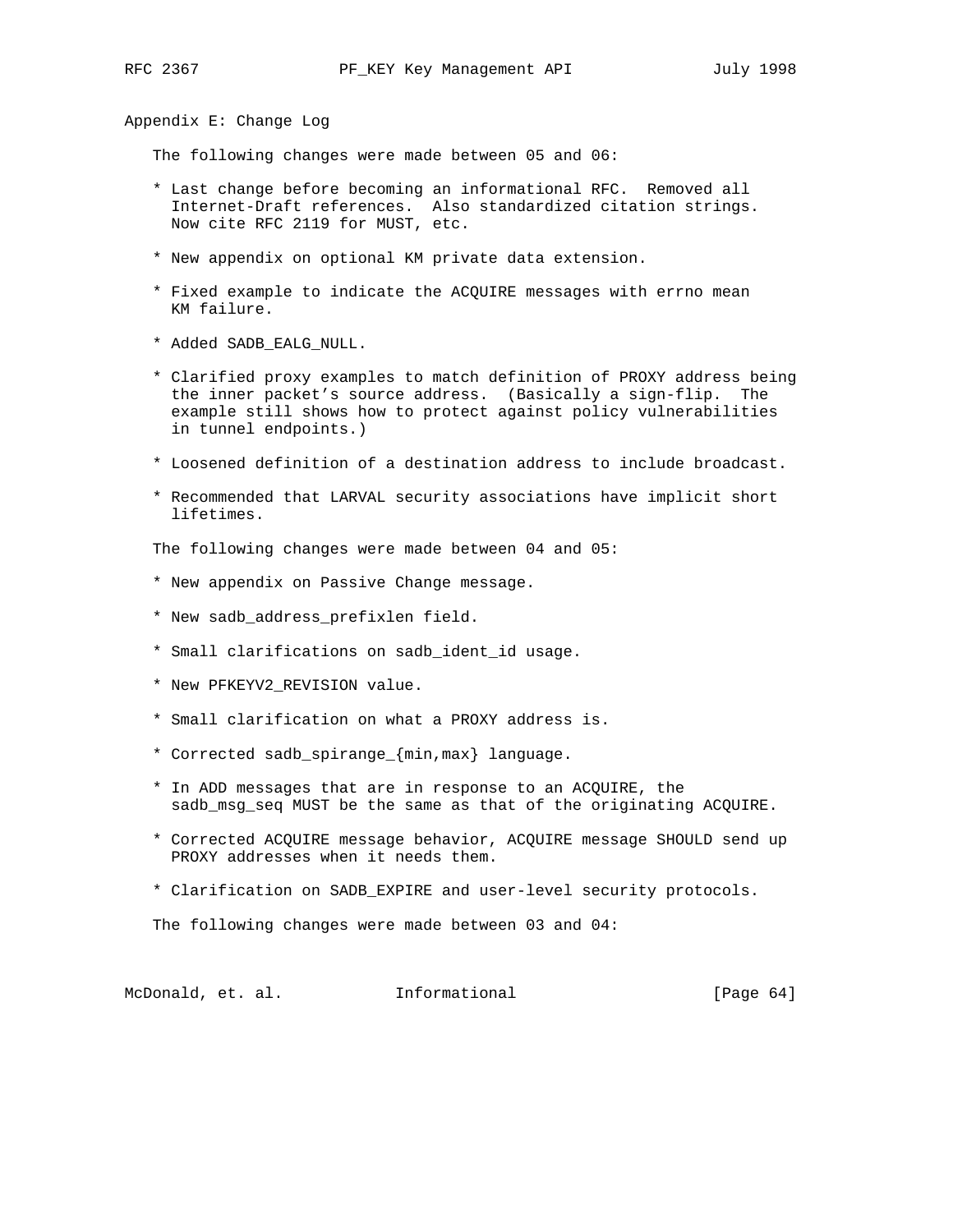## Appendix E: Change Log

The following changes were made between 05 and 06:

* Last change before becoming an informational RFC. Removed all Internet-Draft references. Also standardized citation strings. Now cite RFC 2119 for MUST, etc.

* New appendix on optional KM private data extension.

* Fixed example to indicate the ACQUIRE messages with errno mean KM failure.

* Added SADB_EALG_NULL.

* Clarified proxy examples to match definition of PROXY address being the inner packet's source address. (Basically a sign-flip. The example still shows how to protect against policy vulnerabilities in tunnel endpoints.)

* Loosened definition of a destination address to include broadcast.

* Recommended that LARVAL security associations have implicit short lifetimes.

The following changes were made between 04 and 05:

* New appendix on Passive Change message.

* New sadb_address_prefixlen field.

* Small clarifications on sadb_ident_id usage.

* New PFKEYV2_REVISION value.

* Small clarification on what a PROXY address is.

* Corrected sadb_spirange_{min,max} language.

* In ADD messages that are in response to an ACQUIRE, the sadb_msg_seq MUST be the same as that of the originating ACQUIRE.

* Corrected ACQUIRE message behavior, ACQUIRE message SHOULD send up PROXY addresses when it needs them.

* Clarification on SADB_EXPIRE and user-level security protocols.

The following changes were made between 03 and 04: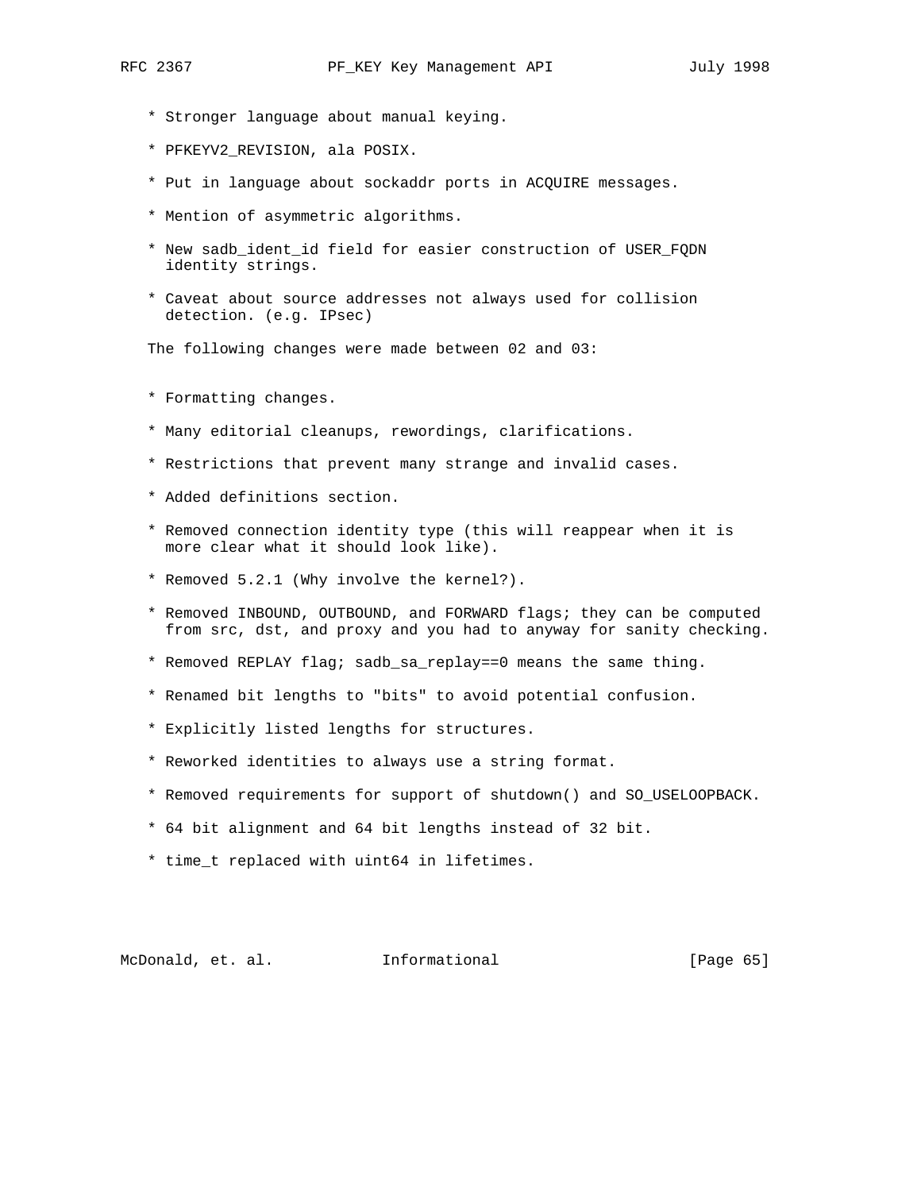* Stronger language about manual keying.

* PFKEYV2_REVISION, ala POSIX.

* Put in language about sockaddr ports in ACQUIRE messages.

* Mention of asymmetric algorithms.

* New sadb_ident_id field for easier construction of USER_FQDN identity strings.

* Caveat about source addresses not always used for collision detection. (e.g. IPsec)

The following changes were made between 02 and 03:

* Formatting changes.

* Many editorial cleanups, rewordings, clarifications.

* Restrictions that prevent many strange and invalid cases.

* Added definitions section.

* Removed connection identity type (this will reappear when it is more clear what it should look like).

* Removed 5.2.1 (Why involve the kernel?).

* Removed INBOUND, OUTBOUND, and FORWARD flags; they can be computed from src, dst, and proxy and you had to anyway for sanity checking.

* Removed REPLAY flag; sadb_sa_replay==0 means the same thing.

* Renamed bit lengths to "bits" to avoid potential confusion.

* Explicitly listed lengths for structures.

* Reworked identities to always use a string format.

* Removed requirements for support of shutdown() and SO_USELOOPBACK.

* 64 bit alignment and 64 bit lengths instead of 32 bit.

* time_t replaced with uint64 in lifetimes.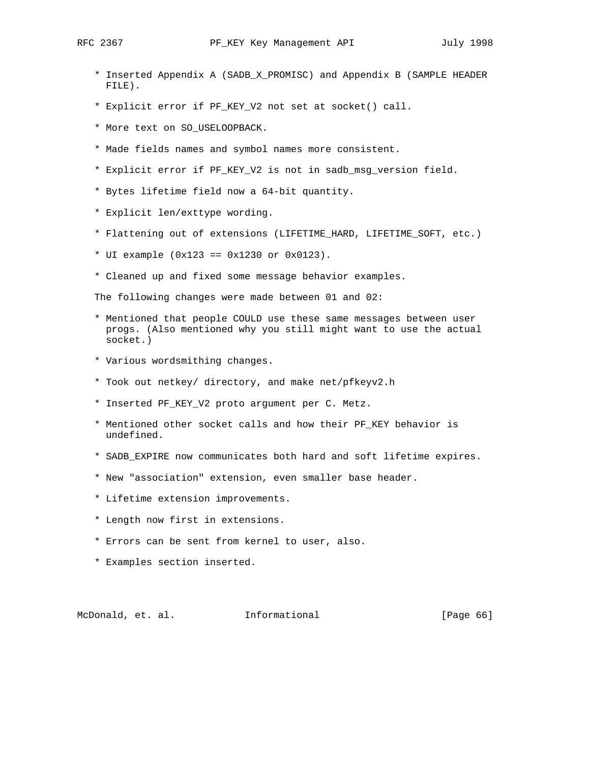* Inserted Appendix A (SADB_X_PROMISC) and Appendix B (SAMPLE HEADER FILE).

* Explicit error if PF_KEY_V2 not set at socket() call.

* More text on SO_USELOOPBACK.

* Made fields names and symbol names more consistent.

* Explicit error if PF_KEY_V2 is not in sadb_msg_version field.

* Bytes lifetime field now a 64-bit quantity.

* Explicit len/exttype wording.

* Flattening out of extensions (LIFETIME_HARD, LIFETIME_SOFT, etc.)

* UI example (0x123 == 0x1230 or 0x0123).

* Cleaned up and fixed some message behavior examples.

The following changes were made between 01 and 02:

* Mentioned that people COULD use these same messages between user progs. (Also mentioned why you still might want to use the actual socket.)

* Various wordsmithing changes.

* Took out netkey/ directory, and make net/pfkeyv2.h

* Inserted PF_KEY_V2 proto argument per C. Metz.

* Mentioned other socket calls and how their PF_KEY behavior is undefined.

* SADB_EXPIRE now communicates both hard and soft lifetime expires.

* New "association" extension, even smaller base header.

* Lifetime extension improvements.

* Length now first in extensions.

* Errors can be sent from kernel to user, also.

* Examples section inserted.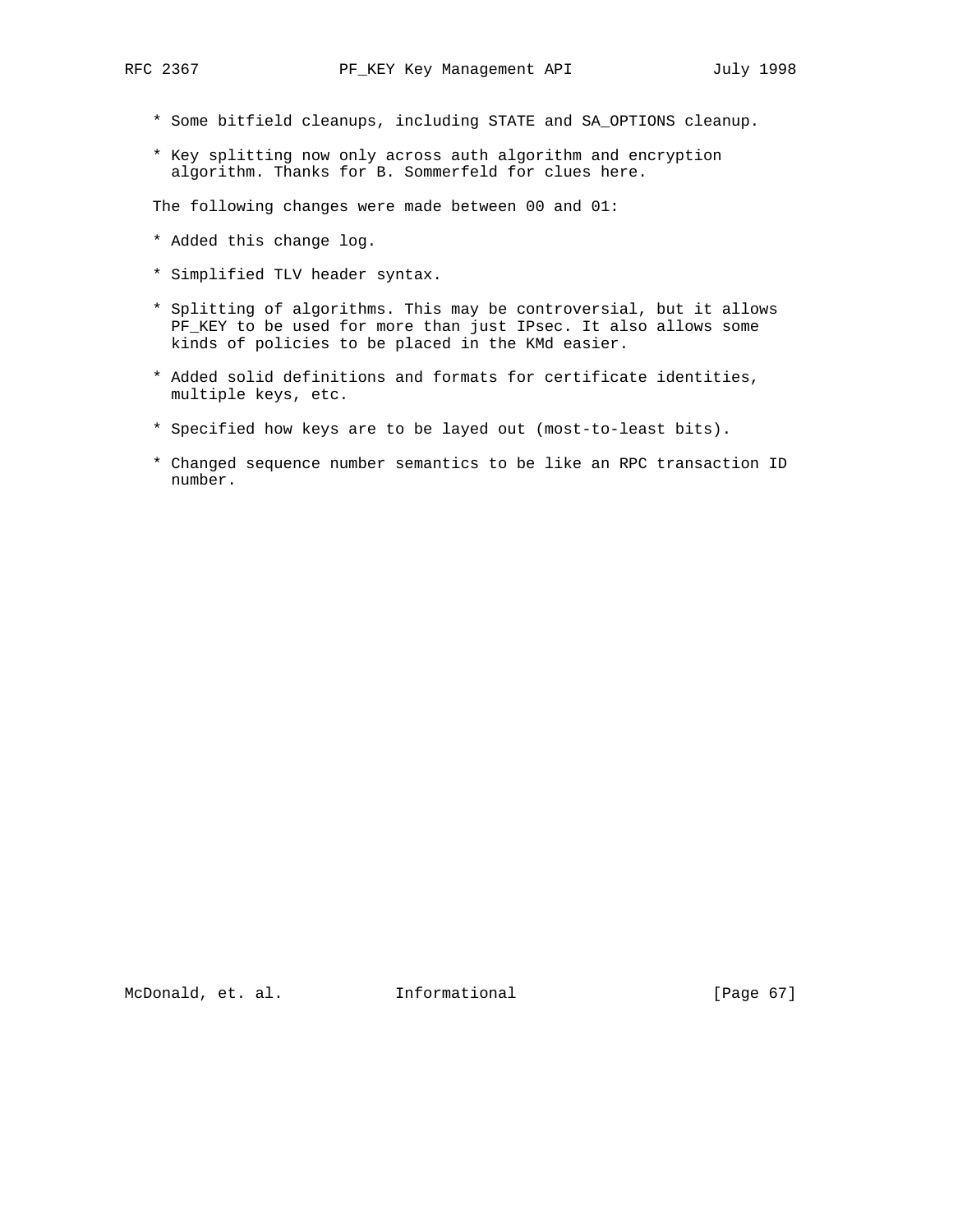* Some bitfield cleanups, including STATE and SA_OPTIONS cleanup.

* Key splitting now only across auth algorithm and encryption algorithm. Thanks for B. Sommerfeld for clues here.

The following changes were made between 00 and 01:

* Added this change log.

* Simplified TLV header syntax.

* Splitting of algorithms. This may be controversial, but it allows PF_KEY to be used for more than just IPsec. It also allows some kinds of policies to be placed in the KMd easier.

* Added solid definitions and formats for certificate identities, multiple keys, etc.

* Specified how keys are to be layed out (most-to-least bits).

* Changed sequence number semantics to be like an RPC transaction ID number.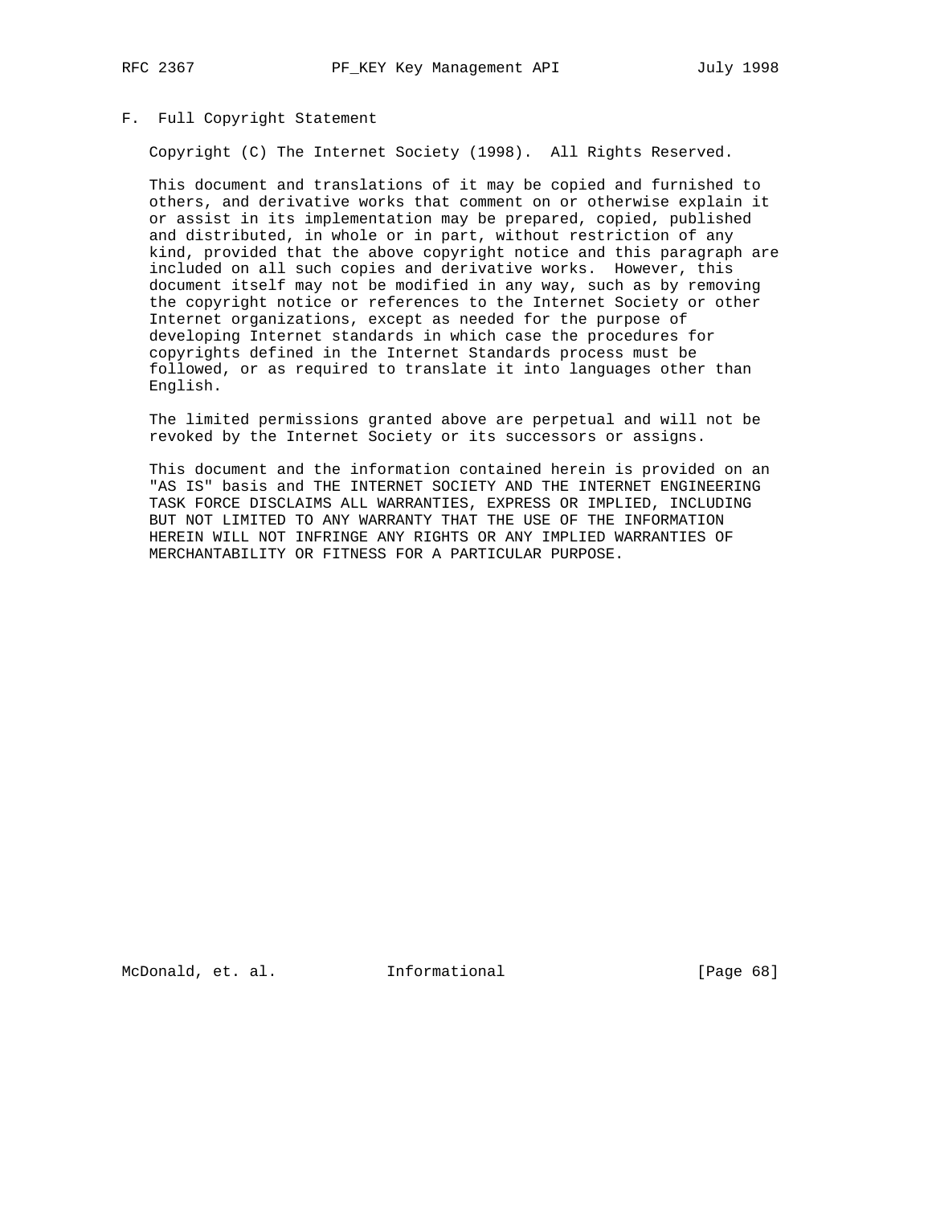## F. Full Copyright Statement

Copyright (C) The Internet Society (1998). All Rights Reserved.

This document and translations of it may be copied and furnished to others, and derivative works that comment on or otherwise explain it or assist in its implementation may be prepared, copied, published and distributed, in whole or in part, without restriction of any kind, provided that the above copyright notice and this paragraph are included on all such copies and derivative works. However, this document itself may not be modified in any way, such as by removing the copyright notice or references to the Internet Society or other Internet organizations, except as needed for the purpose of developing Internet standards in which case the procedures for copyrights defined in the Internet Standards process must be followed, or as required to translate it into languages other than English.

The limited permissions granted above are perpetual and will not be revoked by the Internet Society or its successors or assigns.

This document and the information contained herein is provided on an "AS IS" basis and THE INTERNET SOCIETY AND THE INTERNET ENGINEERING TASK FORCE DISCLAIMS ALL WARRANTIES, EXPRESS OR IMPLIED, INCLUDING BUT NOT LIMITED TO ANY WARRANTY THAT THE USE OF THE INFORMATION HEREIN WILL NOT INFRINGE ANY RIGHTS OR ANY IMPLIED WARRANTIES OF MERCHANTABILITY OR FITNESS FOR A PARTICULAR PURPOSE.